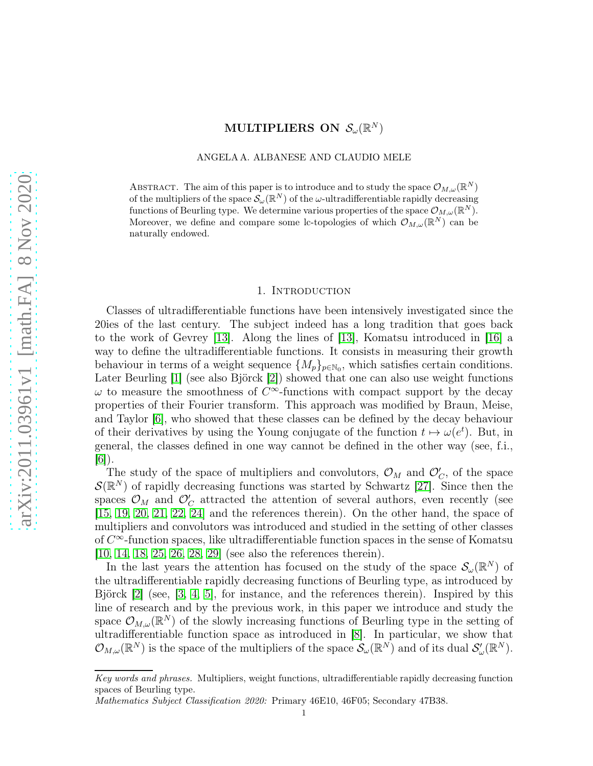# MULTIPLIERS ON $\mathcal{S}_\omega(\mathbb{R}^N)$

ANGELA A. ALBANESE AND CLAUDIO MELE

Abstract. The aim of this paper is to introduce and to study the space $\mathcal{O}_{M,\omega}(\mathbb{R}^N)$ of the multipliers of the space $\mathcal{S}_\omega(\mathbb{R}^N)$ of the $\omega$-ultradifferentiable rapidly decreasing functions of Beurling type. We determine various properties of the space $\mathcal{O}_{M,\omega}(\mathbb{R}^N)$. Moreover, we define and compare some lc-topologies of which $\mathcal{O}_{M,\omega}(\mathbb{R}^N)$ can be naturally endowed.

## 1. Introduction

Classes of ultradifferentiable functions have been intensively investigated since the 20ies of the last century. The subject indeed has a long tradition that goes back to the work of Gevrey [13]. Along the lines of [13], Komatsu introduced in [16] a way to define the ultradifferentiable functions. It consists in measuring their growth behaviour in terms of a weight sequence $\{M_p\}_{p\in\mathbb{N}_0}$, which satisfies certain conditions. Later Beurling [1] (see also Björck [2]) showed that one can also use weight functions $\omega$ to measure the smoothness of $C^\infty$-functions with compact support by the decay properties of their Fourier transform. This approach was modified by Braun, Meise, and Taylor [6], who showed that these classes can be defined by the decay behaviour of their derivatives by using the Young conjugate of the function $t \mapsto \omega(e^t)$. But, in general, the classes defined in one way cannot be defined in the other way (see, f.i., [6]).

The study of the space of multipliers and convolutors, $\mathcal{O}_M$ and $\mathcal{O}'_C$, of the space $\mathcal{S}(\mathbb{R}^N)$ of rapidly decreasing functions was started by Schwartz [27]. Since then the spaces $\mathcal{O}_M$ and $\mathcal{O}'_C$ attracted the attention of several authors, even recently (see [15, 19, 20, 21, 22, 24] and the references therein). On the other hand, the space of multipliers and convolutors was introduced and studied in the setting of other classes of $C^\infty$-function spaces, like ultradifferentiable function spaces in the sense of Komatsu [10, 14, 18, 25, 26, 28, 29] (see also the references therein).

In the last years the attention has focused on the study of the space $\mathcal{S}_\omega(\mathbb{R}^N)$ of the ultradifferentiable rapidly decreasing functions of Beurling type, as introduced by Björck [2] (see, [3, 4, 5], for instance, and the references therein). Inspired by this line of research and by the previous work, in this paper we introduce and study the space $\mathcal{O}_{M,\omega}(\mathbb{R}^N)$ of the slowly increasing functions of Beurling type in the setting of ultradifferentiable function space as introduced in [8]. In particular, we show that $\mathcal{O}_{M,\omega}(\mathbb{R}^N)$ is the space of the multipliers of the space $\mathcal{S}_\omega(\mathbb{R}^N)$ and of its dual $\mathcal{S}'_\omega(\mathbb{R}^N)$.

*Key words and phrases.* Multipliers, weight functions, ultradifferentiable rapidly decreasing function spaces of Beurling type.

*Mathematics Subject Classification 2020:* Primary 46E10, 46F05; Secondary 47B38.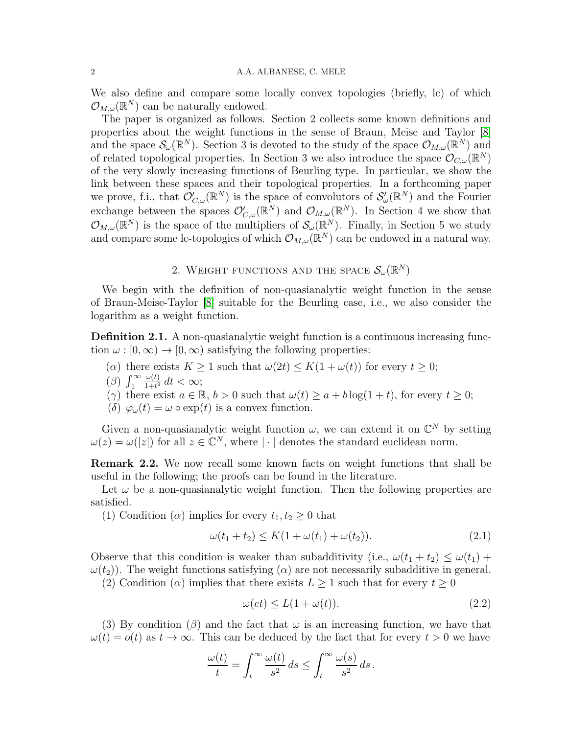We also define and compare some locally convex topologies (briefly, lc) of which $\mathcal{O}_{M,\omega}(\mathbb{R}^N)$ can be naturally endowed.

The paper is organized as follows. Section 2 collects some known definitions and properties about the weight functions in the sense of Braun, Meise and Taylor [8] and the space $\mathcal{S}_\omega(\mathbb{R}^N)$. Section 3 is devoted to the study of the space $\mathcal{O}_{M,\omega}(\mathbb{R}^N)$ and of related topological properties. In Section 3 we also introduce the space $\mathcal{O}_{C,\omega}(\mathbb{R}^N)$ of the very slowly increasing functions of Beurling type. In particular, we show the link between these spaces and their topological properties. In a forthcoming paper we prove, f.i., that $\mathcal{O}'_{C,\omega}(\mathbb{R}^N)$ is the space of convolutors of $\mathcal{S}'_\omega(\mathbb{R}^N)$ and the Fourier exchange between the spaces $\mathcal{O}'_{C,\omega}(\mathbb{R}^N)$ and $\mathcal{O}_{M,\omega}(\mathbb{R}^N)$. In Section 4 we show that $\mathcal{O}_{M,\omega}(\mathbb{R}^N)$ is the space of the multipliers of $\mathcal{S}_\omega(\mathbb{R}^N)$. Finally, in Section 5 we study and compare some lc-topologies of which $\mathcal{O}_{M,\omega}(\mathbb{R}^N)$ can be endowed in a natural way.

## 2. Weight functions and the space $\mathcal{S}_\omega(\mathbb{R}^N)$

We begin with the definition of non-quasianalytic weight function in the sense of Braun-Meise-Taylor [8] suitable for the Beurling case, i.e., we also consider the logarithm as a weight function.

**Definition 2.1.** A non-quasianalytic weight function is a continuous increasing function $\omega : [0,\infty) \to [0,\infty)$ satisfying the following properties:

($\alpha$) there exists $K \geq 1$ such that $\omega(2t) \leq K(1+\omega(t))$ for every $t \geq 0$;

($\beta$) $\int_1^\infty \frac{\omega(t)}{1+t^2}\,dt < \infty$;

($\gamma$) there exist $a \in \mathbb{R}$, $b > 0$ such that $\omega(t) \geq a + b\log(1+t)$, for every $t \geq 0$;

($\delta$) $\varphi_\omega(t) = \omega \circ \exp(t)$ is a convex function.

Given a non-quasianalytic weight function $\omega$, we can extend it on $\mathbb{C}^N$ by setting $\omega(z) = \omega(|z|)$ for all $z \in \mathbb{C}^N$, where $|\cdot|$ denotes the standard euclidean norm.

**Remark 2.2.** We now recall some known facts on weight functions that shall be useful in the following; the proofs can be found in the literature.

Let $\omega$ be a non-quasianalytic weight function. Then the following properties are satisfied.

(1) Condition ($\alpha$) implies for every $t_1, t_2 \geq 0$ that

$$\omega(t_1 + t_2) \leq K(1 + \omega(t_1) + \omega(t_2)). \tag{2.1}$$

Observe that this condition is weaker than subadditivity (i.e., $\omega(t_1+t_2) \leq \omega(t_1) + \omega(t_2)$). The weight functions satisfying ($\alpha$) are not necessarily subadditive in general.

(2) Condition ($\alpha$) implies that there exists $L \geq 1$ such that for every $t \geq 0$

$$\omega(et) \leq L(1 + \omega(t)). \tag{2.2}$$

(3) By condition ($\beta$) and the fact that $\omega$ is an increasing function, we have that $\omega(t) = o(t)$ as $t \to \infty$. This can be deduced by the fact that for every $t > 0$ we have

$$\frac{\omega(t)}{t} = \int_t^\infty \frac{\omega(t)}{s^2}\,ds \leq \int_t^\infty \frac{\omega(s)}{s^2}\,ds\,.$$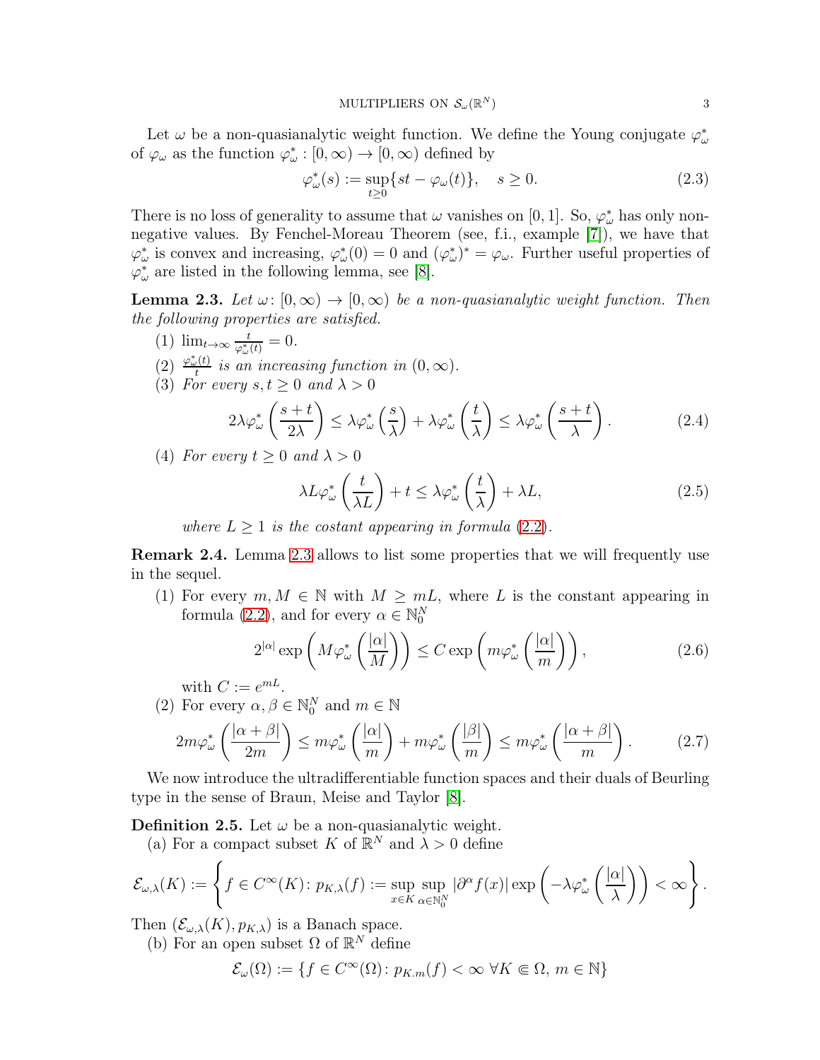Let $\omega$ be a non-quasianalytic weight function. We define the Young conjugate $\varphi^*_\omega$ of $\varphi_\omega$ as the function $\varphi^*_\omega : [0,\infty) \to [0,\infty)$ defined by

$$\varphi^*_\omega(s) := \sup_{t\geq 0}\{st - \varphi_\omega(t)\}, \quad s \geq 0. \tag{2.3}$$

There is no loss of generality to assume that $\omega$ vanishes on $[0,1]$. So, $\varphi^*_\omega$ has only non-negative values. By Fenchel-Moreau Theorem (see, f.i., example [7]), we have that $\varphi^*_\omega$ is convex and increasing, $\varphi^*_\omega(0) = 0$ and $(\varphi^*_\omega)^* = \varphi_\omega$. Further useful properties of $\varphi^*_\omega$ are listed in the following lemma, see [8].

**Lemma 2.3.** *Let $\omega \colon [0,\infty) \to [0,\infty)$ be a non-quasianalytic weight function. Then the following properties are satisfied.*

(1) $\lim_{t\to\infty} \frac{t}{\varphi^*_\omega(t)} = 0$.

(2) $\frac{\varphi^*_\omega(t)}{t}$ *is an increasing function in $(0,\infty)$.*

(3) *For every $s, t \geq 0$ and $\lambda > 0$*

$$2\lambda\varphi^*_\omega\left(\frac{s+t}{2\lambda}\right) \leq \lambda\varphi^*_\omega\left(\frac{s}{\lambda}\right) + \lambda\varphi^*_\omega\left(\frac{t}{\lambda}\right) \leq \lambda\varphi^*_\omega\left(\frac{s+t}{\lambda}\right). \tag{2.4}$$

(4) *For every $t \geq 0$ and $\lambda > 0$*

$$\lambda L\varphi^*_\omega\left(\frac{t}{\lambda L}\right) + t \leq \lambda\varphi^*_\omega\left(\frac{t}{\lambda}\right) + \lambda L, \tag{2.5}$$

*where $L \geq 1$ is the costant appearing in formula (2.2).*

**Remark 2.4.** Lemma 2.3 allows to list some properties that we will frequently use in the sequel.

(1) For every $m, M \in \mathbb{N}$ with $M \geq mL$, where $L$ is the constant appearing in formula (2.2), and for every $\alpha \in \mathbb{N}_0^N$

$$2^{|\alpha|}\exp\left(M\varphi^*_\omega\left(\frac{|\alpha|}{M}\right)\right) \leq C\exp\left(m\varphi^*_\omega\left(\frac{|\alpha|}{m}\right)\right), \tag{2.6}$$

with $C := e^{mL}$.

(2) For every $\alpha, \beta \in \mathbb{N}_0^N$ and $m \in \mathbb{N}$

$$2m\varphi^*_\omega\left(\frac{|\alpha+\beta|}{2m}\right) \leq m\varphi^*_\omega\left(\frac{|\alpha|}{m}\right) + m\varphi^*_\omega\left(\frac{|\beta|}{m}\right) \leq m\varphi^*_\omega\left(\frac{|\alpha+\beta|}{m}\right). \tag{2.7}$$

We now introduce the ultradifferentiable function spaces and their duals of Beurling type in the sense of Braun, Meise and Taylor [8].

**Definition 2.5.** Let $\omega$ be a non-quasianalytic weight.

(a) For a compact subset $K$ of $\mathbb{R}^N$ and $\lambda > 0$ define

$$\mathcal{E}_{\omega,\lambda}(K) := \left\{ f \in C^\infty(K) \colon p_{K,\lambda}(f) := \sup_{x\in K}\sup_{\alpha\in\mathbb{N}_0^N} |\partial^\alpha f(x)|\exp\left(-\lambda\varphi^*_\omega\left(\frac{|\alpha|}{\lambda}\right)\right) < \infty \right\}.$$

Then $(\mathcal{E}_{\omega,\lambda}(K), p_{K,\lambda})$ is a Banach space.

(b) For an open subset $\Omega$ of $\mathbb{R}^N$ define

$$\mathcal{E}_\omega(\Omega) := \{f \in C^\infty(\Omega) \colon p_{K,m}(f) < \infty \ \forall K \Subset \Omega,\ m \in \mathbb{N}\}$$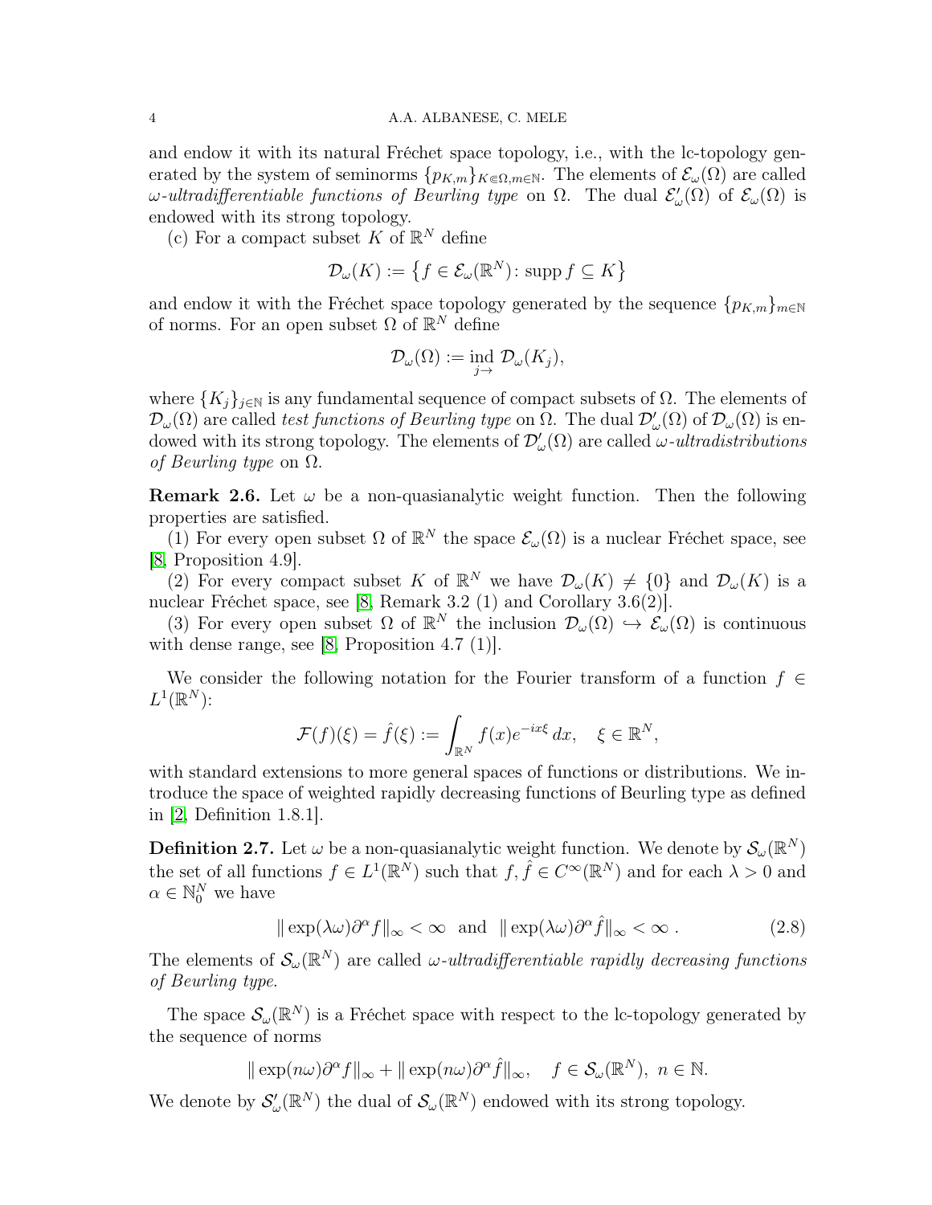and endow it with its natural Fréchet space topology, i.e., with the lc-topology generated by the system of seminorms $\{p_{K,m}\}_{K\Subset\Omega, m\in\mathbb{N}}$. The elements of $\mathcal{E}_\omega(\Omega)$ are called *ω-ultradifferentiable functions of Beurling type* on $\Omega$. The dual $\mathcal{E}'_\omega(\Omega)$ of $\mathcal{E}_\omega(\Omega)$ is endowed with its strong topology.

(c) For a compact subset $K$ of $\mathbb{R}^N$ define

$$\mathcal{D}_\omega(K) := \left\{ f \in \mathcal{E}_\omega(\mathbb{R}^N) \colon \operatorname{supp} f \subseteq K \right\}$$

and endow it with the Fréchet space topology generated by the sequence $\{p_{K,m}\}_{m\in\mathbb{N}}$ of norms. For an open subset $\Omega$ of $\mathbb{R}^N$ define

$$\mathcal{D}_\omega(\Omega) := \operatorname*{ind}_{j\to} \mathcal{D}_\omega(K_j),$$

where $\{K_j\}_{j\in\mathbb{N}}$ is any fundamental sequence of compact subsets of $\Omega$. The elements of $\mathcal{D}_\omega(\Omega)$ are called *test functions of Beurling type* on $\Omega$. The dual $\mathcal{D}'_\omega(\Omega)$ of $\mathcal{D}_\omega(\Omega)$ is endowed with its strong topology. The elements of $\mathcal{D}'_\omega(\Omega)$ are called *ω-ultradistributions of Beurling type* on $\Omega$.

**Remark 2.6.** Let $\omega$ be a non-quasianalytic weight function. Then the following properties are satisfied.

(1) For every open subset $\Omega$ of $\mathbb{R}^N$ the space $\mathcal{E}_\omega(\Omega)$ is a nuclear Fréchet space, see [8, Proposition 4.9].

(2) For every compact subset $K$ of $\mathbb{R}^N$ we have $\mathcal{D}_\omega(K) \neq \{0\}$ and $\mathcal{D}_\omega(K)$ is a nuclear Fréchet space, see [8, Remark 3.2 (1) and Corollary 3.6(2)].

(3) For every open subset $\Omega$ of $\mathbb{R}^N$ the inclusion $\mathcal{D}_\omega(\Omega) \hookrightarrow \mathcal{E}_\omega(\Omega)$ is continuous with dense range, see [8, Proposition 4.7 (1)].

We consider the following notation for the Fourier transform of a function $f \in L^1(\mathbb{R}^N)$:

$$\mathcal{F}(f)(\xi) = \hat{f}(\xi) := \int_{\mathbb{R}^N} f(x)e^{-ix\xi}\, dx, \quad \xi \in \mathbb{R}^N,$$

with standard extensions to more general spaces of functions or distributions. We introduce the space of weighted rapidly decreasing functions of Beurling type as defined in [2, Definition 1.8.1].

**Definition 2.7.** Let $\omega$ be a non-quasianalytic weight function. We denote by $\mathcal{S}_\omega(\mathbb{R}^N)$ the set of all functions $f \in L^1(\mathbb{R}^N)$ such that $f, \hat{f} \in C^\infty(\mathbb{R}^N)$ and for each $\lambda > 0$ and $\alpha \in \mathbb{N}_0^N$ we have

$$\|\exp(\lambda\omega)\partial^\alpha f\|_\infty < \infty \quad \text{and} \quad \|\exp(\lambda\omega)\partial^\alpha \hat{f}\|_\infty < \infty\,. \tag{2.8}$$

The elements of $\mathcal{S}_\omega(\mathbb{R}^N)$ are called *ω-ultradifferentiable rapidly decreasing functions of Beurling type*.

The space $\mathcal{S}_\omega(\mathbb{R}^N)$ is a Fréchet space with respect to the lc-topology generated by the sequence of norms

$$\|\exp(n\omega)\partial^\alpha f\|_\infty + \|\exp(n\omega)\partial^\alpha \hat{f}\|_\infty, \quad f \in \mathcal{S}_\omega(\mathbb{R}^N),\ n \in \mathbb{N}.$$

We denote by $\mathcal{S}'_\omega(\mathbb{R}^N)$ the dual of $\mathcal{S}_\omega(\mathbb{R}^N)$ endowed with its strong topology.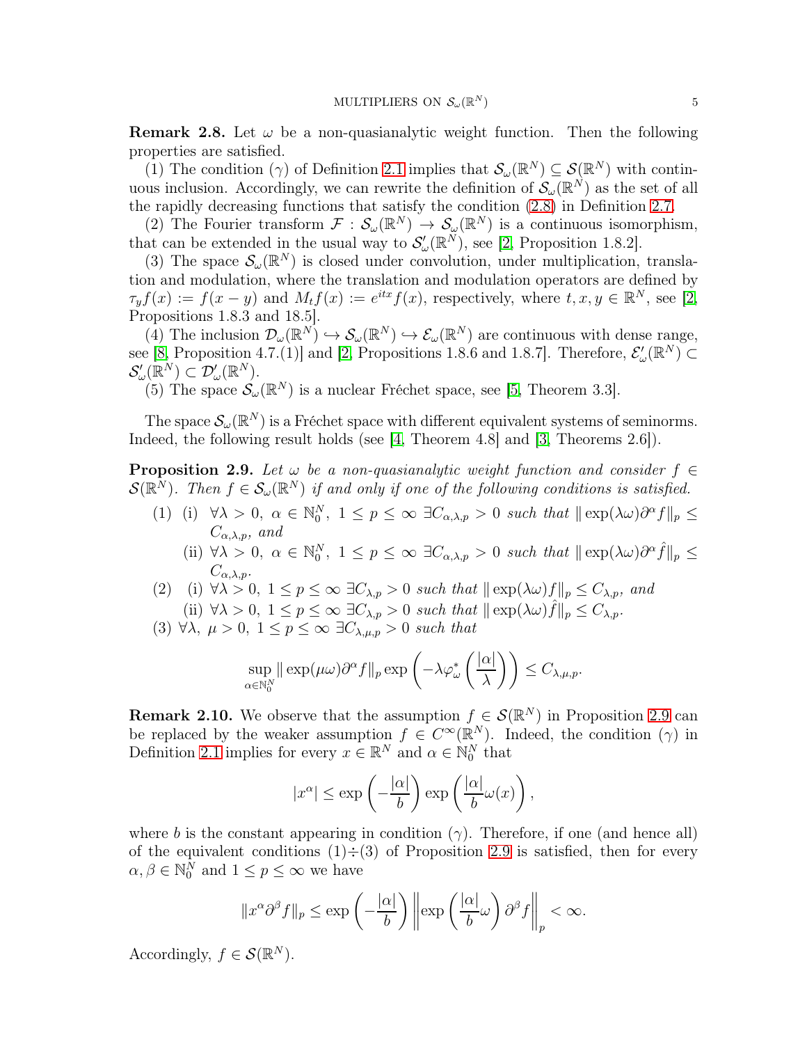**Remark 2.8.** Let $\omega$ be a non-quasianalytic weight function. Then the following properties are satisfied.

(1) The condition $(\gamma)$ of Definition 2.1 implies that $\mathcal{S}_\omega(\mathbb{R}^N) \subseteq \mathcal{S}(\mathbb{R}^N)$ with continuous inclusion. Accordingly, we can rewrite the definition of $\mathcal{S}_\omega(\mathbb{R}^N)$ as the set of all the rapidly decreasing functions that satisfy the condition (2.8) in Definition 2.7.

(2) The Fourier transform $\mathcal{F} : \mathcal{S}_\omega(\mathbb{R}^N) \to \mathcal{S}_\omega(\mathbb{R}^N)$ is a continuous isomorphism, that can be extended in the usual way to $\mathcal{S}'_\omega(\mathbb{R}^N)$, see [2, Proposition 1.8.2].

(3) The space $\mathcal{S}_\omega(\mathbb{R}^N)$ is closed under convolution, under multiplication, translation and modulation, where the translation and modulation operators are defined by $\tau_y f(x) := f(x-y)$ and $M_t f(x) := e^{itx} f(x)$, respectively, where $t, x, y \in \mathbb{R}^N$, see [2, Propositions 1.8.3 and 18.5].

(4) The inclusion $\mathcal{D}_\omega(\mathbb{R}^N) \hookrightarrow \mathcal{S}_\omega(\mathbb{R}^N) \hookrightarrow \mathcal{E}_\omega(\mathbb{R}^N)$ are continuous with dense range, see [8, Proposition 4.7.(1)] and [2, Propositions 1.8.6 and 1.8.7]. Therefore, $\mathcal{E}'_\omega(\mathbb{R}^N) \subset \mathcal{S}'_\omega(\mathbb{R}^N) \subset \mathcal{D}'_\omega(\mathbb{R}^N)$.

(5) The space $\mathcal{S}_\omega(\mathbb{R}^N)$ is a nuclear Fréchet space, see [5, Theorem 3.3].

The space $\mathcal{S}_\omega(\mathbb{R}^N)$ is a Fréchet space with different equivalent systems of seminorms. Indeed, the following result holds (see [4, Theorem 4.8] and [3, Theorems 2.6]).

**Proposition 2.9.** *Let $\omega$ be a non-quasianalytic weight function and consider $f \in \mathcal{S}(\mathbb{R}^N)$. Then $f \in \mathcal{S}_\omega(\mathbb{R}^N)$ if and only if one of the following conditions is satisfied.*

(1) (i) $\forall \lambda > 0,\ \alpha \in \mathbb{N}_0^N,\ 1 \leq p \leq \infty\ \exists C_{\alpha,\lambda,p} > 0$ *such that* $\|\exp(\lambda\omega)\partial^\alpha f\|_p \leq C_{\alpha,\lambda,p}$*, and*

(ii) $\forall \lambda > 0,\ \alpha \in \mathbb{N}_0^N,\ 1 \leq p \leq \infty\ \exists C_{\alpha,\lambda,p} > 0$ *such that* $\|\exp(\lambda\omega)\partial^\alpha \hat{f}\|_p \leq C_{\alpha,\lambda,p}$.

(2) (i) $\forall \lambda > 0,\ 1 \leq p \leq \infty\ \exists C_{\lambda,p} > 0$ *such that* $\|\exp(\lambda\omega) f\|_p \leq C_{\lambda,p}$*, and*

(ii) $\forall \lambda > 0,\ 1 \leq p \leq \infty\ \exists C_{\lambda,p} > 0$ *such that* $\|\exp(\lambda\omega)\hat{f}\|_p \leq C_{\lambda,p}$.

(3) $\forall \lambda,\ \mu > 0,\ 1 \leq p \leq \infty\ \exists C_{\lambda,\mu,p} > 0$ *such that*

$$\sup_{\alpha \in \mathbb{N}_0^N} \|\exp(\mu\omega)\partial^\alpha f\|_p \exp\left(-\lambda\varphi^*_\omega\left(\frac{|\alpha|}{\lambda}\right)\right) \leq C_{\lambda,\mu,p}.$$

**Remark 2.10.** We observe that the assumption $f \in \mathcal{S}(\mathbb{R}^N)$ in Proposition 2.9 can be replaced by the weaker assumption $f \in C^\infty(\mathbb{R}^N)$. Indeed, the condition $(\gamma)$ in Definition 2.1 implies for every $x \in \mathbb{R}^N$ and $\alpha \in \mathbb{N}_0^N$ that

$$|x^\alpha| \leq \exp\left(-\frac{|\alpha|}{b}\right)\exp\left(\frac{|\alpha|}{b}\omega(x)\right),$$

where $b$ is the constant appearing in condition $(\gamma)$. Therefore, if one (and hence all) of the equivalent conditions (1)÷(3) of Proposition 2.9 is satisfied, then for every $\alpha, \beta \in \mathbb{N}_0^N$ and $1 \leq p \leq \infty$ we have

$$\|x^\alpha \partial^\beta f\|_p \leq \exp\left(-\frac{|\alpha|}{b}\right)\left\|\exp\left(\frac{|\alpha|}{b}\omega\right)\partial^\beta f\right\|_p < \infty.$$

Accordingly, $f \in \mathcal{S}(\mathbb{R}^N)$.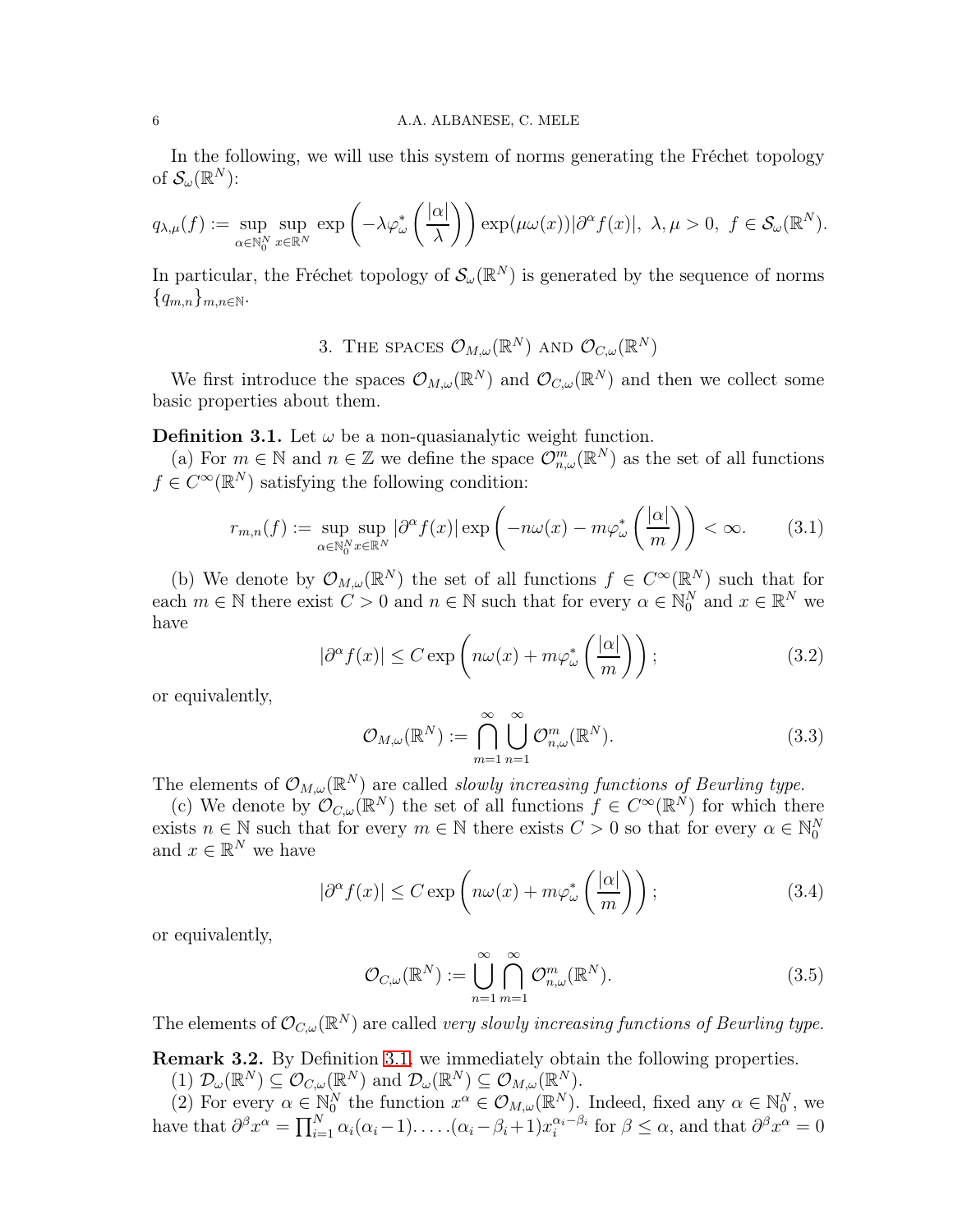In the following, we will use this system of norms generating the Fréchet topology of $\mathcal{S}_\omega(\mathbb{R}^N)$:

$$q_{\lambda,\mu}(f) := \sup_{\alpha\in\mathbb{N}_0^N}\sup_{x\in\mathbb{R}^N} \exp\left(-\lambda\varphi_\omega^*\left(\frac{|\alpha|}{\lambda}\right)\right)\exp(\mu\omega(x))|\partial^\alpha f(x)|,\ \lambda,\mu>0,\ f\in\mathcal{S}_\omega(\mathbb{R}^N).$$

In particular, the Fréchet topology of $\mathcal{S}_\omega(\mathbb{R}^N)$ is generated by the sequence of norms $\{q_{m,n}\}_{m,n\in\mathbb{N}}$.

## 3. The spaces $\mathcal{O}_{M,\omega}(\mathbb{R}^N)$ and $\mathcal{O}_{C,\omega}(\mathbb{R}^N)$

We first introduce the spaces $\mathcal{O}_{M,\omega}(\mathbb{R}^N)$ and $\mathcal{O}_{C,\omega}(\mathbb{R}^N)$ and then we collect some basic properties about them.

**Definition 3.1.** Let $\omega$ be a non-quasianalytic weight function.

(a) For $m\in\mathbb{N}$ and $n\in\mathbb{Z}$ we define the space $\mathcal{O}^m_{n,\omega}(\mathbb{R}^N)$ as the set of all functions $f\in C^\infty(\mathbb{R}^N)$ satisfying the following condition:

$$r_{m,n}(f) := \sup_{\alpha\in\mathbb{N}_0^N}\sup_{x\in\mathbb{R}^N}|\partial^\alpha f(x)|\exp\left(-n\omega(x)-m\varphi^*_\omega\left(\frac{|\alpha|}{m}\right)\right)<\infty. \tag{3.1}$$

(b) We denote by $\mathcal{O}_{M,\omega}(\mathbb{R}^N)$ the set of all functions $f\in C^\infty(\mathbb{R}^N)$ such that for each $m\in\mathbb{N}$ there exist $C>0$ and $n\in\mathbb{N}$ such that for every $\alpha\in\mathbb{N}_0^N$ and $x\in\mathbb{R}^N$ we have

$$|\partial^\alpha f(x)|\le C\exp\left(n\omega(x)+m\varphi^*_\omega\left(\frac{|\alpha|}{m}\right)\right); \tag{3.2}$$

or equivalently,

$$\mathcal{O}_{M,\omega}(\mathbb{R}^N) := \bigcap_{m=1}^\infty\bigcup_{n=1}^\infty \mathcal{O}^m_{n,\omega}(\mathbb{R}^N). \tag{3.3}$$

The elements of $\mathcal{O}_{M,\omega}(\mathbb{R}^N)$ are called *slowly increasing functions of Beurling type*.

(c) We denote by $\mathcal{O}_{C,\omega}(\mathbb{R}^N)$ the set of all functions $f\in C^\infty(\mathbb{R}^N)$ for which there exists $n\in\mathbb{N}$ such that for every $m\in\mathbb{N}$ there exists $C>0$ so that for every $\alpha\in\mathbb{N}_0^N$ and $x\in\mathbb{R}^N$ we have

$$|\partial^\alpha f(x)|\le C\exp\left(n\omega(x)+m\varphi^*_\omega\left(\frac{|\alpha|}{m}\right)\right); \tag{3.4}$$

or equivalently,

$$\mathcal{O}_{C,\omega}(\mathbb{R}^N) := \bigcup_{n=1}^\infty\bigcap_{m=1}^\infty \mathcal{O}^m_{n,\omega}(\mathbb{R}^N). \tag{3.5}$$

The elements of $\mathcal{O}_{C,\omega}(\mathbb{R}^N)$ are called *very slowly increasing functions of Beurling type*.

**Remark 3.2.** By Definition 3.1, we immediately obtain the following properties.

(1) $\mathcal{D}_\omega(\mathbb{R}^N)\subseteq\mathcal{O}_{C,\omega}(\mathbb{R}^N)$ and $\mathcal{D}_\omega(\mathbb{R}^N)\subseteq\mathcal{O}_{M,\omega}(\mathbb{R}^N)$.

(2) For every $\alpha\in\mathbb{N}_0^N$ the function $x^\alpha\in\mathcal{O}_{M,\omega}(\mathbb{R}^N)$. Indeed, fixed any $\alpha\in\mathbb{N}_0^N$, we have that $\partial^\beta x^\alpha=\prod_{i=1}^N\alpha_i(\alpha_i-1)\cdot\ldots\cdot(\alpha_i-\beta_i+1)x_i^{\alpha_i-\beta_i}$ for $\beta\le\alpha$, and that $\partial^\beta x^\alpha=0$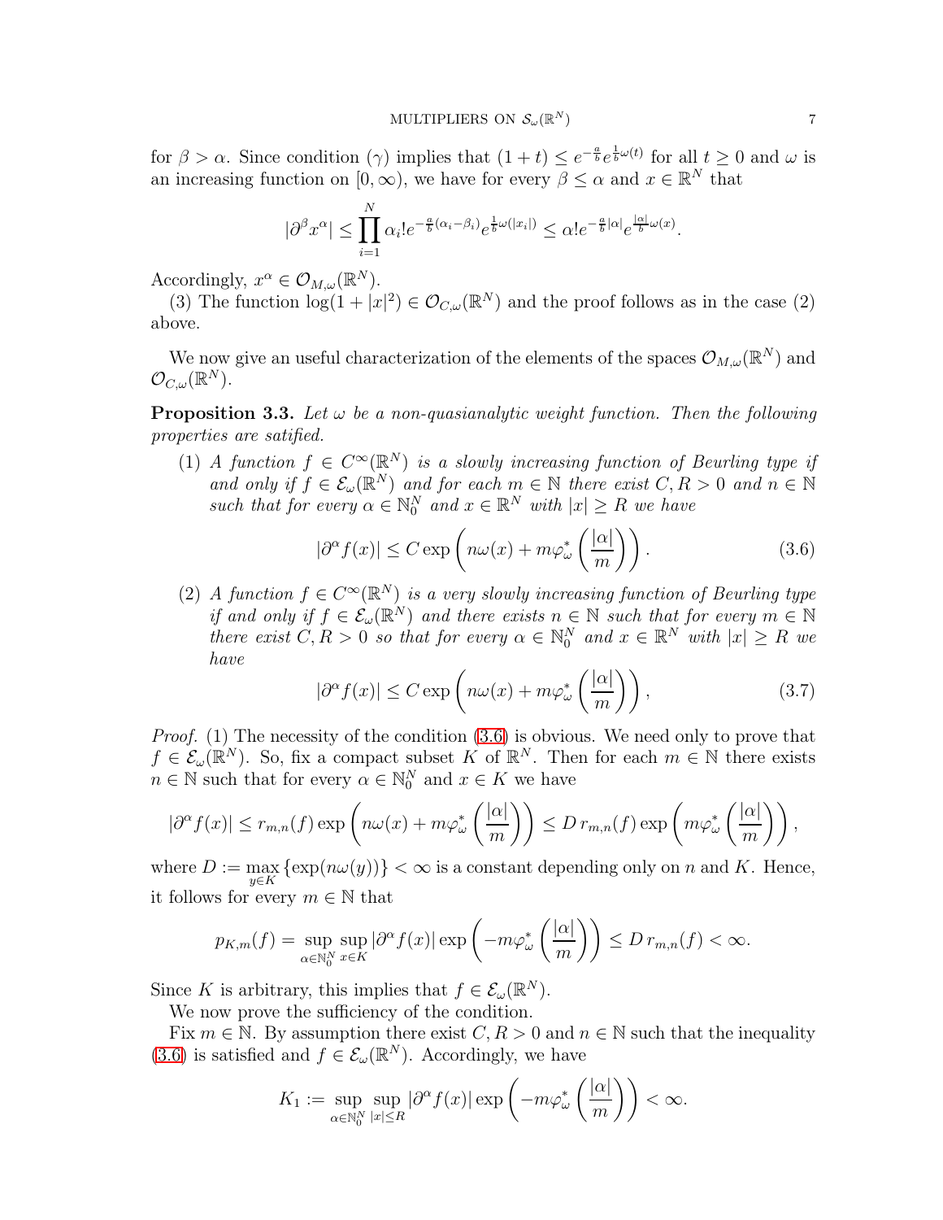for $\beta > \alpha$. Since condition $(\gamma)$ implies that $(1+t) \le e^{-\frac{a}{b}} e^{\frac{1}{b}\omega(t)}$ for all $t \ge 0$ and $\omega$ is an increasing function on $[0, \infty)$, we have for every $\beta \le \alpha$ and $x \in \mathbb{R}^N$ that

$$|\partial^\beta x^\alpha| \le \prod_{i=1}^N \alpha_i! e^{-\frac{a}{b}(\alpha_i - \beta_i)} e^{\frac{1}{b}\omega(|x_i|)} \le \alpha! e^{-\frac{a}{b}|\alpha|} e^{\frac{|\alpha|}{b}\omega(x)}.$$

Accordingly, $x^\alpha \in \mathcal{O}_{M,\omega}(\mathbb{R}^N)$.

(3) The function $\log(1+|x|^2) \in \mathcal{O}_{C,\omega}(\mathbb{R}^N)$ and the proof follows as in the case (2) above.

We now give an useful characterization of the elements of the spaces $\mathcal{O}_{M,\omega}(\mathbb{R}^N)$ and $\mathcal{O}_{C,\omega}(\mathbb{R}^N)$.

**Proposition 3.3.** *Let $\omega$ be a non-quasianalytic weight function. Then the following properties are satified.*

1. *A function $f \in C^\infty(\mathbb{R}^N)$ is a slowly increasing function of Beurling type if and only if $f \in \mathcal{E}_\omega(\mathbb{R}^N)$ and for each $m \in \mathbb{N}$ there exist $C, R > 0$ and $n \in \mathbb{N}$ such that for every $\alpha \in \mathbb{N}_0^N$ and $x \in \mathbb{R}^N$ with $|x| \ge R$ we have*

$$|\partial^\alpha f(x)| \le C \exp\left(n\omega(x) + m\varphi_\omega^*\left(\frac{|\alpha|}{m}\right)\right). \tag{3.6}$$

2. *A function $f \in C^\infty(\mathbb{R}^N)$ is a very slowly increasing function of Beurling type if and only if $f \in \mathcal{E}_\omega(\mathbb{R}^N)$ and there exists $n \in \mathbb{N}$ such that for every $m \in \mathbb{N}$ there exist $C, R > 0$ so that for every $\alpha \in \mathbb{N}_0^N$ and $x \in \mathbb{R}^N$ with $|x| \ge R$ we have*

$$|\partial^\alpha f(x)| \le C \exp\left(n\omega(x) + m\varphi_\omega^*\left(\frac{|\alpha|}{m}\right)\right), \tag{3.7}$$

*Proof.* (1) The necessity of the condition (3.6) is obvious. We need only to prove that $f \in \mathcal{E}_\omega(\mathbb{R}^N)$. So, fix a compact subset $K$ of $\mathbb{R}^N$. Then for each $m \in \mathbb{N}$ there exists $n \in \mathbb{N}$ such that for every $\alpha \in \mathbb{N}_0^N$ and $x \in K$ we have

$$|\partial^\alpha f(x)| \le r_{m,n}(f) \exp\left(n\omega(x) + m\varphi_\omega^*\left(\frac{|\alpha|}{m}\right)\right) \le D\, r_{m,n}(f) \exp\left(m\varphi_\omega^*\left(\frac{|\alpha|}{m}\right)\right),$$

where $D := \max_{y \in K}\{\exp(n\omega(y))\} < \infty$ is a constant depending only on $n$ and $K$. Hence, it follows for every $m \in \mathbb{N}$ that

$$p_{K,m}(f) = \sup_{\alpha \in \mathbb{N}_0^N} \sup_{x \in K} |\partial^\alpha f(x)| \exp\left(-m\varphi_\omega^*\left(\frac{|\alpha|}{m}\right)\right) \le D\, r_{m,n}(f) < \infty.$$

Since $K$ is arbitrary, this implies that $f \in \mathcal{E}_\omega(\mathbb{R}^N)$.

We now prove the sufficiency of the condition.

Fix $m \in \mathbb{N}$. By assumption there exist $C, R > 0$ and $n \in \mathbb{N}$ such that the inequality (3.6) is satisfied and $f \in \mathcal{E}_\omega(\mathbb{R}^N)$. Accordingly, we have

$$K_1 := \sup_{\alpha \in \mathbb{N}_0^N} \sup_{|x| \le R} |\partial^\alpha f(x)| \exp\left(-m\varphi_\omega^*\left(\frac{|\alpha|}{m}\right)\right) < \infty.$$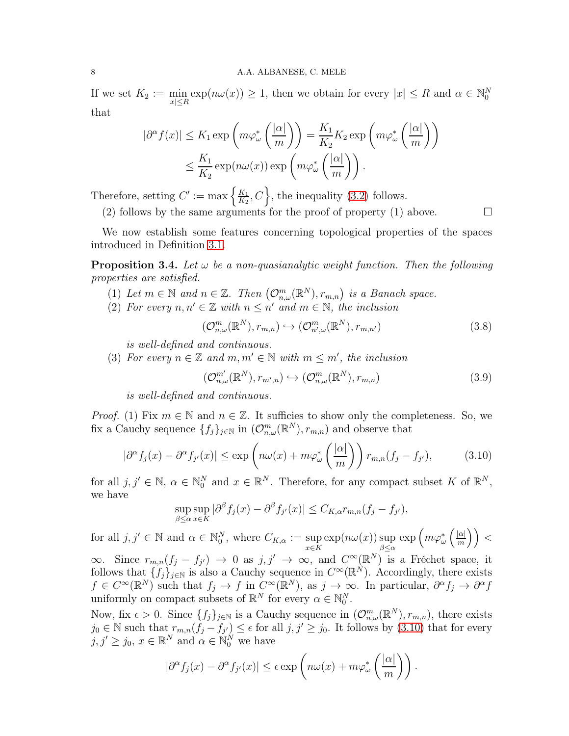If we set $K_2 := \min_{|x|\leq R} \exp(n\omega(x)) \geq 1$, then we obtain for every $|x| \leq R$ and $\alpha \in \mathbb{N}_0^N$ that

$$
\begin{aligned}
|\partial^\alpha f(x)| &\leq K_1 \exp\left(m\varphi_\omega^*\left(\frac{|\alpha|}{m}\right)\right) = \frac{K_1}{K_2} K_2 \exp\left(m\varphi_\omega^*\left(\frac{|\alpha|}{m}\right)\right) \\
&\leq \frac{K_1}{K_2} \exp(n\omega(x)) \exp\left(m\varphi_\omega^*\left(\frac{|\alpha|}{m}\right)\right).
\end{aligned}
$$

Therefore, setting $C' := \max\left\{\frac{K_1}{K_2}, C\right\}$, the inequality (3.2) follows.

(2) follows by the same arguments for the proof of property (1) above. $\square$

We now establish some features concerning topological properties of the spaces introduced in Definition 3.1.

**Proposition 3.4.** *Let $\omega$ be a non-quasianalytic weight function. Then the following properties are satisfied.*

1. *Let $m \in \mathbb{N}$ and $n \in \mathbb{Z}$. Then $\left(\mathcal{O}_{n,\omega}^m(\mathbb{R}^N), r_{m,n}\right)$ is a Banach space.*
2. *For every $n, n' \in \mathbb{Z}$ with $n \leq n'$ and $m \in \mathbb{N}$, the inclusion*
$$(\mathcal{O}_{n,\omega}^m(\mathbb{R}^N), r_{m,n}) \hookrightarrow (\mathcal{O}_{n',\omega}^m(\mathbb{R}^N), r_{m,n'}) \tag{3.8}$$
*is well-defined and continuous.*
3. *For every $n \in \mathbb{Z}$ and $m, m' \in \mathbb{N}$ with $m \leq m'$, the inclusion*
$$(\mathcal{O}_{n,\omega}^{m'}(\mathbb{R}^N), r_{m',n}) \hookrightarrow (\mathcal{O}_{n,\omega}^m(\mathbb{R}^N), r_{m,n}) \tag{3.9}$$
*is well-defined and continuous.*

*Proof.* (1) Fix $m \in \mathbb{N}$ and $n \in \mathbb{Z}$. It suffices to show only the completeness. So, we fix a Cauchy sequence $\{f_j\}_{j\in\mathbb{N}}$ in $(\mathcal{O}_{n,\omega}^m(\mathbb{R}^N), r_{m,n})$ and observe that

$$|\partial^\alpha f_j(x) - \partial^\alpha f_{j'}(x)| \leq \exp\left(n\omega(x) + m\varphi_\omega^*\left(\frac{|\alpha|}{m}\right)\right) r_{m,n}(f_j - f_{j'}), \tag{3.10}$$

for all $j, j' \in \mathbb{N}$, $\alpha \in \mathbb{N}_0^N$ and $x \in \mathbb{R}^N$. Therefore, for any compact subset $K$ of $\mathbb{R}^N$, we have

$$\sup_{\beta\leq\alpha} \sup_{x\in K} |\partial^\beta f_j(x) - \partial^\beta f_{j'}(x)| \leq C_{K,\alpha} r_{m,n}(f_j - f_{j'}),$$

for all $j, j' \in \mathbb{N}$ and $\alpha \in \mathbb{N}_0^N$, where $C_{K,\alpha} := \sup_{x\in K} \exp(n\omega(x)) \sup_{\beta\leq\alpha} \exp\left(m\varphi_\omega^*\left(\frac{|\alpha|}{m}\right)\right) < \infty$. Since $r_{m,n}(f_j - f_{j'}) \to 0$ as $j, j' \to \infty$, and $C^\infty(\mathbb{R}^N)$ is a Fréchet space, it follows that $\{f_j\}_{j\in\mathbb{N}}$ is also a Cauchy sequence in $C^\infty(\mathbb{R}^N)$. Accordingly, there exists $f \in C^\infty(\mathbb{R}^N)$ such that $f_j \to f$ in $C^\infty(\mathbb{R}^N)$, as $j \to \infty$. In particular, $\partial^\alpha f_j \to \partial^\alpha f$ uniformly on compact subsets of $\mathbb{R}^N$ for every $\alpha \in \mathbb{N}_0^N$.

Now, fix $\epsilon > 0$. Since $\{f_j\}_{j\in\mathbb{N}}$ is a Cauchy sequence in $(\mathcal{O}_{n,\omega}^m(\mathbb{R}^N), r_{m,n})$, there exists $j_0 \in \mathbb{N}$ such that $r_{m,n}(f_j - f_{j'}) \leq \epsilon$ for all $j, j' \geq j_0$. It follows by (3.10) that for every $j, j' \geq j_0$, $x \in \mathbb{R}^N$ and $\alpha \in \mathbb{N}_0^N$ we have

$$|\partial^\alpha f_j(x) - \partial^\alpha f_{j'}(x)| \leq \epsilon \exp\left(n\omega(x) + m\varphi_\omega^*\left(\frac{|\alpha|}{m}\right)\right).$$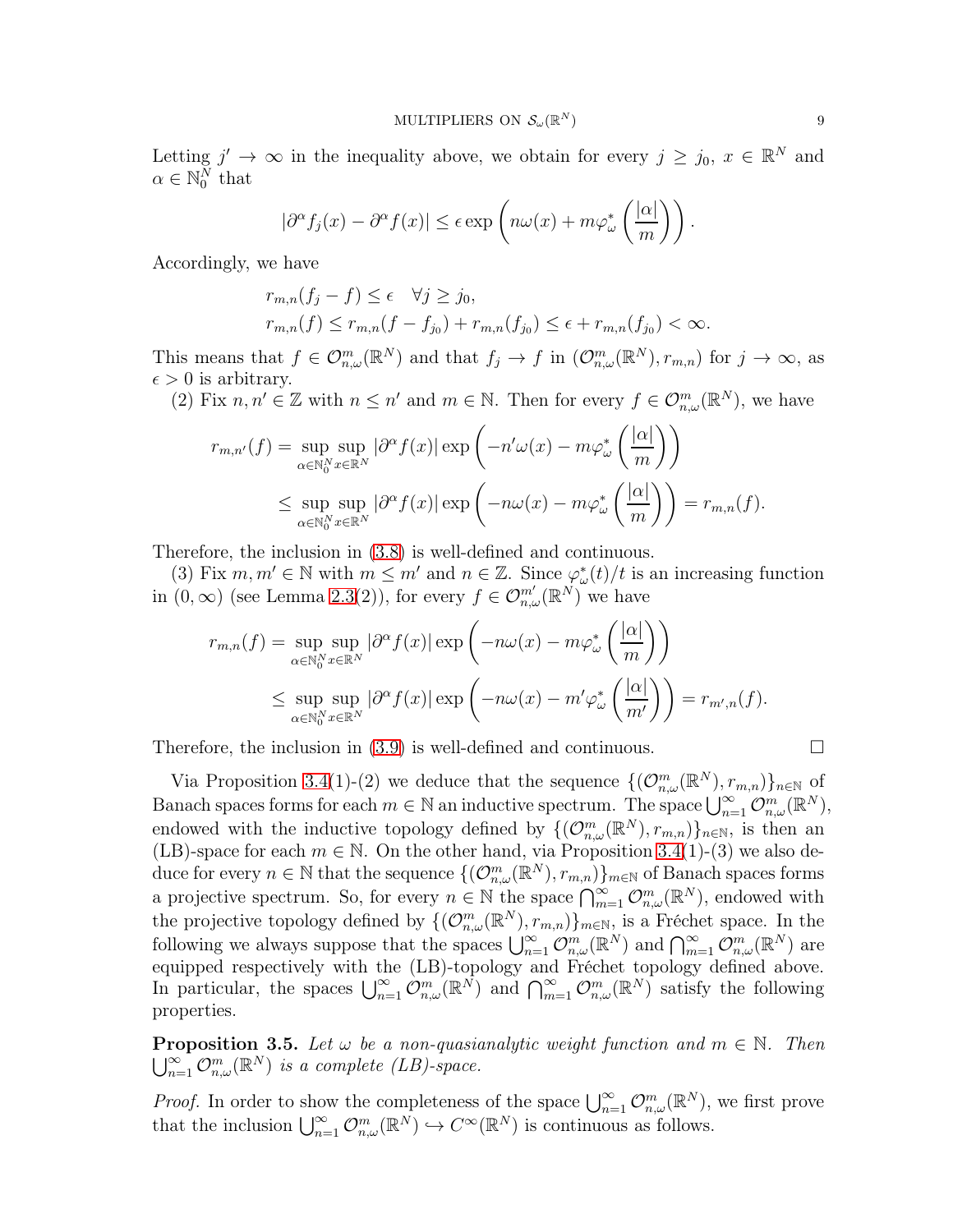Letting $j' \to \infty$ in the inequality above, we obtain for every $j \geq j_0$, $x \in \mathbb{R}^N$ and $\alpha \in \mathbb{N}_0^N$ that

$$|\partial^\alpha f_j(x) - \partial^\alpha f(x)| \leq \epsilon \exp\left(n\omega(x) + m\varphi_\omega^*\left(\frac{|\alpha|}{m}\right)\right).$$

Accordingly, we have

$$r_{m,n}(f_j - f) \leq \epsilon \quad \forall j \geq j_0,$$
$$r_{m,n}(f) \leq r_{m,n}(f - f_{j_0}) + r_{m,n}(f_{j_0}) \leq \epsilon + r_{m,n}(f_{j_0}) < \infty.$$

This means that $f \in \mathcal{O}^m_{n,\omega}(\mathbb{R}^N)$ and that $f_j \to f$ in $(\mathcal{O}^m_{n,\omega}(\mathbb{R}^N), r_{m,n})$ for $j \to \infty$, as $\epsilon > 0$ is arbitrary.

(2) Fix $n, n' \in \mathbb{Z}$ with $n \leq n'$ and $m \in \mathbb{N}$. Then for every $f \in \mathcal{O}^m_{n,\omega}(\mathbb{R}^N)$, we have

$$r_{m,n'}(f) = \sup_{\alpha \in \mathbb{N}_0^N} \sup_{x \in \mathbb{R}^N} |\partial^\alpha f(x)| \exp\left(-n'\omega(x) - m\varphi_\omega^*\left(\frac{|\alpha|}{m}\right)\right)$$
$$\leq \sup_{\alpha \in \mathbb{N}_0^N} \sup_{x \in \mathbb{R}^N} |\partial^\alpha f(x)| \exp\left(-n\omega(x) - m\varphi_\omega^*\left(\frac{|\alpha|}{m}\right)\right) = r_{m,n}(f).$$

Therefore, the inclusion in (3.8) is well-defined and continuous.

(3) Fix $m, m' \in \mathbb{N}$ with $m \leq m'$ and $n \in \mathbb{Z}$. Since $\varphi_\omega^*(t)/t$ is an increasing function in $(0, \infty)$ (see Lemma 2.3(2)), for every $f \in \mathcal{O}^{m'}_{n,\omega}(\mathbb{R}^N)$ we have

$$r_{m,n}(f) = \sup_{\alpha \in \mathbb{N}_0^N} \sup_{x \in \mathbb{R}^N} |\partial^\alpha f(x)| \exp\left(-n\omega(x) - m\varphi_\omega^*\left(\frac{|\alpha|}{m}\right)\right)$$
$$\leq \sup_{\alpha \in \mathbb{N}_0^N} \sup_{x \in \mathbb{R}^N} |\partial^\alpha f(x)| \exp\left(-n\omega(x) - m'\varphi_\omega^*\left(\frac{|\alpha|}{m'}\right)\right) = r_{m',n}(f).$$

Therefore, the inclusion in (3.9) is well-defined and continuous. □

Via Proposition 3.4(1)-(2) we deduce that the sequence $\{(\mathcal{O}^m_{n,\omega}(\mathbb{R}^N), r_{m,n})\}_{n \in \mathbb{N}}$ of Banach spaces forms for each $m \in \mathbb{N}$ an inductive spectrum. The space $\bigcup_{n=1}^\infty \mathcal{O}^m_{n,\omega}(\mathbb{R}^N)$, endowed with the inductive topology defined by $\{(\mathcal{O}^m_{n,\omega}(\mathbb{R}^N), r_{m,n})\}_{n \in \mathbb{N}}$, is then an (LB)-space for each $m \in \mathbb{N}$. On the other hand, via Proposition 3.4(1)-(3) we also deduce for every $n \in \mathbb{N}$ that the sequence $\{(\mathcal{O}^m_{n,\omega}(\mathbb{R}^N), r_{m,n})\}_{m \in \mathbb{N}}$ of Banach spaces forms a projective spectrum. So, for every $n \in \mathbb{N}$ the space $\bigcap_{m=1}^\infty \mathcal{O}^m_{n,\omega}(\mathbb{R}^N)$, endowed with the projective topology defined by $\{(\mathcal{O}^m_{n,\omega}(\mathbb{R}^N), r_{m,n})\}_{m \in \mathbb{N}}$, is a Fréchet space. In the following we always suppose that the spaces $\bigcup_{n=1}^\infty \mathcal{O}^m_{n,\omega}(\mathbb{R}^N)$ and $\bigcap_{m=1}^\infty \mathcal{O}^m_{n,\omega}(\mathbb{R}^N)$ are equipped respectively with the (LB)-topology and Fréchet topology defined above. In particular, the spaces $\bigcup_{n=1}^\infty \mathcal{O}^m_{n,\omega}(\mathbb{R}^N)$ and $\bigcap_{m=1}^\infty \mathcal{O}^m_{n,\omega}(\mathbb{R}^N)$ satisfy the following properties.

**Proposition 3.5.** *Let $\omega$ be a non-quasianalytic weight function and $m \in \mathbb{N}$. Then $\bigcup_{n=1}^\infty \mathcal{O}^m_{n,\omega}(\mathbb{R}^N)$ is a complete (LB)-space.*

*Proof.* In order to show the completeness of the space $\bigcup_{n=1}^\infty \mathcal{O}^m_{n,\omega}(\mathbb{R}^N)$, we first prove that the inclusion $\bigcup_{n=1}^\infty \mathcal{O}^m_{n,\omega}(\mathbb{R}^N) \hookrightarrow C^\infty(\mathbb{R}^N)$ is continuous as follows.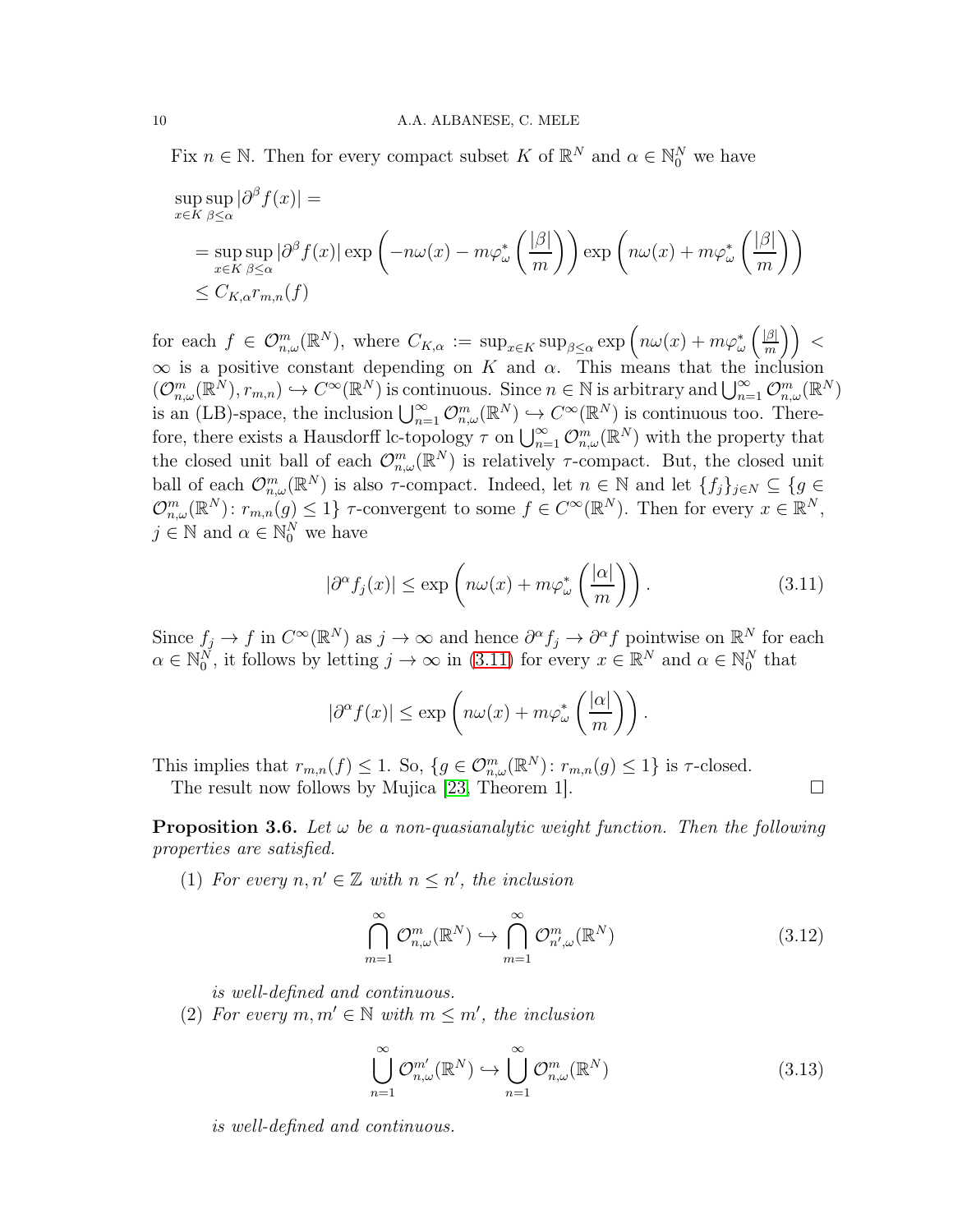Fix $n \in \mathbb{N}$. Then for every compact subset $K$ of $\mathbb{R}^N$ and $\alpha \in \mathbb{N}_0^N$ we have

$$
\begin{aligned}
&\sup_{x\in K}\sup_{\beta\leq\alpha}|\partial^\beta f(x)| = \\
&= \sup_{x\in K}\sup_{\beta\leq\alpha}|\partial^\beta f(x)| \exp\left(-n\omega(x) - m\varphi_\omega^*\left(\frac{|\beta|}{m}\right)\right)\exp\left(n\omega(x) + m\varphi_\omega^*\left(\frac{|\beta|}{m}\right)\right) \\
&\leq C_{K,\alpha} r_{m,n}(f)
\end{aligned}
$$

for each $f \in \mathcal{O}_{n,\omega}^m(\mathbb{R}^N)$, where $C_{K,\alpha} := \sup_{x\in K}\sup_{\beta\leq\alpha}\exp\left(n\omega(x) + m\varphi_\omega^*\left(\frac{|\beta|}{m}\right)\right) < \infty$ is a positive constant depending on $K$ and $\alpha$. This means that the inclusion $(\mathcal{O}_{n,\omega}^m(\mathbb{R}^N), r_{m,n}) \hookrightarrow C^\infty(\mathbb{R}^N)$ is continuous. Since $n \in \mathbb{N}$ is arbitrary and $\bigcup_{n=1}^\infty \mathcal{O}_{n,\omega}^m(\mathbb{R}^N)$ is an (LB)-space, the inclusion $\bigcup_{n=1}^\infty \mathcal{O}_{n,\omega}^m(\mathbb{R}^N) \hookrightarrow C^\infty(\mathbb{R}^N)$ is continuous too. Therefore, there exists a Hausdorff lc-topology $\tau$ on $\bigcup_{n=1}^\infty \mathcal{O}_{n,\omega}^m(\mathbb{R}^N)$ with the property that the closed unit ball of each $\mathcal{O}_{n,\omega}^m(\mathbb{R}^N)$ is relatively $\tau$-compact. But, the closed unit ball of each $\mathcal{O}_{n,\omega}^m(\mathbb{R}^N)$ is also $\tau$-compact. Indeed, let $n \in \mathbb{N}$ and let $\{f_j\}_{j\in N} \subseteq \{g \in \mathcal{O}_{n,\omega}^m(\mathbb{R}^N) \colon r_{m,n}(g) \leq 1\}$ $\tau$-convergent to some $f \in C^\infty(\mathbb{R}^N)$. Then for every $x \in \mathbb{R}^N$, $j \in \mathbb{N}$ and $\alpha \in \mathbb{N}_0^N$ we have

$$
|\partial^\alpha f_j(x)| \leq \exp\left(n\omega(x) + m\varphi_\omega^*\left(\frac{|\alpha|}{m}\right)\right). \tag{3.11}
$$

Since $f_j \to f$ in $C^\infty(\mathbb{R}^N)$ as $j \to \infty$ and hence $\partial^\alpha f_j \to \partial^\alpha f$ pointwise on $\mathbb{R}^N$ for each $\alpha \in \mathbb{N}_0^N$, it follows by letting $j \to \infty$ in (3.11) for every $x \in \mathbb{R}^N$ and $\alpha \in \mathbb{N}_0^N$ that

$$
|\partial^\alpha f(x)| \leq \exp\left(n\omega(x) + m\varphi_\omega^*\left(\frac{|\alpha|}{m}\right)\right).
$$

This implies that $r_{m,n}(f) \leq 1$. So, $\{g \in \mathcal{O}_{n,\omega}^m(\mathbb{R}^N) \colon r_{m,n}(g) \leq 1\}$ is $\tau$-closed.

The result now follows by Mujica [23, Theorem 1]. $\square$

**Proposition 3.6.** *Let $\omega$ be a non-quasianalytic weight function. Then the following properties are satisfied.*

(1) *For every $n, n' \in \mathbb{Z}$ with $n \leq n'$, the inclusion*

$$
\bigcap_{m=1}^\infty \mathcal{O}_{n,\omega}^m(\mathbb{R}^N) \hookrightarrow \bigcap_{m=1}^\infty \mathcal{O}_{n',\omega}^m(\mathbb{R}^N) \tag{3.12}
$$

*is well-defined and continuous.*

(2) *For every $m, m' \in \mathbb{N}$ with $m \leq m'$, the inclusion*

$$
\bigcup_{n=1}^\infty \mathcal{O}_{n,\omega}^{m'}(\mathbb{R}^N) \hookrightarrow \bigcup_{n=1}^\infty \mathcal{O}_{n,\omega}^m(\mathbb{R}^N) \tag{3.13}
$$

*is well-defined and continuous.*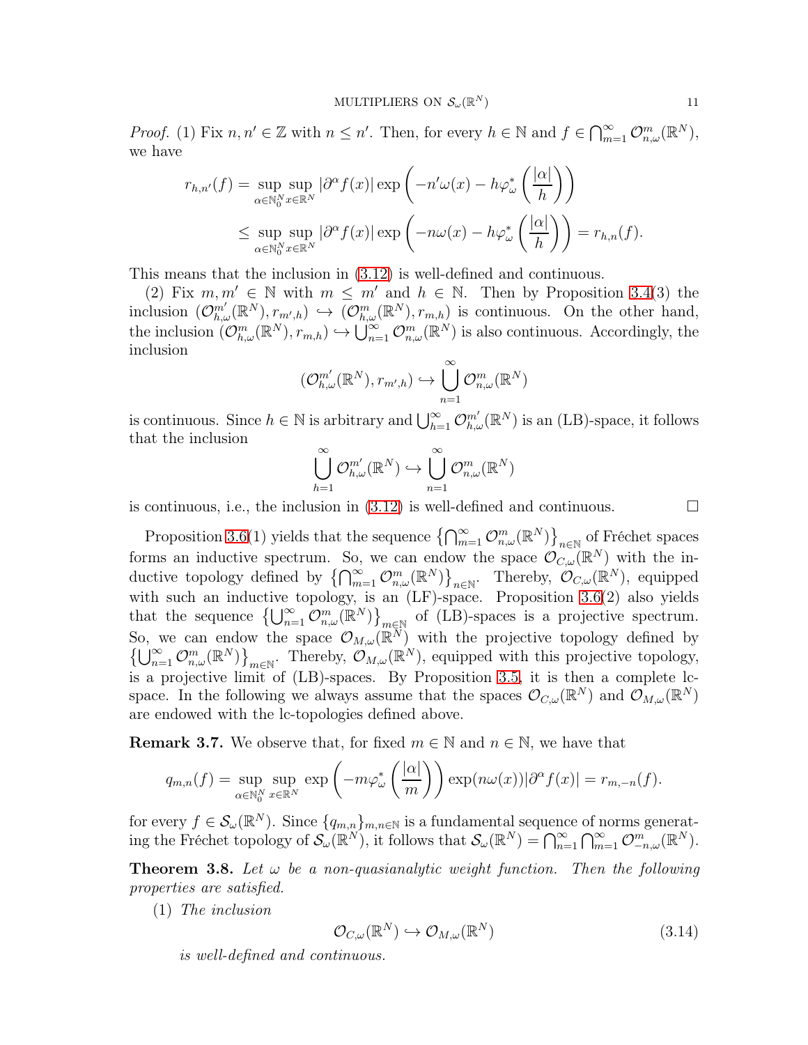*Proof.* (1) Fix $n, n' \in \mathbb{Z}$ with $n \leq n'$. Then, for every $h \in \mathbb{N}$ and $f \in \bigcap_{m=1}^{\infty} \mathcal{O}_{n,\omega}^m(\mathbb{R}^N)$, we have

$$
\begin{aligned}
r_{h,n'}(f) &= \sup_{\alpha \in \mathbb{N}_0^N} \sup_{x \in \mathbb{R}^N} |\partial^\alpha f(x)| \exp\left(-n'\omega(x) - h\varphi_\omega^*\left(\frac{|\alpha|}{h}\right)\right) \\
&\leq \sup_{\alpha \in \mathbb{N}_0^N} \sup_{x \in \mathbb{R}^N} |\partial^\alpha f(x)| \exp\left(-n\omega(x) - h\varphi_\omega^*\left(\frac{|\alpha|}{h}\right)\right) = r_{h,n}(f).
\end{aligned}
$$

This means that the inclusion in (3.12) is well-defined and continuous.

(2) Fix $m, m' \in \mathbb{N}$ with $m \leq m'$ and $h \in \mathbb{N}$. Then by Proposition 3.4(3) the inclusion $(\mathcal{O}_{h,\omega}^{m'}(\mathbb{R}^N), r_{m',h}) \hookrightarrow (\mathcal{O}_{h,\omega}^{m}(\mathbb{R}^N), r_{m,h})$ is continuous. On the other hand, the inclusion $(\mathcal{O}_{h,\omega}^{m}(\mathbb{R}^N), r_{m,h}) \hookrightarrow \bigcup_{n=1}^{\infty} \mathcal{O}_{n,\omega}^m(\mathbb{R}^N)$ is also continuous. Accordingly, the inclusion

$$
(\mathcal{O}_{h,\omega}^{m'}(\mathbb{R}^N), r_{m',h}) \hookrightarrow \bigcup_{n=1}^{\infty} \mathcal{O}_{n,\omega}^m(\mathbb{R}^N)
$$

is continuous. Since $h \in \mathbb{N}$ is arbitrary and $\bigcup_{h=1}^{\infty} \mathcal{O}_{h,\omega}^{m'}(\mathbb{R}^N)$ is an (LB)-space, it follows that the inclusion

$$
\bigcup_{h=1}^{\infty} \mathcal{O}_{h,\omega}^{m'}(\mathbb{R}^N) \hookrightarrow \bigcup_{n=1}^{\infty} \mathcal{O}_{n,\omega}^m(\mathbb{R}^N)
$$

is continuous, i.e., the inclusion in (3.12) is well-defined and continuous. $\square$

Proposition 3.6(1) yields that the sequence $\left\{\bigcap_{m=1}^{\infty} \mathcal{O}_{n,\omega}^m(\mathbb{R}^N)\right\}_{n\in\mathbb{N}}$ of Fréchet spaces forms an inductive spectrum. So, we can endow the space $\mathcal{O}_{C,\omega}(\mathbb{R}^N)$ with the inductive topology defined by $\left\{\bigcap_{m=1}^{\infty} \mathcal{O}_{n,\omega}^m(\mathbb{R}^N)\right\}_{n\in\mathbb{N}}$. Thereby, $\mathcal{O}_{C,\omega}(\mathbb{R}^N)$, equipped with such an inductive topology, is an (LF)-space. Proposition 3.6(2) also yields that the sequence $\left\{\bigcup_{n=1}^{\infty} \mathcal{O}_{n,\omega}^m(\mathbb{R}^N)\right\}_{m\in\mathbb{N}}$ of (LB)-spaces is a projective spectrum. So, we can endow the space $\mathcal{O}_{M,\omega}(\mathbb{R}^N)$ with the projective topology defined by $\left\{\bigcup_{n=1}^{\infty} \mathcal{O}_{n,\omega}^m(\mathbb{R}^N)\right\}_{m\in\mathbb{N}}$. Thereby, $\mathcal{O}_{M,\omega}(\mathbb{R}^N)$, equipped with this projective topology, is a projective limit of (LB)-spaces. By Proposition 3.5, it is then a complete lc-space. In the following we always assume that the spaces $\mathcal{O}_{C,\omega}(\mathbb{R}^N)$ and $\mathcal{O}_{M,\omega}(\mathbb{R}^N)$ are endowed with the lc-topologies defined above.

**Remark 3.7.** We observe that, for fixed $m \in \mathbb{N}$ and $n \in \mathbb{N}$, we have that

$$
q_{m,n}(f) = \sup_{\alpha \in \mathbb{N}_0^N} \sup_{x \in \mathbb{R}^N} \exp\left(-m\varphi_\omega^*\left(\frac{|\alpha|}{m}\right)\right) \exp(n\omega(x)) |\partial^\alpha f(x)| = r_{m,-n}(f).
$$

for every $f \in \mathcal{S}_\omega(\mathbb{R}^N)$. Since $\{q_{m,n}\}_{m,n\in\mathbb{N}}$ is a fundamental sequence of norms generating the Fréchet topology of $\mathcal{S}_\omega(\mathbb{R}^N)$, it follows that $\mathcal{S}_\omega(\mathbb{R}^N) = \bigcap_{n=1}^{\infty} \bigcap_{m=1}^{\infty} \mathcal{O}_{-n,\omega}^m(\mathbb{R}^N)$.

**Theorem 3.8.** *Let $\omega$ be a non-quasianalytic weight function. Then the following properties are satisfied.*

(1) *The inclusion*

$$
\mathcal{O}_{C,\omega}(\mathbb{R}^N) \hookrightarrow \mathcal{O}_{M,\omega}(\mathbb{R}^N) \tag{3.14}
$$

*is well-defined and continuous.*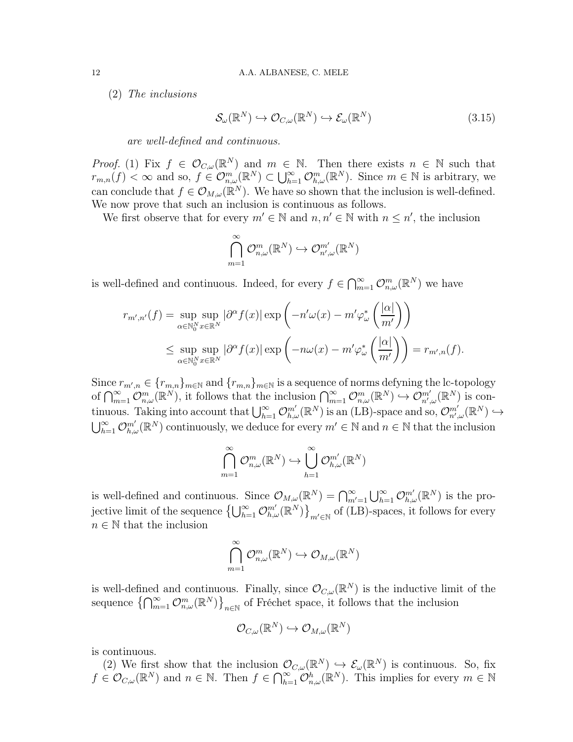(2) *The inclusions*

$$\mathcal{S}_\omega(\mathbb{R}^N) \hookrightarrow \mathcal{O}_{C,\omega}(\mathbb{R}^N) \hookrightarrow \mathcal{E}_\omega(\mathbb{R}^N) \tag{3.15}$$

*are well-defined and continuous.*

*Proof.* (1) Fix $f \in \mathcal{O}_{C,\omega}(\mathbb{R}^N)$ and $m \in \mathbb{N}$. Then there exists $n \in \mathbb{N}$ such that $r_{m,n}(f) < \infty$ and so, $f \in \mathcal{O}^m_{n,\omega}(\mathbb{R}^N) \subset \bigcup_{h=1}^\infty \mathcal{O}^m_{h,\omega}(\mathbb{R}^N)$. Since $m \in \mathbb{N}$ is arbitrary, we can conclude that $f \in \mathcal{O}_{M,\omega}(\mathbb{R}^N)$. We have so shown that the inclusion is well-defined. We now prove that such an inclusion is continuous as follows.

We first observe that for every $m' \in \mathbb{N}$ and $n, n' \in \mathbb{N}$ with $n \leq n'$, the inclusion

$$\bigcap_{m=1}^\infty \mathcal{O}^m_{n,\omega}(\mathbb{R}^N) \hookrightarrow \mathcal{O}^{m'}_{n',\omega}(\mathbb{R}^N)$$

is well-defined and continuous. Indeed, for every $f \in \bigcap_{m=1}^\infty \mathcal{O}^m_{n,\omega}(\mathbb{R}^N)$ we have

$$\begin{aligned} r_{m',n'}(f) &= \sup_{\alpha\in\mathbb{N}_0^N}\sup_{x\in\mathbb{R}^N} |\partial^\alpha f(x)| \exp\left(-n'\omega(x) - m'\varphi^*_\omega\left(\frac{|\alpha|}{m'}\right)\right) \\ &\leq \sup_{\alpha\in\mathbb{N}_0^N}\sup_{x\in\mathbb{R}^N} |\partial^\alpha f(x)| \exp\left(-n\omega(x) - m'\varphi^*_\omega\left(\frac{|\alpha|}{m'}\right)\right) = r_{m',n}(f). \end{aligned}$$

Since $r_{m',n} \in \{r_{m,n}\}_{m\in\mathbb{N}}$ and $\{r_{m,n}\}_{m\in\mathbb{N}}$ is a sequence of norms defyning the lc-topology of $\bigcap_{m=1}^\infty \mathcal{O}^m_{n,\omega}(\mathbb{R}^N)$, it follows that the inclusion $\bigcap_{m=1}^\infty \mathcal{O}^m_{n,\omega}(\mathbb{R}^N) \hookrightarrow \mathcal{O}^{m'}_{n',\omega}(\mathbb{R}^N)$ is continuous. Taking into account that $\bigcup_{h=1}^\infty \mathcal{O}^{m'}_{h,\omega}(\mathbb{R}^N)$ is an (LB)-space and so, $\mathcal{O}^{m'}_{n',\omega}(\mathbb{R}^N) \hookrightarrow \bigcup_{h=1}^\infty \mathcal{O}^{m'}_{h,\omega}(\mathbb{R}^N)$ continuously, we deduce for every $m' \in \mathbb{N}$ and $n \in \mathbb{N}$ that the inclusion

$$\bigcap_{m=1}^\infty \mathcal{O}^m_{n,\omega}(\mathbb{R}^N) \hookrightarrow \bigcup_{h=1}^\infty \mathcal{O}^{m'}_{h,\omega}(\mathbb{R}^N)$$

is well-defined and continuous. Since $\mathcal{O}_{M,\omega}(\mathbb{R}^N) = \bigcap_{m'=1}^\infty \bigcup_{h=1}^\infty \mathcal{O}^{m'}_{h,\omega}(\mathbb{R}^N)$ is the projective limit of the sequence $\left\{\bigcup_{h=1}^\infty \mathcal{O}^{m'}_{h,\omega}(\mathbb{R}^N)\right\}_{m'\in\mathbb{N}}$ of (LB)-spaces, it follows for every $n \in \mathbb{N}$ that the inclusion

$$\bigcap_{m=1}^\infty \mathcal{O}^m_{n,\omega}(\mathbb{R}^N) \hookrightarrow \mathcal{O}_{M,\omega}(\mathbb{R}^N)$$

is well-defined and continuous. Finally, since $\mathcal{O}_{C,\omega}(\mathbb{R}^N)$ is the inductive limit of the sequence $\left\{\bigcap_{m=1}^\infty \mathcal{O}^m_{n,\omega}(\mathbb{R}^N)\right\}_{n\in\mathbb{N}}$ of Fréchet space, it follows that the inclusion

$$\mathcal{O}_{C,\omega}(\mathbb{R}^N) \hookrightarrow \mathcal{O}_{M,\omega}(\mathbb{R}^N)$$

is continuous.

(2) We first show that the inclusion $\mathcal{O}_{C,\omega}(\mathbb{R}^N) \hookrightarrow \mathcal{E}_\omega(\mathbb{R}^N)$ is continuous. So, fix $f \in \mathcal{O}_{C,\omega}(\mathbb{R}^N)$ and $n \in \mathbb{N}$. Then $f \in \bigcap_{h=1}^\infty \mathcal{O}^h_{n,\omega}(\mathbb{R}^N)$. This implies for every $m \in \mathbb{N}$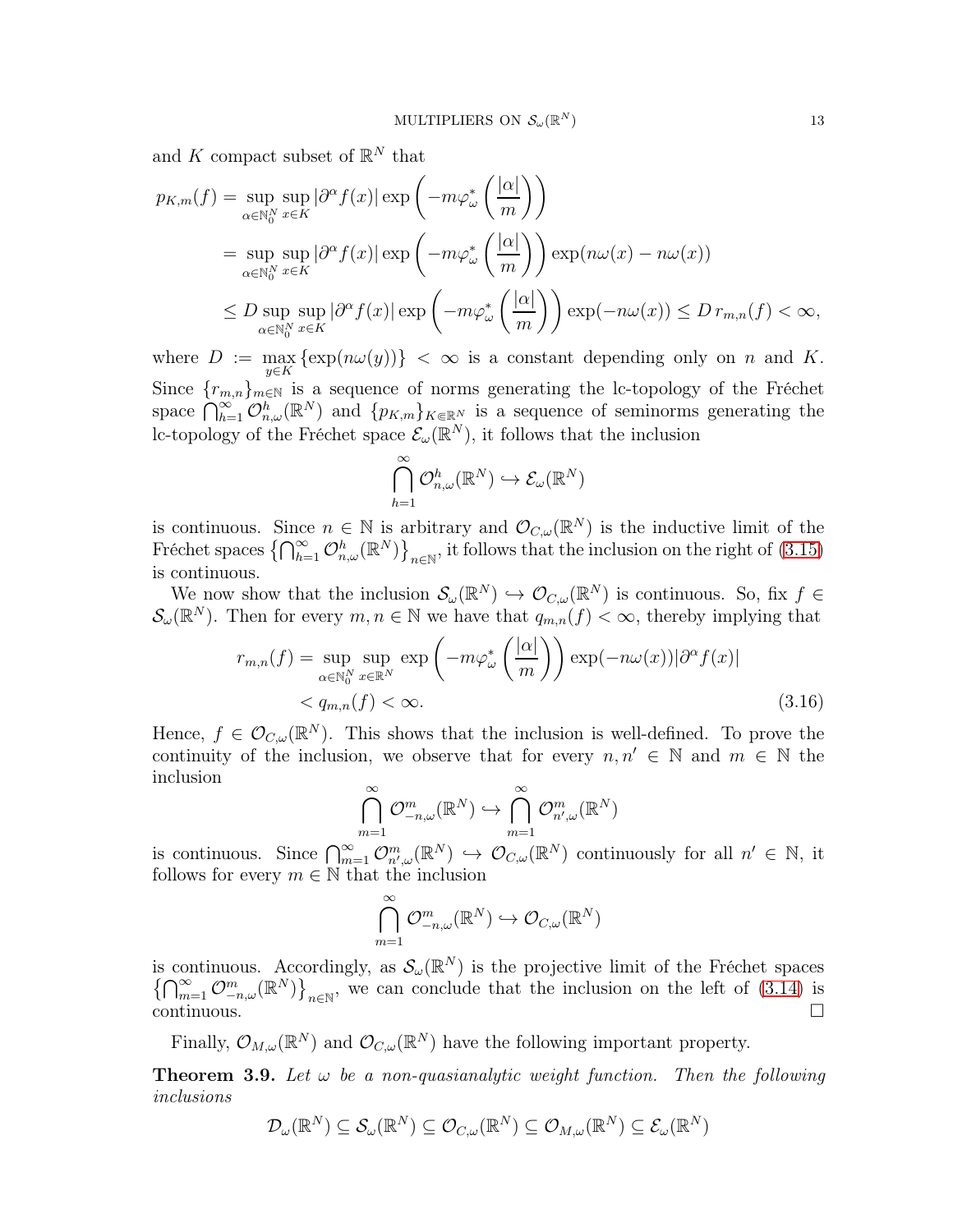and $K$ compact subset of $\mathbb{R}^N$ that

$$
\begin{aligned}
p_{K,m}(f) &= \sup_{\alpha\in\mathbb{N}_0^N}\sup_{x\in K}|\partial^\alpha f(x)|\exp\left(-m\varphi_\omega^*\left(\frac{|\alpha|}{m}\right)\right)\\
&= \sup_{\alpha\in\mathbb{N}_0^N}\sup_{x\in K}|\partial^\alpha f(x)|\exp\left(-m\varphi_\omega^*\left(\frac{|\alpha|}{m}\right)\right)\exp(n\omega(x)-n\omega(x))\\
&\leq D\sup_{\alpha\in\mathbb{N}_0^N}\sup_{x\in K}|\partial^\alpha f(x)|\exp\left(-m\varphi_\omega^*\left(\frac{|\alpha|}{m}\right)\right)\exp(-n\omega(x)) \leq D\, r_{m,n}(f)<\infty,
\end{aligned}
$$

where $D := \max_{y\in K}\{\exp(n\omega(y))\} < \infty$ is a constant depending only on $n$ and $K$. Since $\{r_{m,n}\}_{m\in\mathbb{N}}$ is a sequence of norms generating the lc-topology of the Fréchet space $\bigcap_{h=1}^\infty \mathcal{O}^h_{n,\omega}(\mathbb{R}^N)$ and $\{p_{K,m}\}_{K\Subset\mathbb{R}^N}$ is a sequence of seminorms generating the lc-topology of the Fréchet space $\mathcal{E}_\omega(\mathbb{R}^N)$, it follows that the inclusion

$$
\bigcap_{h=1}^\infty \mathcal{O}^h_{n,\omega}(\mathbb{R}^N)\hookrightarrow \mathcal{E}_\omega(\mathbb{R}^N)
$$

is continuous. Since $n\in\mathbb{N}$ is arbitrary and $\mathcal{O}_{C,\omega}(\mathbb{R}^N)$ is the inductive limit of the Fréchet spaces $\left\{\bigcap_{h=1}^\infty \mathcal{O}^h_{n,\omega}(\mathbb{R}^N)\right\}_{n\in\mathbb{N}}$, it follows that the inclusion on the right of (3.15) is continuous.

We now show that the inclusion $\mathcal{S}_\omega(\mathbb{R}^N)\hookrightarrow\mathcal{O}_{C,\omega}(\mathbb{R}^N)$ is continuous. So, fix $f\in\mathcal{S}_\omega(\mathbb{R}^N)$. Then for every $m,n\in\mathbb{N}$ we have that $q_{m,n}(f)<\infty$, thereby implying that

$$
\begin{aligned}
r_{m,n}(f) &= \sup_{\alpha\in\mathbb{N}_0^N}\sup_{x\in\mathbb{R}^N}\exp\left(-m\varphi_\omega^*\left(\frac{|\alpha|}{m}\right)\right)\exp(-n\omega(x))|\partial^\alpha f(x)|\\
&< q_{m,n}(f)<\infty. 
\end{aligned}\tag{3.16}
$$

Hence, $f\in\mathcal{O}_{C,\omega}(\mathbb{R}^N)$. This shows that the inclusion is well-defined. To prove the continuity of the inclusion, we observe that for every $n,n'\in\mathbb{N}$ and $m\in\mathbb{N}$ the inclusion

$$
\bigcap_{m=1}^\infty \mathcal{O}^m_{-n,\omega}(\mathbb{R}^N)\hookrightarrow\bigcap_{m=1}^\infty \mathcal{O}^m_{n',\omega}(\mathbb{R}^N)
$$

is continuous. Since $\bigcap_{m=1}^\infty \mathcal{O}^m_{n',\omega}(\mathbb{R}^N)\hookrightarrow\mathcal{O}_{C,\omega}(\mathbb{R}^N)$ continuously for all $n'\in\mathbb{N}$, it follows for every $m\in\mathbb{N}$ that the inclusion

$$
\bigcap_{m=1}^\infty \mathcal{O}^m_{-n,\omega}(\mathbb{R}^N)\hookrightarrow\mathcal{O}_{C,\omega}(\mathbb{R}^N)
$$

is continuous. Accordingly, as $\mathcal{S}_\omega(\mathbb{R}^N)$ is the projective limit of the Fréchet spaces $\left\{\bigcap_{m=1}^\infty \mathcal{O}^m_{-n,\omega}(\mathbb{R}^N)\right\}_{n\in\mathbb{N}}$, we can conclude that the inclusion on the left of (3.14) is continuous. $\square$

Finally, $\mathcal{O}_{M,\omega}(\mathbb{R}^N)$ and $\mathcal{O}_{C,\omega}(\mathbb{R}^N)$ have the following important property.

**Theorem 3.9.** *Let $\omega$ be a non-quasianalytic weight function. Then the following inclusions*

$$
\mathcal{D}_\omega(\mathbb{R}^N)\subseteq\mathcal{S}_\omega(\mathbb{R}^N)\subseteq\mathcal{O}_{C,\omega}(\mathbb{R}^N)\subseteq\mathcal{O}_{M,\omega}(\mathbb{R}^N)\subseteq\mathcal{E}_\omega(\mathbb{R}^N)
$$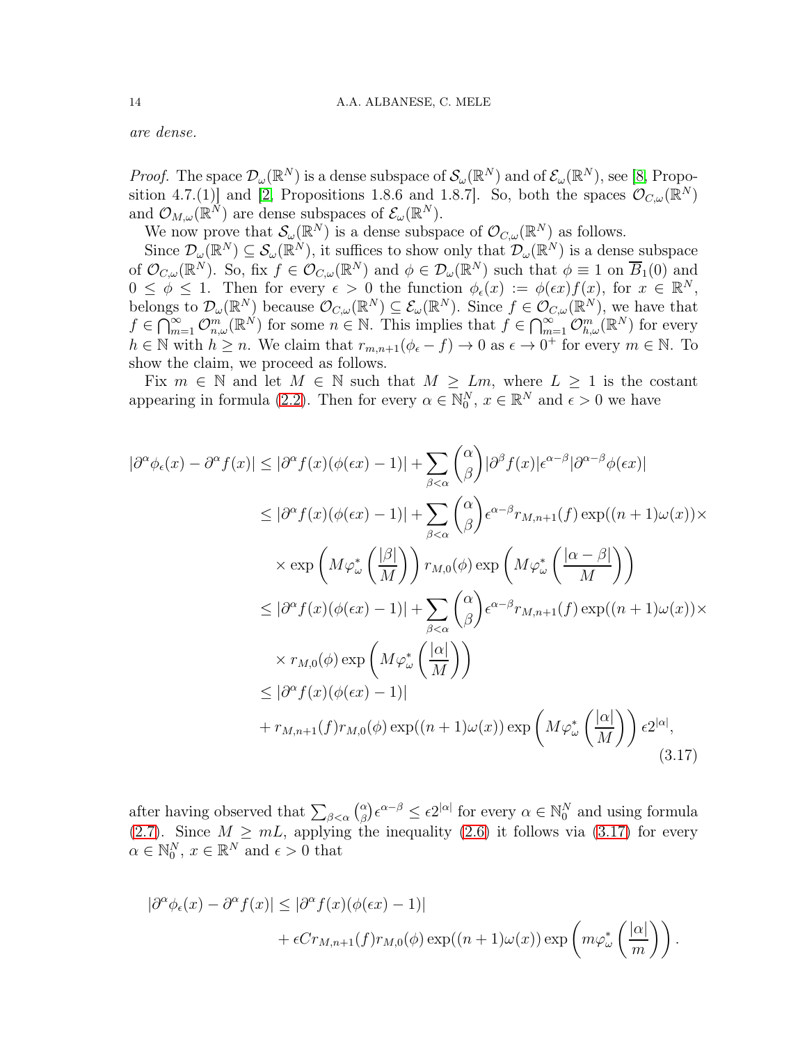*are dense.*

*Proof.* The space $\mathcal{D}_\omega(\mathbb{R}^N)$ is a dense subspace of $\mathcal{S}_\omega(\mathbb{R}^N)$ and of $\mathcal{E}_\omega(\mathbb{R}^N)$, see [8, Proposition 4.7.(1)] and [2, Propositions 1.8.6 and 1.8.7]. So, both the spaces $\mathcal{O}_{C,\omega}(\mathbb{R}^N)$ and $\mathcal{O}_{M,\omega}(\mathbb{R}^N)$ are dense subspaces of $\mathcal{E}_\omega(\mathbb{R}^N)$.

We now prove that $\mathcal{S}_\omega(\mathbb{R}^N)$ is a dense subspace of $\mathcal{O}_{C,\omega}(\mathbb{R}^N)$ as follows.

Since $\mathcal{D}_\omega(\mathbb{R}^N) \subseteq \mathcal{S}_\omega(\mathbb{R}^N)$, it suffices to show only that $\mathcal{D}_\omega(\mathbb{R}^N)$ is a dense subspace of $\mathcal{O}_{C,\omega}(\mathbb{R}^N)$. So, fix $f \in \mathcal{O}_{C,\omega}(\mathbb{R}^N)$ and $\phi \in \mathcal{D}_\omega(\mathbb{R}^N)$ such that $\phi \equiv 1$ on $\overline{B}_1(0)$ and $0 \leq \phi \leq 1$. Then for every $\epsilon > 0$ the function $\phi_\epsilon(x) := \phi(\epsilon x) f(x)$, for $x \in \mathbb{R}^N$, belongs to $\mathcal{D}_\omega(\mathbb{R}^N)$ because $\mathcal{O}_{C,\omega}(\mathbb{R}^N) \subseteq \mathcal{E}_\omega(\mathbb{R}^N)$. Since $f \in \mathcal{O}_{C,\omega}(\mathbb{R}^N)$, we have that $f \in \bigcap_{m=1}^\infty \mathcal{O}^m_{n,\omega}(\mathbb{R}^N)$ for some $n \in \mathbb{N}$. This implies that $f \in \bigcap_{m=1}^\infty \mathcal{O}^m_{h,\omega}(\mathbb{R}^N)$ for every $h \in \mathbb{N}$ with $h \geq n$. We claim that $r_{m,n+1}(\phi_\epsilon - f) \to 0$ as $\epsilon \to 0^+$ for every $m \in \mathbb{N}$. To show the claim, we proceed as follows.

Fix $m \in \mathbb{N}$ and let $M \in \mathbb{N}$ such that $M \geq Lm$, where $L \geq 1$ is the costant appearing in formula (2.2). Then for every $\alpha \in \mathbb{N}_0^N$, $x \in \mathbb{R}^N$ and $\epsilon > 0$ we have

$$
\begin{aligned}
|\partial^\alpha \phi_\epsilon(x) - \partial^\alpha f(x)| &\leq |\partial^\alpha f(x)(\phi(\epsilon x) - 1)| + \sum_{\beta < \alpha} \binom{\alpha}{\beta} |\partial^\beta f(x)| \epsilon^{\alpha - \beta} |\partial^{\alpha-\beta} \phi(\epsilon x)| \\
&\leq |\partial^\alpha f(x)(\phi(\epsilon x) - 1)| + \sum_{\beta < \alpha} \binom{\alpha}{\beta} \epsilon^{\alpha-\beta} r_{M,n+1}(f) \exp((n+1)\omega(x)) \times \\
&\quad \times \exp\left(M \varphi^*_\omega\left(\frac{|\beta|}{M}\right)\right) r_{M,0}(\phi) \exp\left(M \varphi^*_\omega\left(\frac{|\alpha - \beta|}{M}\right)\right) \\
&\leq |\partial^\alpha f(x)(\phi(\epsilon x) - 1)| + \sum_{\beta < \alpha} \binom{\alpha}{\beta} \epsilon^{\alpha-\beta} r_{M,n+1}(f) \exp((n+1)\omega(x)) \times \\
&\quad \times r_{M,0}(\phi) \exp\left(M \varphi^*_\omega\left(\frac{|\alpha|}{M}\right)\right) \\
&\leq |\partial^\alpha f(x)(\phi(\epsilon x) - 1)| \\
&\quad + r_{M,n+1}(f) r_{M,0}(\phi) \exp((n+1)\omega(x)) \exp\left(M \varphi^*_\omega\left(\frac{|\alpha|}{M}\right)\right) \epsilon 2^{|\alpha|},
\end{aligned}
\tag{3.17}
$$

after having observed that $\sum_{\beta<\alpha} \binom{\alpha}{\beta} \epsilon^{\alpha-\beta} \leq \epsilon 2^{|\alpha|}$ for every $\alpha \in \mathbb{N}_0^N$ and using formula (2.7). Since $M \geq mL$, applying the inequality (2.6) it follows via (3.17) for every $\alpha \in \mathbb{N}_0^N$, $x \in \mathbb{R}^N$ and $\epsilon > 0$ that

$$
\begin{aligned}
|\partial^\alpha \phi_\epsilon(x) - \partial^\alpha f(x)| &\leq |\partial^\alpha f(x)(\phi(\epsilon x) - 1)| \\
&\quad + \epsilon C r_{M,n+1}(f) r_{M,0}(\phi) \exp((n+1)\omega(x)) \exp\left(m \varphi^*_\omega\left(\frac{|\alpha|}{m}\right)\right).
\end{aligned}
$$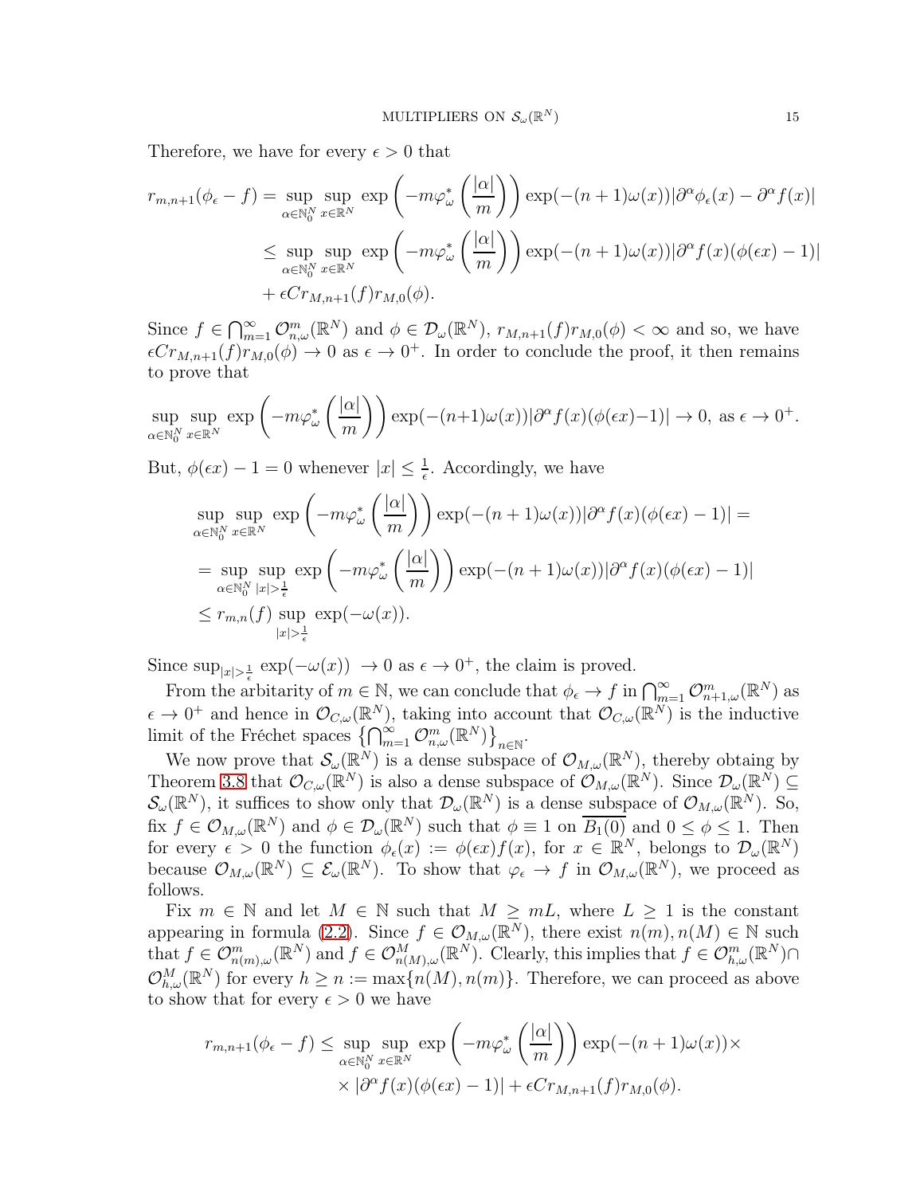Therefore, we have for every $\epsilon > 0$ that

$$
\begin{aligned}
r_{m,n+1}(\phi_\epsilon - f) &= \sup_{\alpha\in\mathbb{N}_0^N} \sup_{x\in\mathbb{R}^N} \exp\left(-m\varphi_\omega^*\left(\frac{|\alpha|}{m}\right)\right) \exp(-(n+1)\omega(x))|\partial^\alpha \phi_\epsilon(x) - \partial^\alpha f(x)| \\
&\leq \sup_{\alpha\in\mathbb{N}_0^N} \sup_{x\in\mathbb{R}^N} \exp\left(-m\varphi_\omega^*\left(\frac{|\alpha|}{m}\right)\right) \exp(-(n+1)\omega(x))|\partial^\alpha f(x)(\phi(\epsilon x) - 1)| \\
&\quad + \epsilon C r_{M,n+1}(f) r_{M,0}(\phi).
\end{aligned}
$$

Since $f \in \bigcap_{m=1}^\infty \mathcal{O}_{n,\omega}^m(\mathbb{R}^N)$ and $\phi \in \mathcal{D}_\omega(\mathbb{R}^N)$, $r_{M,n+1}(f)r_{M,0}(\phi) < \infty$ and so, we have $\epsilon C r_{M,n+1}(f) r_{M,0}(\phi) \to 0$ as $\epsilon \to 0^+$. In order to conclude the proof, it then remains to prove that

$$
\sup_{\alpha\in\mathbb{N}_0^N} \sup_{x\in\mathbb{R}^N} \exp\left(-m\varphi_\omega^*\left(\frac{|\alpha|}{m}\right)\right) \exp(-(n+1)\omega(x))|\partial^\alpha f(x)(\phi(\epsilon x) - 1)| \to 0, \text{ as } \epsilon \to 0^+.
$$

But, $\phi(\epsilon x) - 1 = 0$ whenever $|x| \leq \frac{1}{\epsilon}$. Accordingly, we have

$$
\begin{aligned}
&\sup_{\alpha\in\mathbb{N}_0^N} \sup_{x\in\mathbb{R}^N} \exp\left(-m\varphi_\omega^*\left(\frac{|\alpha|}{m}\right)\right) \exp(-(n+1)\omega(x))|\partial^\alpha f(x)(\phi(\epsilon x) - 1)| = \\
&= \sup_{\alpha\in\mathbb{N}_0^N} \sup_{|x|>\frac{1}{\epsilon}} \exp\left(-m\varphi_\omega^*\left(\frac{|\alpha|}{m}\right)\right) \exp(-(n+1)\omega(x))|\partial^\alpha f(x)(\phi(\epsilon x) - 1)| \\
&\leq r_{m,n}(f) \sup_{|x|>\frac{1}{\epsilon}} \exp(-\omega(x)).
\end{aligned}
$$

Since $\sup_{|x|>\frac{1}{\epsilon}} \exp(-\omega(x)) \to 0$ as $\epsilon \to 0^+$, the claim is proved.

From the arbitarity of $m \in \mathbb{N}$, we can conclude that $\phi_\epsilon \to f$ in $\bigcap_{m=1}^\infty \mathcal{O}_{n+1,\omega}^m(\mathbb{R}^N)$ as $\epsilon \to 0^+$ and hence in $\mathcal{O}_{C,\omega}(\mathbb{R}^N)$, taking into account that $\mathcal{O}_{C,\omega}(\mathbb{R}^N)$ is the inductive limit of the Fréchet spaces $\left\{\bigcap_{m=1}^\infty \mathcal{O}_{n,\omega}^m(\mathbb{R}^N)\right\}_{n\in\mathbb{N}}$.

We now prove that $\mathcal{S}_\omega(\mathbb{R}^N)$ is a dense subspace of $\mathcal{O}_{M,\omega}(\mathbb{R}^N)$, thereby obtaing by Theorem 3.8 that $\mathcal{O}_{C,\omega}(\mathbb{R}^N)$ is also a dense subspace of $\mathcal{O}_{M,\omega}(\mathbb{R}^N)$. Since $\mathcal{D}_\omega(\mathbb{R}^N) \subseteq \mathcal{S}_\omega(\mathbb{R}^N)$, it suffices to show only that $\mathcal{D}_\omega(\mathbb{R}^N)$ is a dense subspace of $\mathcal{O}_{M,\omega}(\mathbb{R}^N)$. So, fix $f \in \mathcal{O}_{M,\omega}(\mathbb{R}^N)$ and $\phi \in \mathcal{D}_\omega(\mathbb{R}^N)$ such that $\phi \equiv 1$ on $\overline{B_1(0)}$ and $0 \leq \phi \leq 1$. Then for every $\epsilon > 0$ the function $\phi_\epsilon(x) := \phi(\epsilon x) f(x)$, for $x \in \mathbb{R}^N$, belongs to $\mathcal{D}_\omega(\mathbb{R}^N)$ because $\mathcal{O}_{M,\omega}(\mathbb{R}^N) \subseteq \mathcal{E}_\omega(\mathbb{R}^N)$. To show that $\varphi_\epsilon \to f$ in $\mathcal{O}_{M,\omega}(\mathbb{R}^N)$, we proceed as follows.

Fix $m \in \mathbb{N}$ and let $M \in \mathbb{N}$ such that $M \geq mL$, where $L \geq 1$ is the constant appearing in formula (2.2). Since $f \in \mathcal{O}_{M,\omega}(\mathbb{R}^N)$, there exist $n(m), n(M) \in \mathbb{N}$ such that $f \in \mathcal{O}_{n(m),\omega}^m(\mathbb{R}^N)$ and $f \in \mathcal{O}_{n(M),\omega}^M(\mathbb{R}^N)$. Clearly, this implies that $f \in \mathcal{O}_{h,\omega}^m(\mathbb{R}^N) \cap \mathcal{O}_{h,\omega}^M(\mathbb{R}^N)$ for every $h \geq n := \max\{n(M), n(m)\}$. Therefore, we can proceed as above to show that for every $\epsilon > 0$ we have

$$
\begin{aligned}
r_{m,n+1}(\phi_\epsilon - f) \leq \sup_{\alpha\in\mathbb{N}_0^N} \sup_{x\in\mathbb{R}^N} &\exp\left(-m\varphi_\omega^*\left(\frac{|\alpha|}{m}\right)\right) \exp(-(n+1)\omega(x)) \times \\
&\times |\partial^\alpha f(x)(\phi(\epsilon x) - 1)| + \epsilon C r_{M,n+1}(f) r_{M,0}(\phi).
\end{aligned}
$$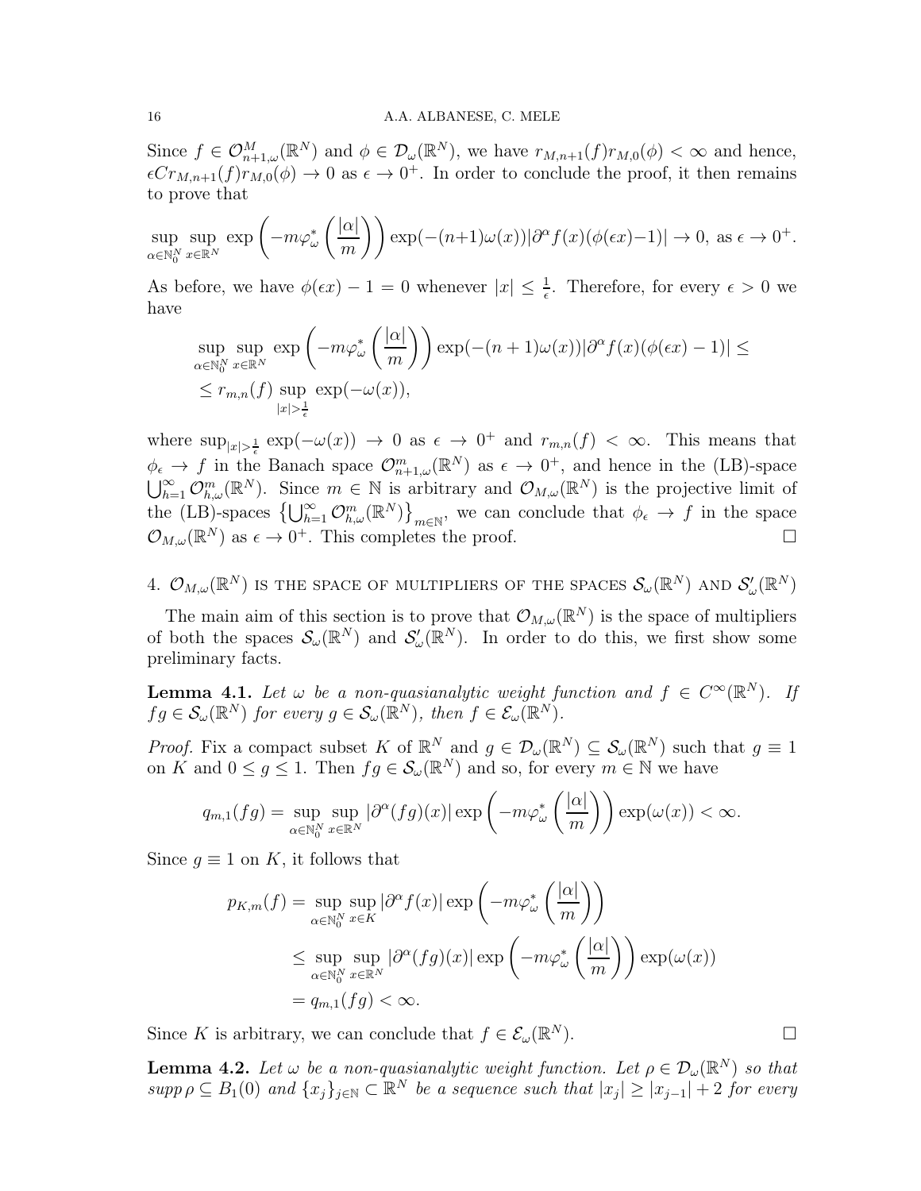Since $f \in \mathcal{O}^M_{n+1,\omega}(\mathbb{R}^N)$ and $\phi \in \mathcal{D}_\omega(\mathbb{R}^N)$, we have $r_{M,n+1}(f) r_{M,0}(\phi) < \infty$ and hence, $\epsilon C r_{M,n+1}(f) r_{M,0}(\phi) \to 0$ as $\epsilon \to 0^+$. In order to conclude the proof, it then remains to prove that

$$\sup_{\alpha \in \mathbb{N}_0^N} \sup_{x \in \mathbb{R}^N} \exp\left(-m\varphi^*_\omega\left(\frac{|\alpha|}{m}\right)\right) \exp(-(n+1)\omega(x)) |\partial^\alpha f(x)(\phi(\epsilon x) - 1)| \to 0, \text{ as } \epsilon \to 0^+.$$

As before, we have $\phi(\epsilon x) - 1 = 0$ whenever $|x| \leq \frac{1}{\epsilon}$. Therefore, for every $\epsilon > 0$ we have

$$\begin{aligned}
&\sup_{\alpha \in \mathbb{N}_0^N} \sup_{x \in \mathbb{R}^N} \exp\left(-m\varphi^*_\omega\left(\frac{|\alpha|}{m}\right)\right) \exp(-(n+1)\omega(x)) |\partial^\alpha f(x)(\phi(\epsilon x) - 1)| \leq \\
&\leq r_{m,n}(f) \sup_{|x| > \frac{1}{\epsilon}} \exp(-\omega(x)),
\end{aligned}$$

where $\sup_{|x|>\frac{1}{\epsilon}} \exp(-\omega(x)) \to 0$ as $\epsilon \to 0^+$ and $r_{m,n}(f) < \infty$. This means that $\phi_\epsilon \to f$ in the Banach space $\mathcal{O}^m_{n+1,\omega}(\mathbb{R}^N)$ as $\epsilon \to 0^+$, and hence in the (LB)-space $\bigcup_{h=1}^\infty \mathcal{O}^m_{h,\omega}(\mathbb{R}^N)$. Since $m \in \mathbb{N}$ is arbitrary and $\mathcal{O}_{M,\omega}(\mathbb{R}^N)$ is the projective limit of the (LB)-spaces $\left\{\bigcup_{h=1}^\infty \mathcal{O}^m_{h,\omega}(\mathbb{R}^N)\right\}_{m \in \mathbb{N}}$, we can conclude that $\phi_\epsilon \to f$ in the space $\mathcal{O}_{M,\omega}(\mathbb{R}^N)$ as $\epsilon \to 0^+$. This completes the proof. $\square$

## 4. $\mathcal{O}_{M,\omega}(\mathbb{R}^N)$ is the space of multipliers of the spaces $\mathcal{S}_\omega(\mathbb{R}^N)$ and $\mathcal{S}'_\omega(\mathbb{R}^N)$

The main aim of this section is to prove that $\mathcal{O}_{M,\omega}(\mathbb{R}^N)$ is the space of multipliers of both the spaces $\mathcal{S}_\omega(\mathbb{R}^N)$ and $\mathcal{S}'_\omega(\mathbb{R}^N)$. In order to do this, we first show some preliminary facts.

**Lemma 4.1.** *Let $\omega$ be a non-quasianalytic weight function and $f \in C^\infty(\mathbb{R}^N)$. If $fg \in \mathcal{S}_\omega(\mathbb{R}^N)$ for every $g \in \mathcal{S}_\omega(\mathbb{R}^N)$, then $f \in \mathcal{E}_\omega(\mathbb{R}^N)$.*

*Proof.* Fix a compact subset $K$ of $\mathbb{R}^N$ and $g \in \mathcal{D}_\omega(\mathbb{R}^N) \subseteq \mathcal{S}_\omega(\mathbb{R}^N)$ such that $g \equiv 1$ on $K$ and $0 \leq g \leq 1$. Then $fg \in \mathcal{S}_\omega(\mathbb{R}^N)$ and so, for every $m \in \mathbb{N}$ we have

$$q_{m,1}(fg) = \sup_{\alpha \in \mathbb{N}_0^N} \sup_{x \in \mathbb{R}^N} |\partial^\alpha (fg)(x)| \exp\left(-m\varphi^*_\omega\left(\frac{|\alpha|}{m}\right)\right) \exp(\omega(x)) < \infty.$$

Since $g \equiv 1$ on $K$, it follows that

$$\begin{aligned}
p_{K,m}(f) &= \sup_{\alpha \in \mathbb{N}_0^N} \sup_{x \in K} |\partial^\alpha f(x)| \exp\left(-m\varphi^*_\omega\left(\frac{|\alpha|}{m}\right)\right) \\
&\leq \sup_{\alpha \in \mathbb{N}_0^N} \sup_{x \in \mathbb{R}^N} |\partial^\alpha (fg)(x)| \exp\left(-m\varphi^*_\omega\left(\frac{|\alpha|}{m}\right)\right) \exp(\omega(x)) \\
&= q_{m,1}(fg) < \infty.
\end{aligned}$$

Since $K$ is arbitrary, we can conclude that $f \in \mathcal{E}_\omega(\mathbb{R}^N)$. $\square$

**Lemma 4.2.** *Let $\omega$ be a non-quasianalytic weight function. Let $\rho \in \mathcal{D}_\omega(\mathbb{R}^N)$ so that $supp\, \rho \subseteq B_1(0)$ and $\{x_j\}_{j \in \mathbb{N}} \subset \mathbb{R}^N$ be a sequence such that $|x_j| \geq |x_{j-1}| + 2$ for every*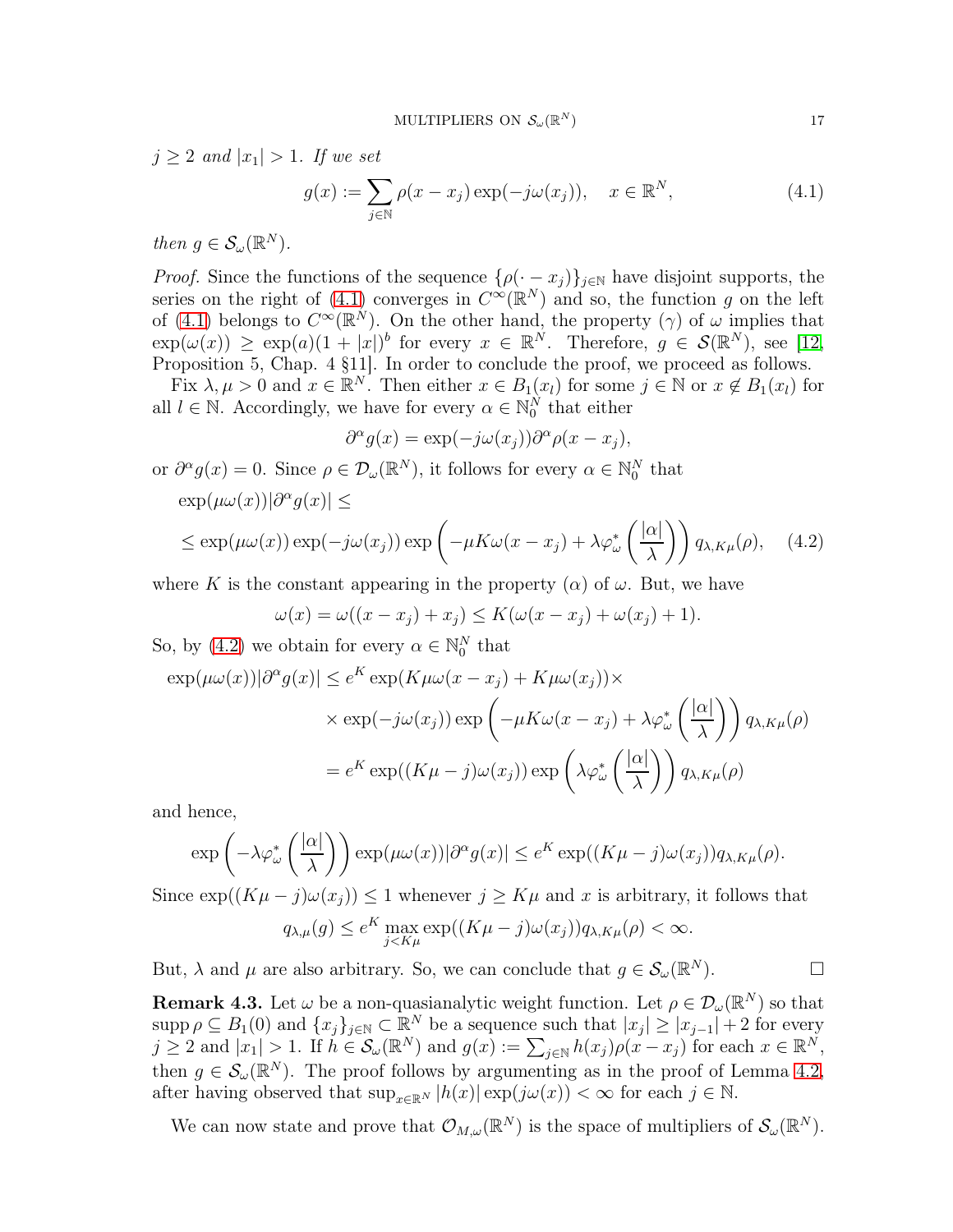*$j \geq 2$ and $|x_1| > 1$. If we set*

$$g(x) := \sum_{j\in\mathbb{N}} \rho(x - x_j) \exp(-j\omega(x_j)), \quad x \in \mathbb{R}^N, \tag{4.1}$$

*then $g \in \mathcal{S}_\omega(\mathbb{R}^N)$.*

*Proof.* Since the functions of the sequence $\{\rho(\cdot - x_j)\}_{j\in\mathbb{N}}$ have disjoint supports, the series on the right of (4.1) converges in $C^\infty(\mathbb{R}^N)$ and so, the function $g$ on the left of (4.1) belongs to $C^\infty(\mathbb{R}^N)$. On the other hand, the property $(\gamma)$ of $\omega$ implies that $\exp(\omega(x)) \geq \exp(a)(1 + |x|)^b$ for every $x \in \mathbb{R}^N$. Therefore, $g \in \mathcal{S}(\mathbb{R}^N)$, see [12, Proposition 5, Chap. 4 §11]. In order to conclude the proof, we proceed as follows.

Fix $\lambda, \mu > 0$ and $x \in \mathbb{R}^N$. Then either $x \in B_1(x_l)$ for some $j \in \mathbb{N}$ or $x \notin B_1(x_l)$ for all $l \in \mathbb{N}$. Accordingly, we have for every $\alpha \in \mathbb{N}_0^N$ that either

$$\partial^\alpha g(x) = \exp(-j\omega(x_j))\partial^\alpha \rho(x - x_j),$$

or $\partial^\alpha g(x) = 0$. Since $\rho \in \mathcal{D}_\omega(\mathbb{R}^N)$, it follows for every $\alpha \in \mathbb{N}_0^N$ that

$$\begin{aligned}
&\exp(\mu\omega(x))|\partial^\alpha g(x)| \leq \\
&\leq \exp(\mu\omega(x)) \exp(-j\omega(x_j)) \exp\left(-\mu K\omega(x - x_j) + \lambda\varphi_\omega^*\left(\frac{|\alpha|}{\lambda}\right)\right) q_{\lambda,K\mu}(\rho),
\end{aligned} \tag{4.2}$$

where $K$ is the constant appearing in the property $(\alpha)$ of $\omega$. But, we have

$$\omega(x) = \omega((x - x_j) + x_j) \leq K(\omega(x - x_j) + \omega(x_j) + 1).$$

So, by (4.2) we obtain for every $\alpha \in \mathbb{N}_0^N$ that

$$\begin{aligned}
\exp(\mu\omega(x))|\partial^\alpha g(x)| &\leq e^K \exp(K\mu\omega(x - x_j) + K\mu\omega(x_j))\times \\
&\times \exp(-j\omega(x_j)) \exp\left(-\mu K\omega(x - x_j) + \lambda\varphi_\omega^*\left(\frac{|\alpha|}{\lambda}\right)\right) q_{\lambda,K\mu}(\rho) \\
&= e^K \exp((K\mu - j)\omega(x_j)) \exp\left(\lambda\varphi_\omega^*\left(\frac{|\alpha|}{\lambda}\right)\right) q_{\lambda,K\mu}(\rho)
\end{aligned}$$

and hence,

$$\exp\left(-\lambda\varphi_\omega^*\left(\frac{|\alpha|}{\lambda}\right)\right) \exp(\mu\omega(x))|\partial^\alpha g(x)| \leq e^K \exp((K\mu - j)\omega(x_j)) q_{\lambda,K\mu}(\rho).$$

Since $\exp((K\mu - j)\omega(x_j)) \leq 1$ whenever $j \geq K\mu$ and $x$ is arbitrary, it follows that

$$q_{\lambda,\mu}(g) \leq e^K \max_{j<K\mu} \exp((K\mu - j)\omega(x_j)) q_{\lambda,K\mu}(\rho) < \infty.$$

But, $\lambda$ and $\mu$ are also arbitrary. So, we can conclude that $g \in \mathcal{S}_\omega(\mathbb{R}^N)$. □

**Remark 4.3.** Let $\omega$ be a non-quasianalytic weight function. Let $\rho \in \mathcal{D}_\omega(\mathbb{R}^N)$ so that $\operatorname{supp} \rho \subseteq B_1(0)$ and $\{x_j\}_{j\in\mathbb{N}} \subset \mathbb{R}^N$ be a sequence such that $|x_j| \geq |x_{j-1}| + 2$ for every $j \geq 2$ and $|x_1| > 1$. If $h \in \mathcal{S}_\omega(\mathbb{R}^N)$ and $g(x) := \sum_{j\in\mathbb{N}} h(x_j)\rho(x - x_j)$ for each $x \in \mathbb{R}^N$, then $g \in \mathcal{S}_\omega(\mathbb{R}^N)$. The proof follows by argumenting as in the proof of Lemma 4.2, after having observed that $\sup_{x\in\mathbb{R}^N} |h(x)| \exp(j\omega(x)) < \infty$ for each $j \in \mathbb{N}$.

We can now state and prove that $\mathcal{O}_{M,\omega}(\mathbb{R}^N)$ is the space of multipliers of $\mathcal{S}_\omega(\mathbb{R}^N)$.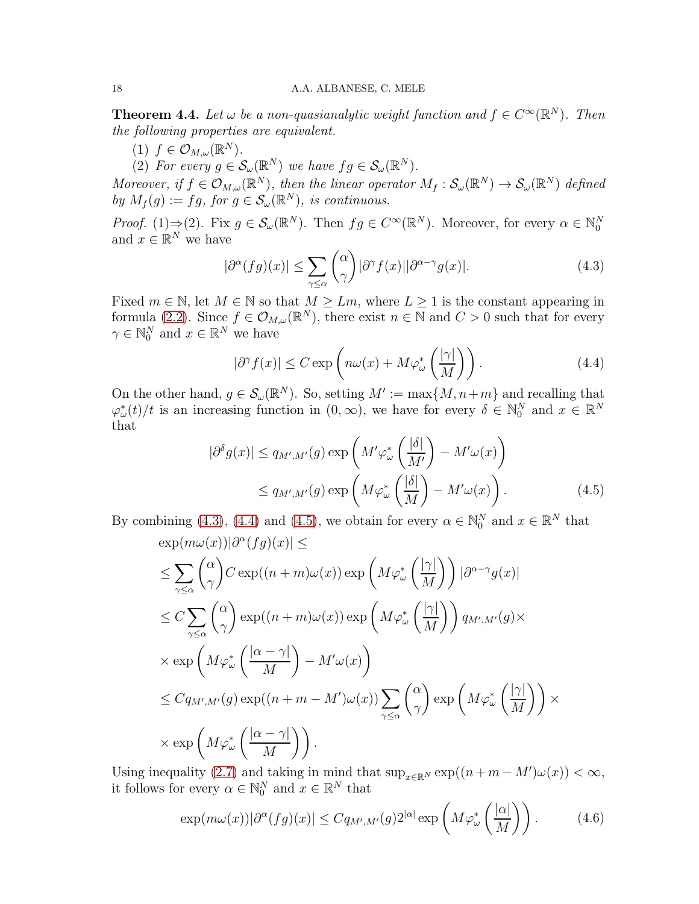**Theorem 4.4.** *Let $\omega$ be a non-quasianalytic weight function and $f \in C^\infty(\mathbb{R}^N)$. Then the following properties are equivalent.*

1. $f \in \mathcal{O}_{M,\omega}(\mathbb{R}^N)$.
2. *For every $g \in \mathcal{S}_\omega(\mathbb{R}^N)$ we have $fg \in \mathcal{S}_\omega(\mathbb{R}^N)$.*

*Moreover, if $f \in \mathcal{O}_{M,\omega}(\mathbb{R}^N)$, then the linear operator $M_f : \mathcal{S}_\omega(\mathbb{R}^N) \to \mathcal{S}_\omega(\mathbb{R}^N)$ defined by $M_f(g) := fg$, for $g \in \mathcal{S}_\omega(\mathbb{R}^N)$, is continuous.*

*Proof.* (1)⇒(2). Fix $g \in \mathcal{S}_\omega(\mathbb{R}^N)$. Then $fg \in C^\infty(\mathbb{R}^N)$. Moreover, for every $\alpha \in \mathbb{N}_0^N$ and $x \in \mathbb{R}^N$ we have

$$|\partial^\alpha (fg)(x)| \leq \sum_{\gamma \leq \alpha} \binom{\alpha}{\gamma} |\partial^\gamma f(x)||\partial^{\alpha-\gamma} g(x)|. \tag{4.3}$$

Fixed $m \in \mathbb{N}$, let $M \in \mathbb{N}$ so that $M \geq Lm$, where $L \geq 1$ is the constant appearing in formula (2.2). Since $f \in \mathcal{O}_{M,\omega}(\mathbb{R}^N)$, there exist $n \in \mathbb{N}$ and $C > 0$ such that for every $\gamma \in \mathbb{N}_0^N$ and $x \in \mathbb{R}^N$ we have

$$|\partial^\gamma f(x)| \leq C \exp\left( n\omega(x) + M\varphi_\omega^*\left(\frac{|\gamma|}{M}\right)\right). \tag{4.4}$$

On the other hand, $g \in \mathcal{S}_\omega(\mathbb{R}^N)$. So, setting $M' := \max\{M, n+m\}$ and recalling that $\varphi_\omega^*(t)/t$ is an increasing function in $(0,\infty)$, we have for every $\delta \in \mathbb{N}_0^N$ and $x \in \mathbb{R}^N$ that

$$\begin{aligned}
|\partial^\delta g(x)| &\leq q_{M',M'}(g) \exp\left( M'\varphi_\omega^*\left(\frac{|\delta|}{M'}\right) - M'\omega(x)\right) \\
&\leq q_{M',M'}(g) \exp\left( M\varphi_\omega^*\left(\frac{|\delta|}{M}\right) - M'\omega(x)\right).
\end{aligned} \tag{4.5}$$

By combining (4.3), (4.4) and (4.5), we obtain for every $\alpha \in \mathbb{N}_0^N$ and $x \in \mathbb{R}^N$ that

$$\begin{aligned}
&\exp(m\omega(x))|\partial^\alpha(fg)(x)| \leq \\
&\leq \sum_{\gamma \leq \alpha} \binom{\alpha}{\gamma} C \exp((n+m)\omega(x)) \exp\left( M\varphi_\omega^*\left(\frac{|\gamma|}{M}\right)\right) |\partial^{\alpha-\gamma} g(x)| \\
&\leq C \sum_{\gamma \leq \alpha} \binom{\alpha}{\gamma} \exp((n+m)\omega(x)) \exp\left( M\varphi_\omega^*\left(\frac{|\gamma|}{M}\right)\right) q_{M',M'}(g) \times \\
&\times \exp\left( M\varphi_\omega^*\left(\frac{|\alpha-\gamma|}{M}\right) - M'\omega(x)\right) \\
&\leq C q_{M',M'}(g) \exp((n+m-M')\omega(x)) \sum_{\gamma \leq \alpha} \binom{\alpha}{\gamma} \exp\left( M\varphi_\omega^*\left(\frac{|\gamma|}{M}\right)\right) \times \\
&\times \exp\left( M\varphi_\omega^*\left(\frac{|\alpha-\gamma|}{M}\right)\right).
\end{aligned}$$

Using inequality (2.7) and taking in mind that $\sup_{x\in\mathbb{R}^N} \exp((n+m-M')\omega(x)) < \infty$, it follows for every $\alpha \in \mathbb{N}_0^N$ and $x \in \mathbb{R}^N$ that

$$\exp(m\omega(x))|\partial^\alpha(fg)(x)| \leq C q_{M',M'}(g) 2^{|\alpha|} \exp\left( M\varphi_\omega^*\left(\frac{|\alpha|}{M}\right)\right). \tag{4.6}$$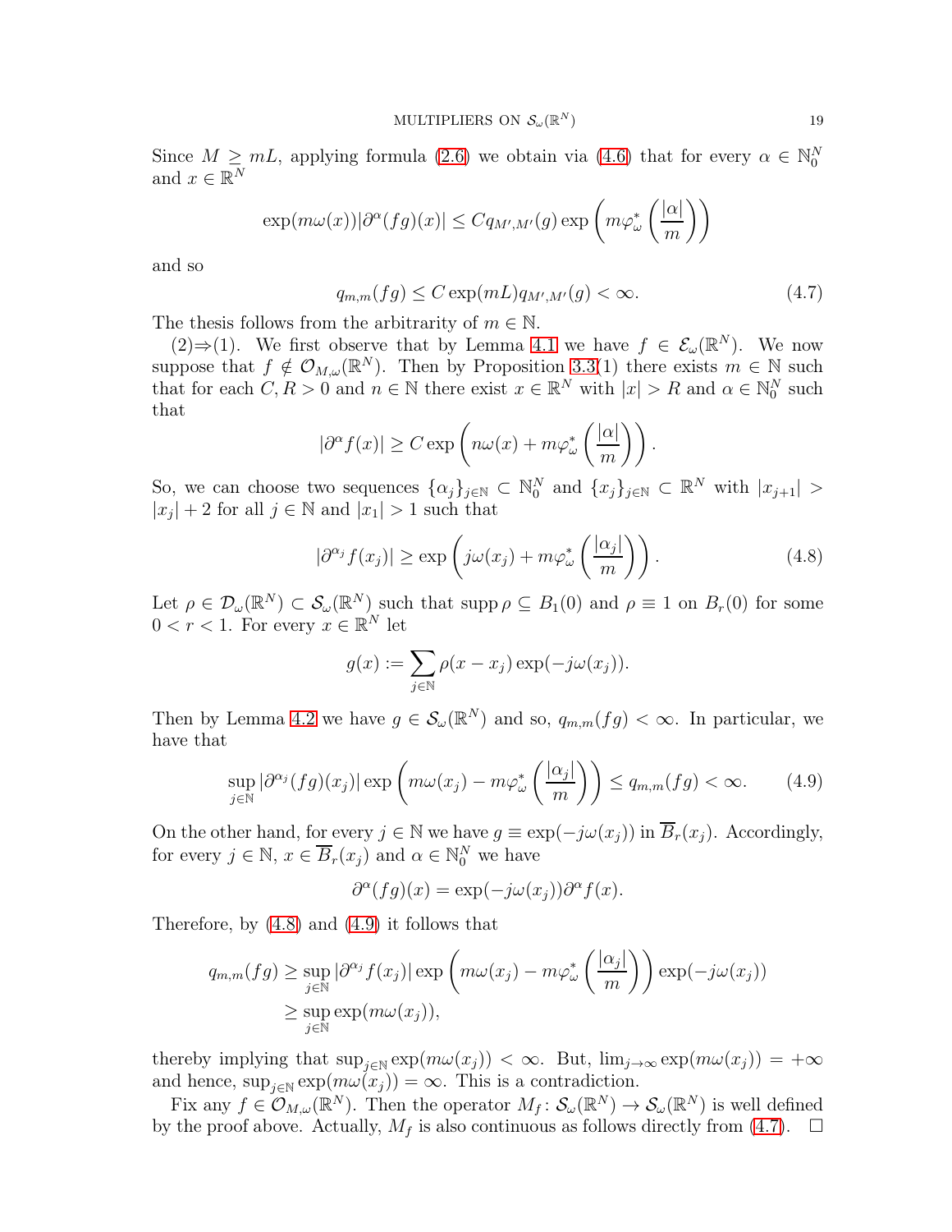Since $M \geq mL$, applying formula (2.6) we obtain via (4.6) that for every $\alpha \in \mathbb{N}_0^N$ and $x \in \mathbb{R}^N$

$$\exp(m\omega(x))|\partial^\alpha (fg)(x)| \leq C q_{M',M'}(g) \exp\left(m\varphi^*_\omega\left(\frac{|\alpha|}{m}\right)\right)$$

and so

$$q_{m,m}(fg) \leq C \exp(mL) q_{M',M'}(g) < \infty. \tag{4.7}$$

The thesis follows from the arbitrarity of $m \in \mathbb{N}$.

(2)⇒(1). We first observe that by Lemma 4.1 we have $f \in \mathcal{E}_\omega(\mathbb{R}^N)$. We now suppose that $f \notin \mathcal{O}_{M,\omega}(\mathbb{R}^N)$. Then by Proposition 3.3(1) there exists $m \in \mathbb{N}$ such that for each $C, R > 0$ and $n \in \mathbb{N}$ there exist $x \in \mathbb{R}^N$ with $|x| > R$ and $\alpha \in \mathbb{N}_0^N$ such that

$$|\partial^\alpha f(x)| \geq C \exp\left(n\omega(x) + m\varphi^*_\omega\left(\frac{|\alpha|}{m}\right)\right).$$

So, we can choose two sequences $\{\alpha_j\}_{j\in\mathbb{N}} \subset \mathbb{N}_0^N$ and $\{x_j\}_{j\in\mathbb{N}} \subset \mathbb{R}^N$ with $|x_{j+1}| > |x_j| + 2$ for all $j \in \mathbb{N}$ and $|x_1| > 1$ such that

$$|\partial^{\alpha_j} f(x_j)| \geq \exp\left(j\omega(x_j) + m\varphi^*_\omega\left(\frac{|\alpha_j|}{m}\right)\right). \tag{4.8}$$

Let $\rho \in \mathcal{D}_\omega(\mathbb{R}^N) \subset \mathcal{S}_\omega(\mathbb{R}^N)$ such that $\operatorname{supp}\rho \subseteq B_1(0)$ and $\rho \equiv 1$ on $B_r(0)$ for some $0 < r < 1$. For every $x \in \mathbb{R}^N$ let

$$g(x) := \sum_{j\in\mathbb{N}} \rho(x - x_j)\exp(-j\omega(x_j)).$$

Then by Lemma 4.2 we have $g \in \mathcal{S}_\omega(\mathbb{R}^N)$ and so, $q_{m,m}(fg) < \infty$. In particular, we have that

$$\sup_{j\in\mathbb{N}} |\partial^{\alpha_j}(fg)(x_j)| \exp\left(m\omega(x_j) - m\varphi^*_\omega\left(\frac{|\alpha_j|}{m}\right)\right) \leq q_{m,m}(fg) < \infty. \tag{4.9}$$

On the other hand, for every $j \in \mathbb{N}$ we have $g \equiv \exp(-j\omega(x_j))$ in $\overline{B}_r(x_j)$. Accordingly, for every $j \in \mathbb{N}$, $x \in \overline{B}_r(x_j)$ and $\alpha \in \mathbb{N}_0^N$ we have

$$\partial^\alpha(fg)(x) = \exp(-j\omega(x_j))\partial^\alpha f(x).$$

Therefore, by (4.8) and (4.9) it follows that

$$\begin{aligned} q_{m,m}(fg) &\geq \sup_{j\in\mathbb{N}} |\partial^{\alpha_j} f(x_j)| \exp\left(m\omega(x_j) - m\varphi^*_\omega\left(\frac{|\alpha_j|}{m}\right)\right)\exp(-j\omega(x_j)) \\ &\geq \sup_{j\in\mathbb{N}} \exp(m\omega(x_j)), \end{aligned}$$

thereby implying that $\sup_{j\in\mathbb{N}} \exp(m\omega(x_j)) < \infty$. But, $\lim_{j\to\infty} \exp(m\omega(x_j)) = +\infty$ and hence, $\sup_{j\in\mathbb{N}} \exp(m\omega(x_j)) = \infty$. This is a contradiction.

Fix any $f \in \mathcal{O}_{M,\omega}(\mathbb{R}^N)$. Then the operator $M_f\colon \mathcal{S}_\omega(\mathbb{R}^N) \to \mathcal{S}_\omega(\mathbb{R}^N)$ is well defined by the proof above. Actually, $M_f$ is also continuous as follows directly from (4.7). $\square$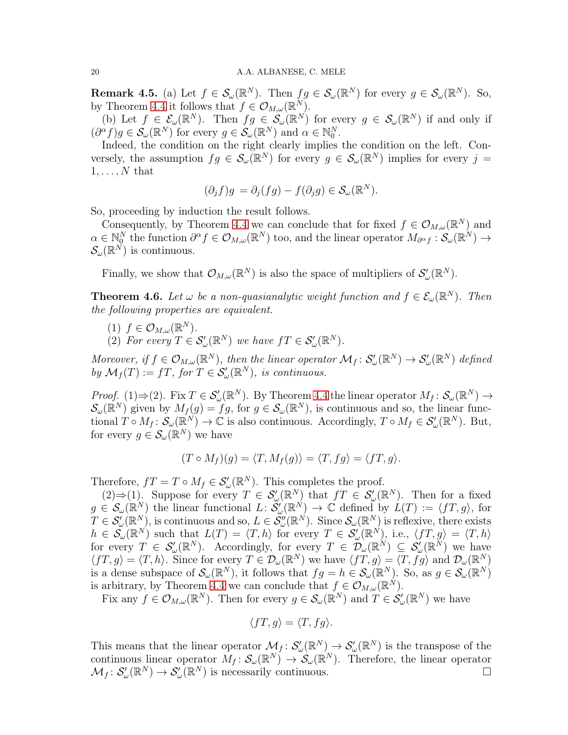**Remark 4.5.** (a) Let $f \in \mathcal{S}_\omega(\mathbb{R}^N)$. Then $fg \in \mathcal{S}_\omega(\mathbb{R}^N)$ for every $g \in \mathcal{S}_\omega(\mathbb{R}^N)$. So, by Theorem 4.4 it follows that $f \in \mathcal{O}_{M,\omega}(\mathbb{R}^N)$.

(b) Let $f \in \mathcal{E}_\omega(\mathbb{R}^N)$. Then $fg \in \mathcal{S}_\omega(\mathbb{R}^N)$ for every $g \in \mathcal{S}_\omega(\mathbb{R}^N)$ if and only if $(\partial^\alpha f)g \in \mathcal{S}_\omega(\mathbb{R}^N)$ for every $g \in \mathcal{S}_\omega(\mathbb{R}^N)$ and $\alpha \in \mathbb{N}_0^N$.

Indeed, the condition on the right clearly implies the condition on the left. Conversely, the assumption $fg \in \mathcal{S}_\omega(\mathbb{R}^N)$ for every $g \in \mathcal{S}_\omega(\mathbb{R}^N)$ implies for every $j = 1, \ldots, N$ that

$$(\partial_j f)g = \partial_j(fg) - f(\partial_j g) \in \mathcal{S}_\omega(\mathbb{R}^N).$$

So, proceeding by induction the result follows.

Consequently, by Theorem 4.4 we can conclude that for fixed $f \in \mathcal{O}_{M,\omega}(\mathbb{R}^N)$ and $\alpha \in \mathbb{N}_0^N$ the function $\partial^\alpha f \in \mathcal{O}_{M,\omega}(\mathbb{R}^N)$ too, and the linear operator $M_{\partial^\alpha f} : \mathcal{S}_\omega(\mathbb{R}^N) \to \mathcal{S}_\omega(\mathbb{R}^N)$ is continuous.

Finally, we show that $\mathcal{O}_{M,\omega}(\mathbb{R}^N)$ is also the space of multipliers of $\mathcal{S}'_\omega(\mathbb{R}^N)$.

**Theorem 4.6.** *Let $\omega$ be a non-quasianalytic weight function and $f \in \mathcal{E}_\omega(\mathbb{R}^N)$. Then the following properties are equivalent.*

1. *$f \in \mathcal{O}_{M,\omega}(\mathbb{R}^N)$.*
2. *For every $T \in \mathcal{S}'_\omega(\mathbb{R}^N)$ we have $fT \in \mathcal{S}'_\omega(\mathbb{R}^N)$.*

*Moreover, if $f \in \mathcal{O}_{M,\omega}(\mathbb{R}^N)$, then the linear operator $\mathcal{M}_f : \mathcal{S}'_\omega(\mathbb{R}^N) \to \mathcal{S}'_\omega(\mathbb{R}^N)$ defined by $\mathcal{M}_f(T) := fT$, for $T \in \mathcal{S}'_\omega(\mathbb{R}^N)$, is continuous.*

*Proof.* (1)⇒(2). Fix $T \in \mathcal{S}'_\omega(\mathbb{R}^N)$. By Theorem 4.4 the linear operator $M_f : \mathcal{S}_\omega(\mathbb{R}^N) \to \mathcal{S}_\omega(\mathbb{R}^N)$ given by $M_f(g) = fg$, for $g \in \mathcal{S}_\omega(\mathbb{R}^N)$, is continuous and so, the linear functional $T \circ M_f : \mathcal{S}_\omega(\mathbb{R}^N) \to \mathbb{C}$ is also continuous. Accordingly, $T \circ M_f \in \mathcal{S}'_\omega(\mathbb{R}^N)$. But, for every $g \in \mathcal{S}_\omega(\mathbb{R}^N)$ we have

$$(T \circ M_f)(g) = \langle T, M_f(g) \rangle = \langle T, fg \rangle = \langle fT, g \rangle.$$

Therefore, $fT = T \circ M_f \in \mathcal{S}'_\omega(\mathbb{R}^N)$. This completes the proof.

(2)⇒(1). Suppose for every $T \in \mathcal{S}'_\omega(\mathbb{R}^N)$ that $fT \in \mathcal{S}'_\omega(\mathbb{R}^N)$. Then for a fixed $g \in \mathcal{S}_\omega(\mathbb{R}^N)$ the linear functional $L : \mathcal{S}'_\omega(\mathbb{R}^N) \to \mathbb{C}$ defined by $L(T) := \langle fT, g \rangle$, for $T \in \mathcal{S}'_\omega(\mathbb{R}^N)$, is continuous and so, $L \in \mathcal{S}''_\omega(\mathbb{R}^N)$. Since $\mathcal{S}_\omega(\mathbb{R}^N)$ is reflexive, there exists $h \in \mathcal{S}_\omega(\mathbb{R}^N)$ such that $L(T) = \langle T, h \rangle$ for every $T \in \mathcal{S}'_\omega(\mathbb{R}^N)$, i.e., $\langle fT, g \rangle = \langle T, h \rangle$ for every $T \in \mathcal{S}'_\omega(\mathbb{R}^N)$. Accordingly, for every $T \in \mathcal{D}_\omega(\mathbb{R}^N) \subseteq \mathcal{S}'_\omega(\mathbb{R}^N)$ we have $\langle fT, g \rangle = \langle T, h \rangle$. Since for every $T \in \mathcal{D}_\omega(\mathbb{R}^N)$ we have $\langle fT, g \rangle = \langle T, fg \rangle$ and $\mathcal{D}_\omega(\mathbb{R}^N)$ is a dense subspace of $\mathcal{S}_\omega(\mathbb{R}^N)$, it follows that $fg = h \in \mathcal{S}_\omega(\mathbb{R}^N)$. So, as $g \in \mathcal{S}_\omega(\mathbb{R}^N)$ is arbitrary, by Theorem 4.4 we can conclude that $f \in \mathcal{O}_{M,\omega}(\mathbb{R}^N)$.

Fix any $f \in \mathcal{O}_{M,\omega}(\mathbb{R}^N)$. Then for every $g \in \mathcal{S}_\omega(\mathbb{R}^N)$ and $T \in \mathcal{S}'_\omega(\mathbb{R}^N)$ we have

$$\langle fT, g \rangle = \langle T, fg \rangle.$$

This means that the linear operator $\mathcal{M}_f : \mathcal{S}'_\omega(\mathbb{R}^N) \to \mathcal{S}'_\omega(\mathbb{R}^N)$ is the transpose of the continuous linear operator $M_f : \mathcal{S}_\omega(\mathbb{R}^N) \to \mathcal{S}_\omega(\mathbb{R}^N)$. Therefore, the linear operator $\mathcal{M}_f : \mathcal{S}'_\omega(\mathbb{R}^N) \to \mathcal{S}'_\omega(\mathbb{R}^N)$ is necessarily continuous. □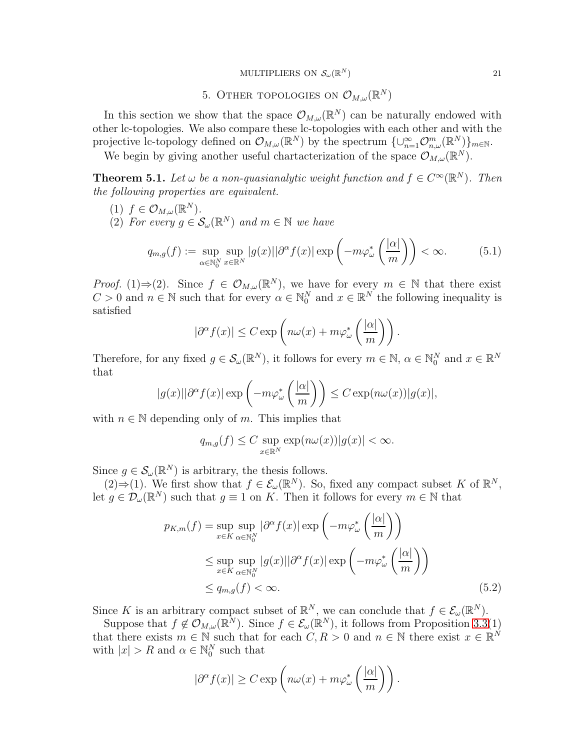## 5. Other topologies on $\mathcal{O}_{M,\omega}(\mathbb{R}^N)$

In this section we show that the space $\mathcal{O}_{M,\omega}(\mathbb{R}^N)$ can be naturally endowed with other lc-topologies. We also compare these lc-topologies with each other and with the projective lc-topology defined on $\mathcal{O}_{M,\omega}(\mathbb{R}^N)$ by the spectrum $\{\cup_{n=1}^{\infty}\mathcal{O}^m_{n,\omega}(\mathbb{R}^N)\}_{m\in\mathbb{N}}$.

We begin by giving another useful chartacterization of the space $\mathcal{O}_{M,\omega}(\mathbb{R}^N)$.

**Theorem 5.1.** *Let $\omega$ be a non-quasianalytic weight function and $f \in C^\infty(\mathbb{R}^N)$. Then the following properties are equivalent.*

1. *$f \in \mathcal{O}_{M,\omega}(\mathbb{R}^N)$.*
2. *For every $g \in \mathcal{S}_\omega(\mathbb{R}^N)$ and $m \in \mathbb{N}$ we have*

$$q_{m,g}(f) := \sup_{\alpha\in\mathbb{N}_0^N}\sup_{x\in\mathbb{R}^N} |g(x)||\partial^\alpha f(x)| \exp\left(-m\varphi^*_\omega\left(\frac{|\alpha|}{m}\right)\right) < \infty. \tag{5.1}$$

*Proof.* (1)⇒(2). Since $f \in \mathcal{O}_{M,\omega}(\mathbb{R}^N)$, we have for every $m \in \mathbb{N}$ that there exist $C > 0$ and $n \in \mathbb{N}$ such that for every $\alpha \in \mathbb{N}_0^N$ and $x \in \mathbb{R}^N$ the following inequality is satisfied

$$|\partial^\alpha f(x)| \le C \exp\left(n\omega(x) + m\varphi^*_\omega\left(\frac{|\alpha|}{m}\right)\right).$$

Therefore, for any fixed $g \in \mathcal{S}_\omega(\mathbb{R}^N)$, it follows for every $m \in \mathbb{N}$, $\alpha \in \mathbb{N}_0^N$ and $x \in \mathbb{R}^N$ that

$$|g(x)||\partial^\alpha f(x)| \exp\left(-m\varphi^*_\omega\left(\frac{|\alpha|}{m}\right)\right) \le C \exp(n\omega(x))|g(x)|,$$

with $n \in \mathbb{N}$ depending only of $m$. This implies that

$$q_{m,g}(f) \le C \sup_{x\in\mathbb{R}^N} \exp(n\omega(x))|g(x)| < \infty.$$

Since $g \in \mathcal{S}_\omega(\mathbb{R}^N)$ is arbitrary, the thesis follows.

(2)⇒(1). We first show that $f \in \mathcal{E}_\omega(\mathbb{R}^N)$. So, fixed any compact subset $K$ of $\mathbb{R}^N$, let $g \in \mathcal{D}_\omega(\mathbb{R}^N)$ such that $g \equiv 1$ on $K$. Then it follows for every $m \in \mathbb{N}$ that

$$\begin{aligned}
p_{K,m}(f) &= \sup_{x\in K}\sup_{\alpha\in\mathbb{N}_0^N} |\partial^\alpha f(x)| \exp\left(-m\varphi^*_\omega\left(\frac{|\alpha|}{m}\right)\right) \\
&\le \sup_{x\in K}\sup_{\alpha\in\mathbb{N}_0^N} |g(x)||\partial^\alpha f(x)| \exp\left(-m\varphi^*_\omega\left(\frac{|\alpha|}{m}\right)\right) \\
&\le q_{m,g}(f) < \infty.
\end{aligned} \tag{5.2}$$

Since $K$ is an arbitrary compact subset of $\mathbb{R}^N$, we can conclude that $f \in \mathcal{E}_\omega(\mathbb{R}^N)$.

Suppose that $f \notin \mathcal{O}_{M,\omega}(\mathbb{R}^N)$. Since $f \in \mathcal{E}_\omega(\mathbb{R}^N)$, it follows from Proposition 3.3(1) that there exists $m \in \mathbb{N}$ such that for each $C, R > 0$ and $n \in \mathbb{N}$ there exist $x \in \mathbb{R}^N$ with $|x| > R$ and $\alpha \in \mathbb{N}_0^N$ such that

$$|\partial^\alpha f(x)| \ge C \exp\left(n\omega(x) + m\varphi^*_\omega\left(\frac{|\alpha|}{m}\right)\right).$$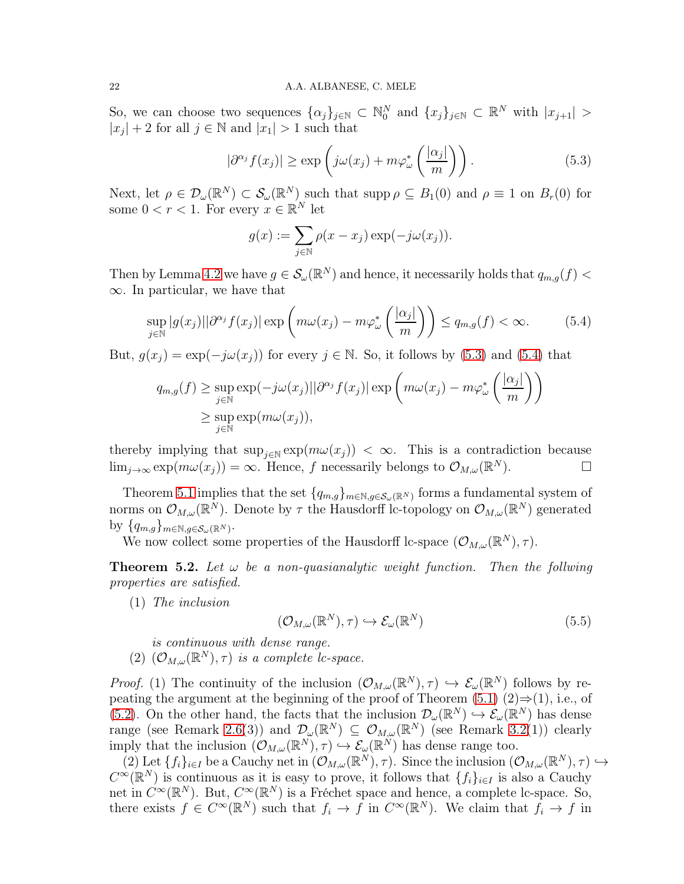So, we can choose two sequences $\{\alpha_j\}_{j\in\mathbb{N}} \subset \mathbb{N}_0^N$ and $\{x_j\}_{j\in\mathbb{N}} \subset \mathbb{R}^N$ with $|x_{j+1}| > |x_j| + 2$ for all $j \in \mathbb{N}$ and $|x_1| > 1$ such that

$$|\partial^{\alpha_j} f(x_j)| \geq \exp\left(j\omega(x_j) + m\varphi_\omega^*\left(\frac{|\alpha_j|}{m}\right)\right). \tag{5.3}$$

Next, let $\rho \in \mathcal{D}_\omega(\mathbb{R}^N) \subset \mathcal{S}_\omega(\mathbb{R}^N)$ such that $\operatorname{supp} \rho \subseteq B_1(0)$ and $\rho \equiv 1$ on $B_r(0)$ for some $0 < r < 1$. For every $x \in \mathbb{R}^N$ let

$$g(x) := \sum_{j\in\mathbb{N}} \rho(x - x_j) \exp(-j\omega(x_j)).$$

Then by Lemma 4.2 we have $g \in \mathcal{S}_\omega(\mathbb{R}^N)$ and hence, it necessarily holds that $q_{m,g}(f) < \infty$. In particular, we have that

$$\sup_{j\in\mathbb{N}} |g(x_j)||\partial^{\alpha_j} f(x_j)| \exp\left(m\omega(x_j) - m\varphi_\omega^*\left(\frac{|\alpha_j|}{m}\right)\right) \leq q_{m,g}(f) < \infty. \tag{5.4}$$

But, $g(x_j) = \exp(-j\omega(x_j))$ for every $j \in \mathbb{N}$. So, it follows by (5.3) and (5.4) that

$$\begin{aligned} q_{m,g}(f) &\geq \sup_{j\in\mathbb{N}} \exp(-j\omega(x_j))|\partial^{\alpha_j} f(x_j)| \exp\left(m\omega(x_j) - m\varphi_\omega^*\left(\frac{|\alpha_j|}{m}\right)\right) \\ &\geq \sup_{j\in\mathbb{N}} \exp(m\omega(x_j)), \end{aligned}$$

thereby implying that $\sup_{j\in\mathbb{N}} \exp(m\omega(x_j)) < \infty$. This is a contradiction because $\lim_{j\to\infty} \exp(m\omega(x_j)) = \infty$. Hence, $f$ necessarily belongs to $\mathcal{O}_{M,\omega}(\mathbb{R}^N)$. $\square$

Theorem 5.1 implies that the set $\{q_{m,g}\}_{m\in\mathbb{N}, g\in\mathcal{S}_\omega(\mathbb{R}^N)}$ forms a fundamental system of norms on $\mathcal{O}_{M,\omega}(\mathbb{R}^N)$. Denote by $\tau$ the Hausdorff lc-topology on $\mathcal{O}_{M,\omega}(\mathbb{R}^N)$ generated by $\{q_{m,g}\}_{m\in\mathbb{N}, g\in\mathcal{S}_\omega(\mathbb{R}^N)}$.

We now collect some properties of the Hausdorff lc-space $(\mathcal{O}_{M,\omega}(\mathbb{R}^N), \tau)$.

**Theorem 5.2.** *Let $\omega$ be a non-quasianalytic weight function. Then the follwing properties are satisfied.*

(1) *The inclusion*

$$(\mathcal{O}_{M,\omega}(\mathbb{R}^N), \tau) \hookrightarrow \mathcal{E}_\omega(\mathbb{R}^N) \tag{5.5}$$

*is continuous with dense range.*

(2) *$(\mathcal{O}_{M,\omega}(\mathbb{R}^N), \tau)$ is a complete lc-space.*

*Proof.* (1) The continuity of the inclusion $(\mathcal{O}_{M,\omega}(\mathbb{R}^N), \tau) \hookrightarrow \mathcal{E}_\omega(\mathbb{R}^N)$ follows by repeating the argument at the beginning of the proof of Theorem (5.1) (2)⇒(1), i.e., of (5.2). On the other hand, the facts that the inclusion $\mathcal{D}_\omega(\mathbb{R}^N) \hookrightarrow \mathcal{E}_\omega(\mathbb{R}^N)$ has dense range (see Remark 2.6(3)) and $\mathcal{D}_\omega(\mathbb{R}^N) \subseteq \mathcal{O}_{M,\omega}(\mathbb{R}^N)$ (see Remark 3.2(1)) clearly imply that the inclusion $(\mathcal{O}_{M,\omega}(\mathbb{R}^N), \tau) \hookrightarrow \mathcal{E}_\omega(\mathbb{R}^N)$ has dense range too.

(2) Let $\{f_i\}_{i\in I}$ be a Cauchy net in $(\mathcal{O}_{M,\omega}(\mathbb{R}^N), \tau)$. Since the inclusion $(\mathcal{O}_{M,\omega}(\mathbb{R}^N), \tau) \hookrightarrow C^\infty(\mathbb{R}^N)$ is continuous as it is easy to prove, it follows that $\{f_i\}_{i\in I}$ is also a Cauchy net in $C^\infty(\mathbb{R}^N)$. But, $C^\infty(\mathbb{R}^N)$ is a Fréchet space and hence, a complete lc-space. So, there exists $f \in C^\infty(\mathbb{R}^N)$ such that $f_i \to f$ in $C^\infty(\mathbb{R}^N)$. We claim that $f_i \to f$ in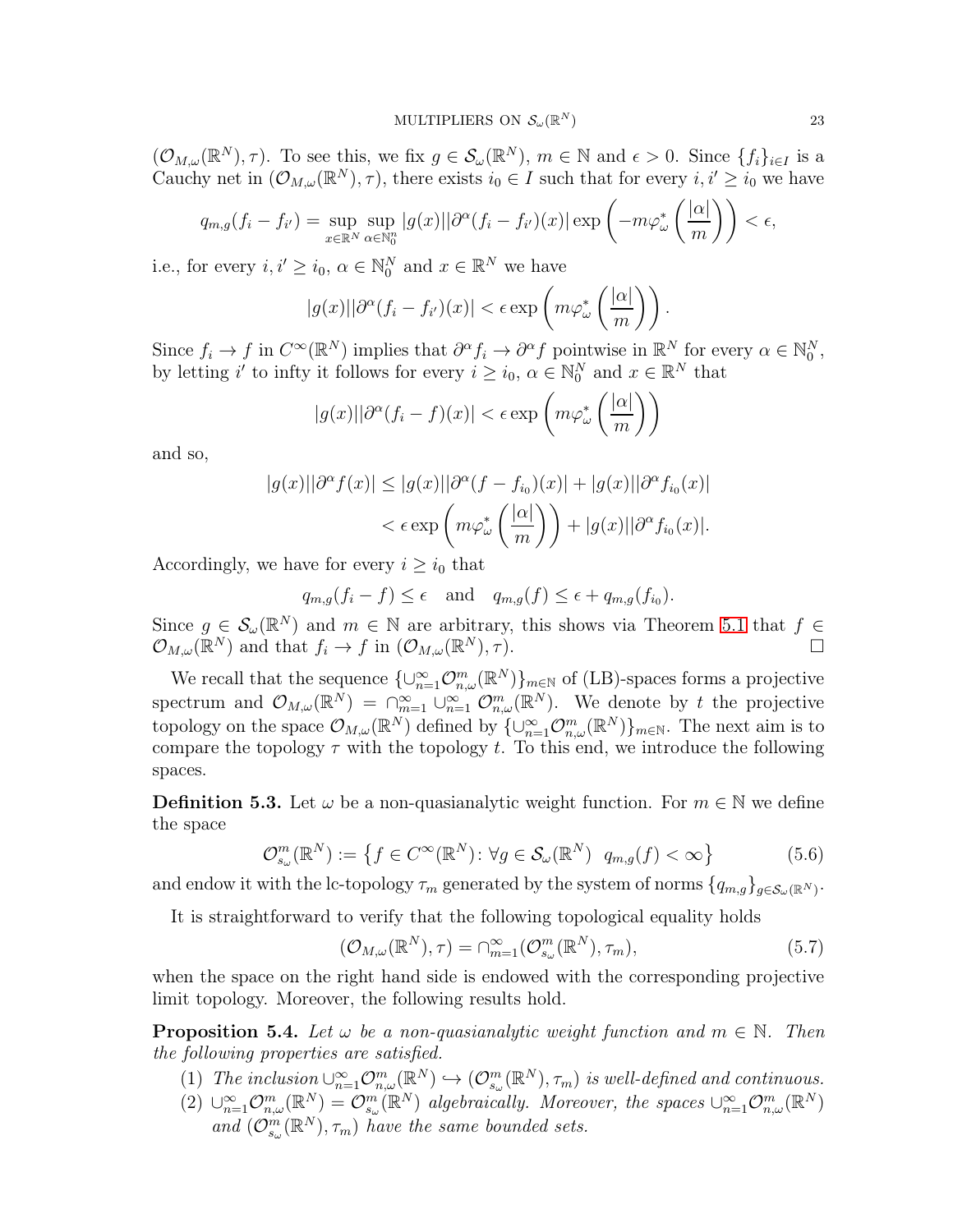$(\mathcal{O}_{M,\omega}(\mathbb{R}^N), \tau)$. To see this, we fix $g \in \mathcal{S}_\omega(\mathbb{R}^N)$, $m \in \mathbb{N}$ and $\epsilon > 0$. Since $\{f_i\}_{i\in I}$ is a Cauchy net in $(\mathcal{O}_{M,\omega}(\mathbb{R}^N), \tau)$, there exists $i_0 \in I$ such that for every $i, i' \geq i_0$ we have

$$q_{m,g}(f_i - f_{i'}) = \sup_{x\in\mathbb{R}^N} \sup_{\alpha\in\mathbb{N}_0^n} |g(x)||\partial^\alpha (f_i - f_{i'})(x)| \exp\left(-m\varphi_\omega^*\left(\frac{|\alpha|}{m}\right)\right) < \epsilon,$$

i.e., for every $i, i' \geq i_0$, $\alpha \in \mathbb{N}_0^N$ and $x \in \mathbb{R}^N$ we have

$$|g(x)||\partial^\alpha (f_i - f_{i'})(x)| < \epsilon \exp\left(m\varphi_\omega^*\left(\frac{|\alpha|}{m}\right)\right).$$

Since $f_i \to f$ in $C^\infty(\mathbb{R}^N)$ implies that $\partial^\alpha f_i \to \partial^\alpha f$ pointwise in $\mathbb{R}^N$ for every $\alpha \in \mathbb{N}_0^N$, by letting $i'$ to infty it follows for every $i \geq i_0$, $\alpha \in \mathbb{N}_0^N$ and $x \in \mathbb{R}^N$ that

$$|g(x)||\partial^\alpha (f_i - f)(x)| < \epsilon \exp\left(m\varphi_\omega^*\left(\frac{|\alpha|}{m}\right)\right)$$

and so,

$$\begin{aligned}|g(x)||\partial^\alpha f(x)| &\leq |g(x)||\partial^\alpha (f - f_{i_0})(x)| + |g(x)||\partial^\alpha f_{i_0}(x)| \\ &< \epsilon \exp\left(m\varphi_\omega^*\left(\frac{|\alpha|}{m}\right)\right) + |g(x)||\partial^\alpha f_{i_0}(x)|.\end{aligned}$$

Accordingly, we have for every $i \geq i_0$ that

$$q_{m,g}(f_i - f) \leq \epsilon \quad \text{and} \quad q_{m,g}(f) \leq \epsilon + q_{m,g}(f_{i_0}).$$

Since $g \in \mathcal{S}_\omega(\mathbb{R}^N)$ and $m \in \mathbb{N}$ are arbitrary, this shows via Theorem 5.1 that $f \in \mathcal{O}_{M,\omega}(\mathbb{R}^N)$ and that $f_i \to f$ in $(\mathcal{O}_{M,\omega}(\mathbb{R}^N), \tau)$. □

We recall that the sequence $\{\cup_{n=1}^\infty \mathcal{O}_{n,\omega}^m(\mathbb{R}^N)\}_{m\in\mathbb{N}}$ of (LB)-spaces forms a projective spectrum and $\mathcal{O}_{M,\omega}(\mathbb{R}^N) = \cap_{m=1}^\infty \cup_{n=1}^\infty \mathcal{O}_{n,\omega}^m(\mathbb{R}^N)$. We denote by $t$ the projective topology on the space $\mathcal{O}_{M,\omega}(\mathbb{R}^N)$ defined by $\{\cup_{n=1}^\infty \mathcal{O}_{n,\omega}^m(\mathbb{R}^N)\}_{m\in\mathbb{N}}$. The next aim is to compare the topology $\tau$ with the topology $t$. To this end, we introduce the following spaces.

**Definition 5.3.** Let $\omega$ be a non-quasianalytic weight function. For $m \in \mathbb{N}$ we define the space

$$\mathcal{O}_{s_\omega}^m(\mathbb{R}^N) := \left\{f \in C^\infty(\mathbb{R}^N) \colon \forall g \in \mathcal{S}_\omega(\mathbb{R}^N) \;\; q_{m,g}(f) < \infty\right\} \tag{5.6}$$

and endow it with the lc-topology $\tau_m$ generated by the system of norms $\{q_{m,g}\}_{g\in\mathcal{S}_\omega(\mathbb{R}^N)}$.

It is straightforward to verify that the following topological equality holds

$$(\mathcal{O}_{M,\omega}(\mathbb{R}^N), \tau) = \cap_{m=1}^\infty (\mathcal{O}_{s_\omega}^m(\mathbb{R}^N), \tau_m), \tag{5.7}$$

when the space on the right hand side is endowed with the corresponding projective limit topology. Moreover, the following results hold.

**Proposition 5.4.** *Let $\omega$ be a non-quasianalytic weight function and $m \in \mathbb{N}$. Then the following properties are satisfied.*

1. *The inclusion $\cup_{n=1}^\infty \mathcal{O}_{n,\omega}^m(\mathbb{R}^N) \hookrightarrow (\mathcal{O}_{s_\omega}^m(\mathbb{R}^N), \tau_m)$ is well-defined and continuous.*
2. *$\cup_{n=1}^\infty \mathcal{O}_{n,\omega}^m(\mathbb{R}^N) = \mathcal{O}_{s_\omega}^m(\mathbb{R}^N)$ algebraically. Moreover, the spaces $\cup_{n=1}^\infty \mathcal{O}_{n,\omega}^m(\mathbb{R}^N)$ and $(\mathcal{O}_{s_\omega}^m(\mathbb{R}^N), \tau_m)$ have the same bounded sets.*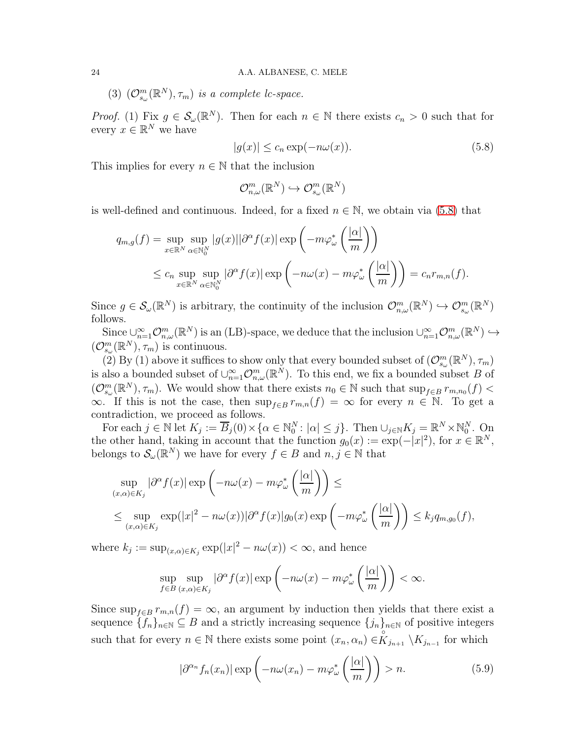(3) $(\mathcal{O}^m_{s_\omega}(\mathbb{R}^N), \tau_m)$ *is a complete lc-space.*

*Proof.* (1) Fix $g \in \mathcal{S}_\omega(\mathbb{R}^N)$. Then for each $n \in \mathbb{N}$ there exists $c_n > 0$ such that for every $x \in \mathbb{R}^N$ we have

$$|g(x)| \leq c_n \exp(-n\omega(x)). \tag{5.8}$$

This implies for every $n \in \mathbb{N}$ that the inclusion

$$\mathcal{O}^m_{n,\omega}(\mathbb{R}^N) \hookrightarrow \mathcal{O}^m_{s_\omega}(\mathbb{R}^N)$$

is well-defined and continuous. Indeed, for a fixed $n \in \mathbb{N}$, we obtain via (5.8) that

$$\begin{aligned} q_{m,g}(f) &= \sup_{x\in\mathbb{R}^N} \sup_{\alpha\in\mathbb{N}_0^N} |g(x)||\partial^\alpha f(x)| \exp\left(-m\varphi^*_\omega\left(\frac{|\alpha|}{m}\right)\right) \\ &\leq c_n \sup_{x\in\mathbb{R}^N} \sup_{\alpha\in\mathbb{N}_0^N} |\partial^\alpha f(x)| \exp\left(-n\omega(x) - m\varphi^*_\omega\left(\frac{|\alpha|}{m}\right)\right) = c_n r_{m,n}(f). \end{aligned}$$

Since $g \in \mathcal{S}_\omega(\mathbb{R}^N)$ is arbitrary, the continuity of the inclusion $\mathcal{O}^m_{n,\omega}(\mathbb{R}^N) \hookrightarrow \mathcal{O}^m_{s_\omega}(\mathbb{R}^N)$ follows.

Since $\cup_{n=1}^\infty \mathcal{O}^m_{n,\omega}(\mathbb{R}^N)$ is an (LB)-space, we deduce that the inclusion $\cup_{n=1}^\infty \mathcal{O}^m_{n,\omega}(\mathbb{R}^N) \hookrightarrow (\mathcal{O}^m_{s_\omega}(\mathbb{R}^N), \tau_m)$ is continuous.

(2) By (1) above it suffices to show only that every bounded subset of $(\mathcal{O}^m_{s_\omega}(\mathbb{R}^N), \tau_m)$ is also a bounded subset of $\cup_{n=1}^\infty \mathcal{O}^m_{n,\omega}(\mathbb{R}^N)$. To this end, we fix a bounded subset $B$ of $(\mathcal{O}^m_{s_\omega}(\mathbb{R}^N), \tau_m)$. We would show that there exists $n_0 \in \mathbb{N}$ such that $\sup_{f\in B} r_{m,n_0}(f) < \infty$. If this is not the case, then $\sup_{f\in B} r_{m,n}(f) = \infty$ for every $n \in \mathbb{N}$. To get a contradiction, we proceed as follows.

For each $j \in \mathbb{N}$ let $K_j := \overline{B}_j(0) \times \{\alpha \in \mathbb{N}_0^N : |\alpha| \leq j\}$. Then $\cup_{j\in\mathbb{N}} K_j = \mathbb{R}^N \times \mathbb{N}_0^N$. On the other hand, taking in account that the function $g_0(x) := \exp(-|x|^2)$, for $x \in \mathbb{R}^N$, belongs to $\mathcal{S}_\omega(\mathbb{R}^N)$ we have for every $f \in B$ and $n, j \in \mathbb{N}$ that

$$\begin{aligned} &\sup_{(x,\alpha)\in K_j} |\partial^\alpha f(x)| \exp\left(-n\omega(x) - m\varphi^*_\omega\left(\frac{|\alpha|}{m}\right)\right) \leq \\ &\leq \sup_{(x,\alpha)\in K_j} \exp(|x|^2 - n\omega(x))|\partial^\alpha f(x)| g_0(x) \exp\left(-m\varphi^*_\omega\left(\frac{|\alpha|}{m}\right)\right) \leq k_j q_{m,g_0}(f), \end{aligned}$$

where $k_j := \sup_{(x,\alpha)\in K_j} \exp(|x|^2 - n\omega(x)) < \infty$, and hence

$$\sup_{f\in B} \sup_{(x,\alpha)\in K_j} |\partial^\alpha f(x)| \exp\left(-n\omega(x) - m\varphi^*_\omega\left(\frac{|\alpha|}{m}\right)\right) < \infty.$$

Since $\sup_{f\in B} r_{m,n}(f) = \infty$, an argument by induction then yields that there exist a sequence $\{f_n\}_{n\in\mathbb{N}} \subseteq B$ and a strictly increasing sequence $\{j_n\}_{n\in\mathbb{N}}$ of positive integers such that for every $n \in \mathbb{N}$ there exists some point $(x_n, \alpha_n) \in \overset{\circ}{K}_{j_{n+1}} \setminus K_{j_{n-1}}$ for which

$$|\partial^{\alpha_n} f_n(x_n)| \exp\left(-n\omega(x_n) - m\varphi^*_\omega\left(\frac{|\alpha|}{m}\right)\right) > n. \tag{5.9}$$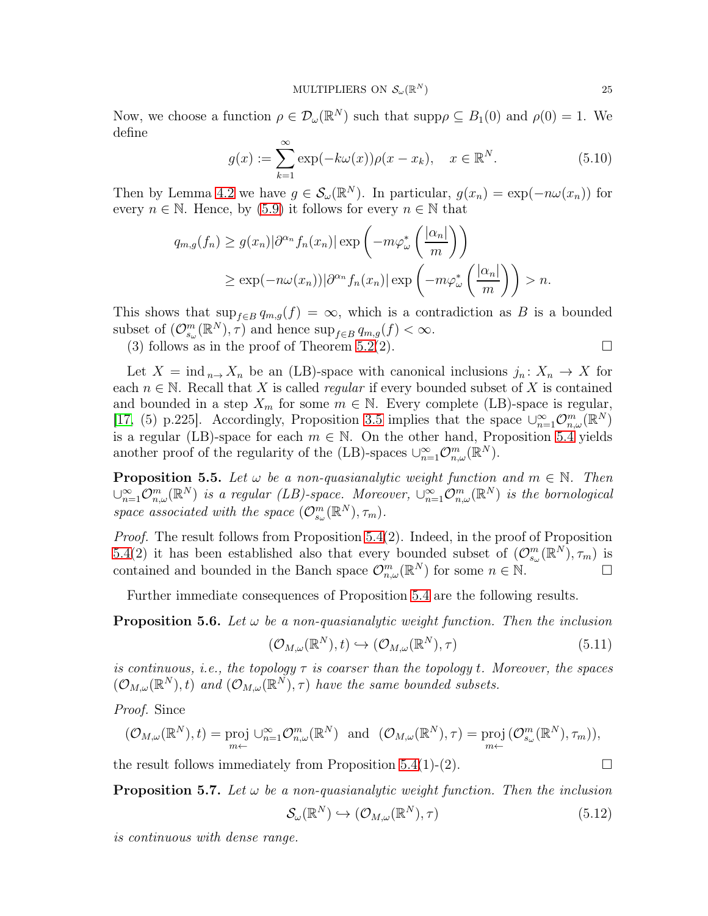Now, we choose a function $\rho \in \mathcal{D}_\omega(\mathbb{R}^N)$ such that $\mathrm{supp}\rho \subseteq B_1(0)$ and $\rho(0) = 1$. We define

$$g(x) := \sum_{k=1}^{\infty} \exp(-k\omega(x))\rho(x - x_k), \quad x \in \mathbb{R}^N. \tag{5.10}$$

Then by Lemma 4.2 we have $g \in \mathcal{S}_\omega(\mathbb{R}^N)$. In particular, $g(x_n) = \exp(-n\omega(x_n))$ for every $n \in \mathbb{N}$. Hence, by (5.9) it follows for every $n \in \mathbb{N}$ that

$$\begin{aligned} q_{m,g}(f_n) &\geq g(x_n)|\partial^{\alpha_n} f_n(x_n)| \exp\left(-m\varphi_\omega^*\left(\frac{|\alpha_n|}{m}\right)\right) \\ &\geq \exp(-n\omega(x_n))|\partial^{\alpha_n} f_n(x_n)| \exp\left(-m\varphi_\omega^*\left(\frac{|\alpha_n|}{m}\right)\right) > n. \end{aligned}$$

This shows that $\sup_{f \in B} q_{m,g}(f) = \infty$, which is a contradiction as $B$ is a bounded subset of $(\mathcal{O}^m_{s_\omega}(\mathbb{R}^N), \tau)$ and hence $\sup_{f\in B} q_{m,g}(f) < \infty$.

(3) follows as in the proof of Theorem 5.2(2). $\square$

Let $X = \mathrm{ind}_{n\to} X_n$ be an (LB)-space with canonical inclusions $j_n \colon X_n \to X$ for each $n \in \mathbb{N}$. Recall that $X$ is called *regular* if every bounded subset of $X$ is contained and bounded in a step $X_m$ for some $m \in \mathbb{N}$. Every complete (LB)-space is regular, [17, (5) p.225]. Accordingly, Proposition 3.5 implies that the space $\cup_{n=1}^\infty \mathcal{O}^m_{n,\omega}(\mathbb{R}^N)$ is a regular (LB)-space for each $m \in \mathbb{N}$. On the other hand, Proposition 5.4 yields another proof of the regularity of the (LB)-spaces $\cup_{n=1}^\infty \mathcal{O}^m_{n,\omega}(\mathbb{R}^N)$.

**Proposition 5.5.** *Let $\omega$ be a non-quasianalytic weight function and $m \in \mathbb{N}$. Then $\cup_{n=1}^\infty \mathcal{O}^m_{n,\omega}(\mathbb{R}^N)$ is a regular (LB)-space. Moreover, $\cup_{n=1}^\infty \mathcal{O}^m_{n,\omega}(\mathbb{R}^N)$ is the bornological space associated with the space $(\mathcal{O}^m_{s_\omega}(\mathbb{R}^N), \tau_m)$.*

*Proof.* The result follows from Proposition 5.4(2). Indeed, in the proof of Proposition 5.4(2) it has been established also that every bounded subset of $(\mathcal{O}^m_{s_\omega}(\mathbb{R}^N), \tau_m)$ is contained and bounded in the Banch space $\mathcal{O}^m_{n,\omega}(\mathbb{R}^N)$ for some $n \in \mathbb{N}$. $\square$

Further immediate consequences of Proposition 5.4 are the following results.

**Proposition 5.6.** *Let $\omega$ be a non-quasianalytic weight function. Then the inclusion*

$$(\mathcal{O}_{M,\omega}(\mathbb{R}^N), t) \hookrightarrow (\mathcal{O}_{M,\omega}(\mathbb{R}^N), \tau) \tag{5.11}$$

*is continuous, i.e., the topology $\tau$ is coarser than the topology $t$. Moreover, the spaces $(\mathcal{O}_{M,\omega}(\mathbb{R}^N), t)$ and $(\mathcal{O}_{M,\omega}(\mathbb{R}^N), \tau)$ have the same bounded subsets.*

*Proof.* Since

$$(\mathcal{O}_{M,\omega}(\mathbb{R}^N), t) = \operatorname*{proj}_{m\leftarrow} \cup_{n=1}^\infty \mathcal{O}^m_{n,\omega}(\mathbb{R}^N) \ \text{ and } \ (\mathcal{O}_{M,\omega}(\mathbb{R}^N), \tau) = \operatorname*{proj}_{m\leftarrow} (\mathcal{O}^m_{s_\omega}(\mathbb{R}^N), \tau_m)),$$

the result follows immediately from Proposition 5.4(1)-(2). $\square$

**Proposition 5.7.** *Let $\omega$ be a non-quasianalytic weight function. Then the inclusion*

$$\mathcal{S}_\omega(\mathbb{R}^N) \hookrightarrow (\mathcal{O}_{M,\omega}(\mathbb{R}^N), \tau) \tag{5.12}$$

*is continuous with dense range.*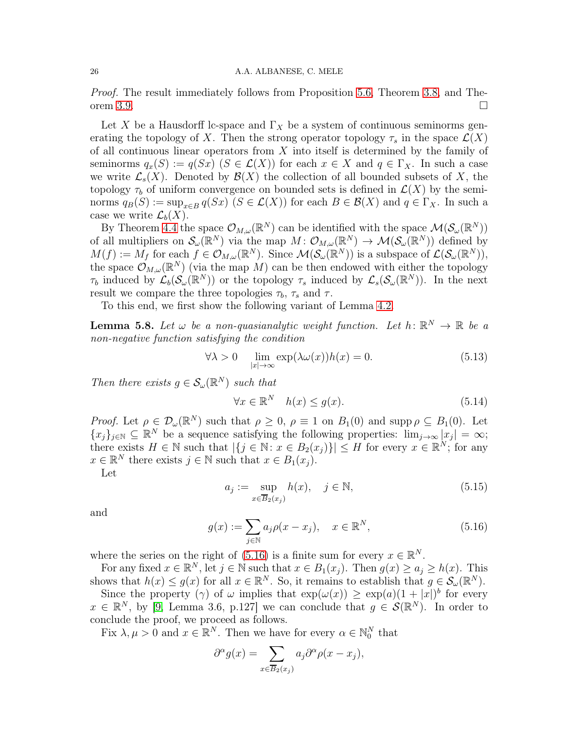*Proof.* The result immediately follows from Proposition 5.6, Theorem 3.8, and Theorem 3.9. ☐

Let $X$ be a Hausdorff lc-space and $\Gamma_X$ be a system of continuous seminorms generating the topology of $X$. Then the strong operator topology $\tau_s$ in the space $\mathcal{L}(X)$ of all continuous linear operators from $X$ into itself is determined by the family of seminorms $q_x(S) := q(Sx)$ ($S \in \mathcal{L}(X)$) for each $x \in X$ and $q \in \Gamma_X$. In such a case we write $\mathcal{L}_s(X)$. Denoted by $\mathcal{B}(X)$ the collection of all bounded subsets of $X$, the topology $\tau_b$ of uniform convergence on bounded sets is defined in $\mathcal{L}(X)$ by the seminorms $q_B(S) := \sup_{x\in B} q(Sx)$ ($S \in \mathcal{L}(X)$) for each $B \in \mathcal{B}(X)$ and $q \in \Gamma_X$. In such a case we write $\mathcal{L}_b(X)$.

By Theorem 4.4 the space $\mathcal{O}_{M,\omega}(\mathbb{R}^N)$ can be identified with the space $\mathcal{M}(\mathcal{S}_\omega(\mathbb{R}^N))$ of all multipliers on $\mathcal{S}_\omega(\mathbb{R}^N)$ via the map $M\colon \mathcal{O}_{M,\omega}(\mathbb{R}^N) \to \mathcal{M}(\mathcal{S}_\omega(\mathbb{R}^N))$ defined by $M(f) := M_f$ for each $f \in \mathcal{O}_{M,\omega}(\mathbb{R}^N)$. Since $\mathcal{M}(\mathcal{S}_\omega(\mathbb{R}^N))$ is a subspace of $\mathcal{L}(\mathcal{S}_\omega(\mathbb{R}^N))$, the space $\mathcal{O}_{M,\omega}(\mathbb{R}^N)$ (via the map $M$) can be then endowed with either the topology $\tau_b$ induced by $\mathcal{L}_b(\mathcal{S}_\omega(\mathbb{R}^N))$ or the topology $\tau_s$ induced by $\mathcal{L}_s(\mathcal{S}_\omega(\mathbb{R}^N))$. In the next result we compare the three topologies $\tau_b$, $\tau_s$ and $\tau$.

To this end, we first show the following variant of Lemma 4.2.

**Lemma 5.8.** *Let $\omega$ be a non-quasianalytic weight function. Let $h\colon \mathbb{R}^N \to \mathbb{R}$ be a non-negative function satisfying the condition*

$$\forall \lambda > 0 \quad \lim_{|x|\to\infty} \exp(\lambda\omega(x))h(x) = 0. \tag{5.13}$$

*Then there exists $g \in \mathcal{S}_\omega(\mathbb{R}^N)$ such that*

$$\forall x \in \mathbb{R}^N \quad h(x) \leq g(x). \tag{5.14}$$

*Proof.* Let $\rho \in \mathcal{D}_\omega(\mathbb{R}^N)$ such that $\rho \geq 0$, $\rho \equiv 1$ on $B_1(0)$ and $\operatorname{supp}\rho \subseteq B_1(0)$. Let $\{x_j\}_{j\in\mathbb{N}} \subseteq \mathbb{R}^N$ be a sequence satisfying the following properties: $\lim_{j\to\infty}|x_j| = \infty$; there exists $H \in \mathbb{N}$ such that $|\{j \in \mathbb{N}\colon x \in B_2(x_j)\}| \leq H$ for every $x \in \mathbb{R}^N$; for any $x \in \mathbb{R}^N$ there exists $j \in \mathbb{N}$ such that $x \in B_1(x_j)$.

Let

$$a_j := \sup_{x\in \overline{B}_2(x_j)} h(x), \quad j \in \mathbb{N}, \tag{5.15}$$

and

$$g(x) := \sum_{j\in\mathbb{N}} a_j\rho(x - x_j), \quad x \in \mathbb{R}^N, \tag{5.16}$$

where the series on the right of (5.16) is a finite sum for every $x \in \mathbb{R}^N$.

For any fixed $x \in \mathbb{R}^N$, let $j \in \mathbb{N}$ such that $x \in B_1(x_j)$. Then $g(x) \geq a_j \geq h(x)$. This shows that $h(x) \leq g(x)$ for all $x \in \mathbb{R}^N$. So, it remains to establish that $g \in \mathcal{S}_\omega(\mathbb{R}^N)$.

Since the property $(\gamma)$ of $\omega$ implies that $\exp(\omega(x)) \geq \exp(a)(1 + |x|)^b$ for every $x \in \mathbb{R}^N$, by [9, Lemma 3.6, p.127] we can conclude that $g \in \mathcal{S}(\mathbb{R}^N)$. In order to conclude the proof, we proceed as follows.

Fix $\lambda, \mu > 0$ and $x \in \mathbb{R}^N$. Then we have for every $\alpha \in \mathbb{N}_0^N$ that

$$\partial^\alpha g(x) = \sum_{x\in\overline{B}_2(x_j)} a_j\partial^\alpha\rho(x - x_j),$$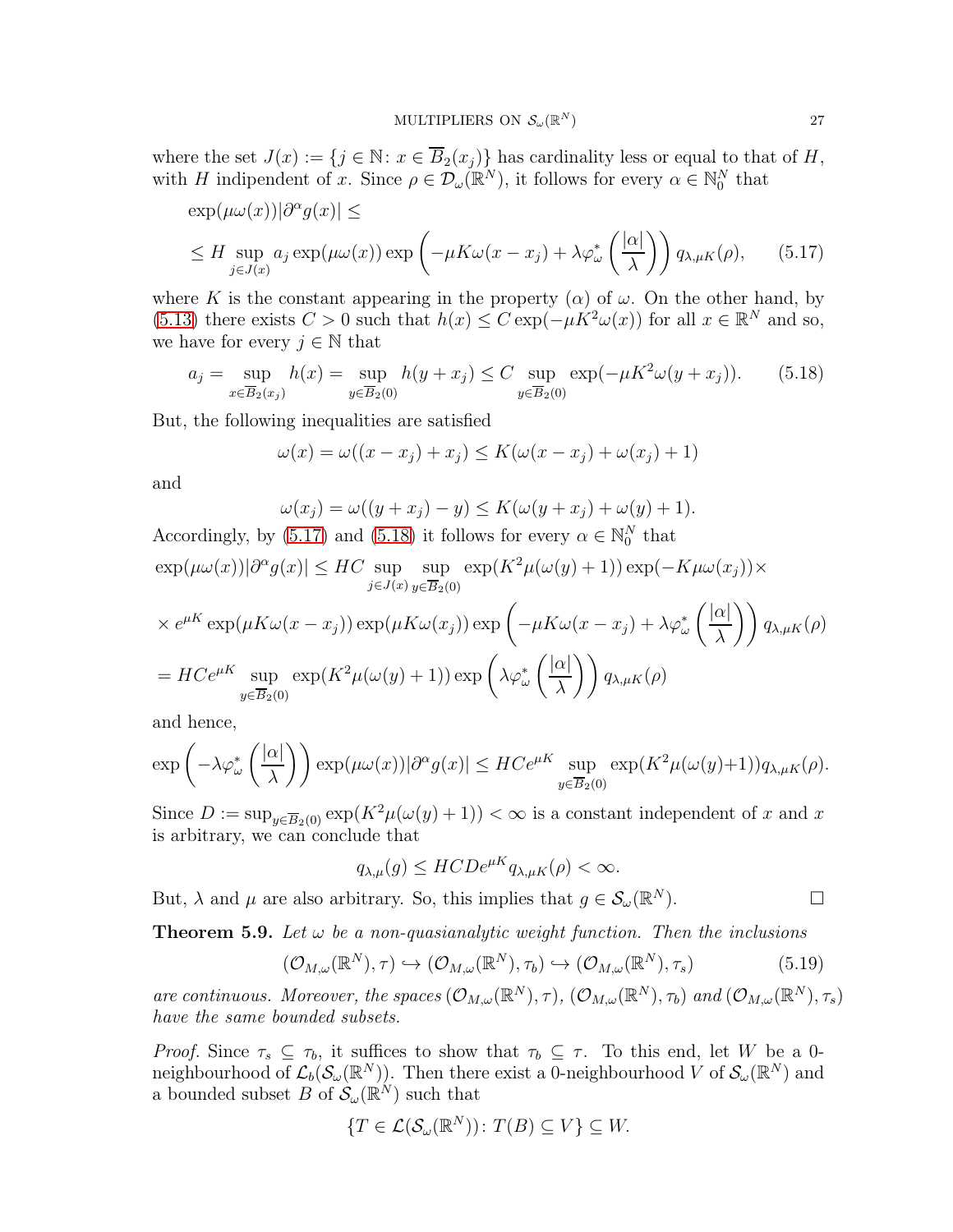where the set $J(x) := \{j \in \mathbb{N} : x \in \overline{B}_2(x_j)\}$ has cardinality less or equal to that of $H$, with $H$ indipendent of $x$. Since $\rho \in \mathcal{D}_\omega(\mathbb{R}^N)$, it follows for every $\alpha \in \mathbb{N}_0^N$ that

$$\exp(\mu\omega(x))|\partial^\alpha g(x)| \leq$$
$$\leq H \sup_{j\in J(x)} a_j \exp(\mu\omega(x)) \exp\left(-\mu K\omega(x - x_j) + \lambda\varphi^*_\omega\left(\frac{|\alpha|}{\lambda}\right)\right) q_{\lambda,\mu K}(\rho), \qquad (5.17)$$

where $K$ is the constant appearing in the property $(\alpha)$ of $\omega$. On the other hand, by (5.13) there exists $C > 0$ such that $h(x) \leq C \exp(-\mu K^2\omega(x))$ for all $x \in \mathbb{R}^N$ and so, we have for every $j \in \mathbb{N}$ that

$$a_j = \sup_{x\in\overline{B}_2(x_j)} h(x) = \sup_{y\in\overline{B}_2(0)} h(y + x_j) \leq C \sup_{y\in\overline{B}_2(0)} \exp(-\mu K^2\omega(y + x_j)). \qquad (5.18)$$

But, the following inequalities are satisfied

$$\omega(x) = \omega((x - x_j) + x_j) \leq K(\omega(x - x_j) + \omega(x_j) + 1)$$

and

$$\omega(x_j) = \omega((y + x_j) - y) \leq K(\omega(y + x_j) + \omega(y) + 1).$$

Accordingly, by (5.17) and (5.18) it follows for every $\alpha \in \mathbb{N}_0^N$ that

$$\exp(\mu\omega(x))|\partial^\alpha g(x)| \leq HC \sup_{j\in J(x)} \sup_{y\in\overline{B}_2(0)} \exp(K^2\mu(\omega(y) + 1)) \exp(-K\mu\omega(x_j))\times$$
$$\times e^{\mu K} \exp(\mu K\omega(x - x_j)) \exp(\mu K\omega(x_j)) \exp\left(-\mu K\omega(x - x_j) + \lambda\varphi^*_\omega\left(\frac{|\alpha|}{\lambda}\right)\right) q_{\lambda,\mu K}(\rho)$$
$$= HCe^{\mu K} \sup_{y\in\overline{B}_2(0)} \exp(K^2\mu(\omega(y) + 1)) \exp\left(\lambda\varphi^*_\omega\left(\frac{|\alpha|}{\lambda}\right)\right) q_{\lambda,\mu K}(\rho)$$

and hence,

$$\exp\left(-\lambda\varphi^*_\omega\left(\frac{|\alpha|}{\lambda}\right)\right) \exp(\mu\omega(x))|\partial^\alpha g(x)| \leq HCe^{\mu K} \sup_{y\in\overline{B}_2(0)} \exp(K^2\mu(\omega(y)+1))q_{\lambda,\mu K}(\rho).$$

Since $D := \sup_{y\in\overline{B}_2(0)} \exp(K^2\mu(\omega(y) + 1)) < \infty$ is a constant independent of $x$ and $x$ is arbitrary, we can conclude that

$$q_{\lambda,\mu}(g) \leq HCDe^{\mu K} q_{\lambda,\mu K}(\rho) < \infty.$$

But, $\lambda$ and $\mu$ are also arbitrary. So, this implies that $g \in \mathcal{S}_\omega(\mathbb{R}^N)$. $\square$

**Theorem 5.9.** *Let $\omega$ be a non-quasianalytic weight function. Then the inclusions*

$$(\mathcal{O}_{M,\omega}(\mathbb{R}^N), \tau) \hookrightarrow (\mathcal{O}_{M,\omega}(\mathbb{R}^N), \tau_b) \hookrightarrow (\mathcal{O}_{M,\omega}(\mathbb{R}^N), \tau_s) \qquad (5.19)$$

*are continuous. Moreover, the spaces $(\mathcal{O}_{M,\omega}(\mathbb{R}^N), \tau)$, $(\mathcal{O}_{M,\omega}(\mathbb{R}^N), \tau_b)$ and $(\mathcal{O}_{M,\omega}(\mathbb{R}^N), \tau_s)$ have the same bounded subsets.*

*Proof.* Since $\tau_s \subseteq \tau_b$, it suffices to show that $\tau_b \subseteq \tau$. To this end, let $W$ be a 0-neighbourhood of $\mathcal{L}_b(\mathcal{S}_\omega(\mathbb{R}^N))$. Then there exist a 0-neighbourhood $V$ of $\mathcal{S}_\omega(\mathbb{R}^N)$ and a bounded subset $B$ of $\mathcal{S}_\omega(\mathbb{R}^N)$ such that

$$\{T \in \mathcal{L}(\mathcal{S}_\omega(\mathbb{R}^N)) : T(B) \subseteq V\} \subseteq W.$$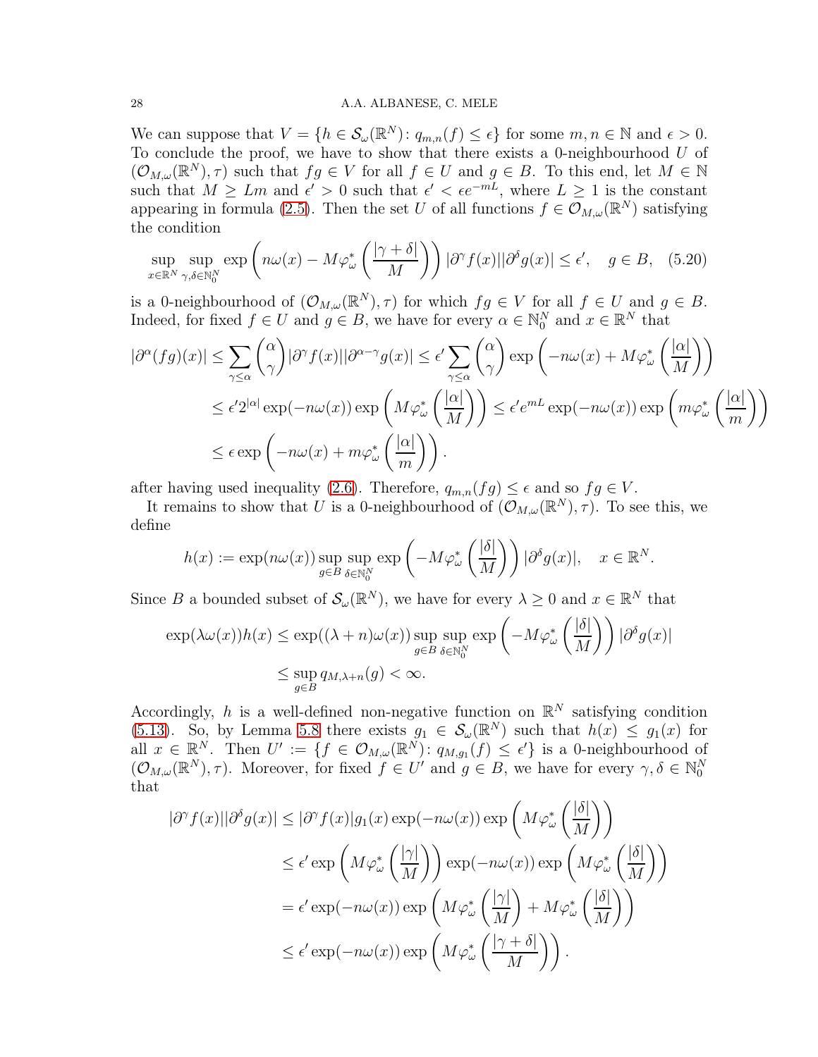We can suppose that $V = \{h \in \mathcal{S}_\omega(\mathbb{R}^N) \colon q_{m,n}(f) \leq \epsilon\}$ for some $m, n \in \mathbb{N}$ and $\epsilon > 0$. To conclude the proof, we have to show that there exists a 0-neighbourhood $U$ of $(\mathcal{O}_{M,\omega}(\mathbb{R}^N), \tau)$ such that $fg \in V$ for all $f \in U$ and $g \in B$. To this end, let $M \in \mathbb{N}$ such that $M \geq Lm$ and $\epsilon' > 0$ such that $\epsilon' < \epsilon e^{-mL}$, where $L \geq 1$ is the constant appearing in formula (2.5). Then the set $U$ of all functions $f \in \mathcal{O}_{M,\omega}(\mathbb{R}^N)$ satisfying the condition

$$\sup_{x\in\mathbb{R}^N} \sup_{\gamma,\delta\in\mathbb{N}_0^N} \exp\left(n\omega(x) - M\varphi^*_\omega\left(\frac{|\gamma+\delta|}{M}\right)\right)|\partial^\gamma f(x)||\partial^\delta g(x)| \leq \epsilon', \quad g \in B, \quad (5.20)$$

is a 0-neighbourhood of $(\mathcal{O}_{M,\omega}(\mathbb{R}^N), \tau)$ for which $fg \in V$ for all $f \in U$ and $g \in B$. Indeed, for fixed $f \in U$ and $g \in B$, we have for every $\alpha \in \mathbb{N}_0^N$ and $x \in \mathbb{R}^N$ that

$$\begin{aligned}
|\partial^\alpha(fg)(x)| &\leq \sum_{\gamma\leq\alpha}\binom{\alpha}{\gamma}|\partial^\gamma f(x)||\partial^{\alpha-\gamma}g(x)| \leq \epsilon' \sum_{\gamma\leq\alpha}\binom{\alpha}{\gamma}\exp\left(-n\omega(x) + M\varphi^*_\omega\left(\frac{|\alpha|}{M}\right)\right) \\
&\leq \epsilon' 2^{|\alpha|}\exp(-n\omega(x))\exp\left(M\varphi^*_\omega\left(\frac{|\alpha|}{M}\right)\right) \leq \epsilon' e^{mL}\exp(-n\omega(x))\exp\left(m\varphi^*_\omega\left(\frac{|\alpha|}{m}\right)\right) \\
&\leq \epsilon \exp\left(-n\omega(x) + m\varphi^*_\omega\left(\frac{|\alpha|}{m}\right)\right).
\end{aligned}$$

after having used inequality (2.6). Therefore, $q_{m,n}(fg) \leq \epsilon$ and so $fg \in V$.

It remains to show that $U$ is a 0-neighbourhood of $(\mathcal{O}_{M,\omega}(\mathbb{R}^N), \tau)$. To see this, we define

$$h(x) := \exp(n\omega(x)) \sup_{g\in B}\sup_{\delta\in\mathbb{N}_0^N} \exp\left(-M\varphi^*_\omega\left(\frac{|\delta|}{M}\right)\right)|\partial^\delta g(x)|, \quad x \in \mathbb{R}^N.$$

Since $B$ a bounded subset of $\mathcal{S}_\omega(\mathbb{R}^N)$, we have for every $\lambda \geq 0$ and $x \in \mathbb{R}^N$ that

$$\begin{aligned}
\exp(\lambda\omega(x))h(x) &\leq \exp((\lambda+n)\omega(x)) \sup_{g\in B}\sup_{\delta\in\mathbb{N}_0^N} \exp\left(-M\varphi^*_\omega\left(\frac{|\delta|}{M}\right)\right)|\partial^\delta g(x)| \\
&\leq \sup_{g\in B} q_{M,\lambda+n}(g) < \infty.
\end{aligned}$$

Accordingly, $h$ is a well-defined non-negative function on $\mathbb{R}^N$ satisfying condition (5.13). So, by Lemma 5.8 there exists $g_1 \in \mathcal{S}_\omega(\mathbb{R}^N)$ such that $h(x) \leq g_1(x)$ for all $x \in \mathbb{R}^N$. Then $U' := \{f \in \mathcal{O}_{M,\omega}(\mathbb{R}^N) \colon q_{M,g_1}(f) \leq \epsilon'\}$ is a 0-neighbourhood of $(\mathcal{O}_{M,\omega}(\mathbb{R}^N), \tau)$. Moreover, for fixed $f \in U'$ and $g \in B$, we have for every $\gamma, \delta \in \mathbb{N}_0^N$ that

$$\begin{aligned}
|\partial^\gamma f(x)||\partial^\delta g(x)| &\leq |\partial^\gamma f(x)| g_1(x)\exp(-n\omega(x))\exp\left(M\varphi^*_\omega\left(\frac{|\delta|}{M}\right)\right) \\
&\leq \epsilon' \exp\left(M\varphi^*_\omega\left(\frac{|\gamma|}{M}\right)\right)\exp(-n\omega(x))\exp\left(M\varphi^*_\omega\left(\frac{|\delta|}{M}\right)\right) \\
&= \epsilon' \exp(-n\omega(x))\exp\left(M\varphi^*_\omega\left(\frac{|\gamma|}{M}\right) + M\varphi^*_\omega\left(\frac{|\delta|}{M}\right)\right) \\
&\leq \epsilon' \exp(-n\omega(x))\exp\left(M\varphi^*_\omega\left(\frac{|\gamma+\delta|}{M}\right)\right).
\end{aligned}$$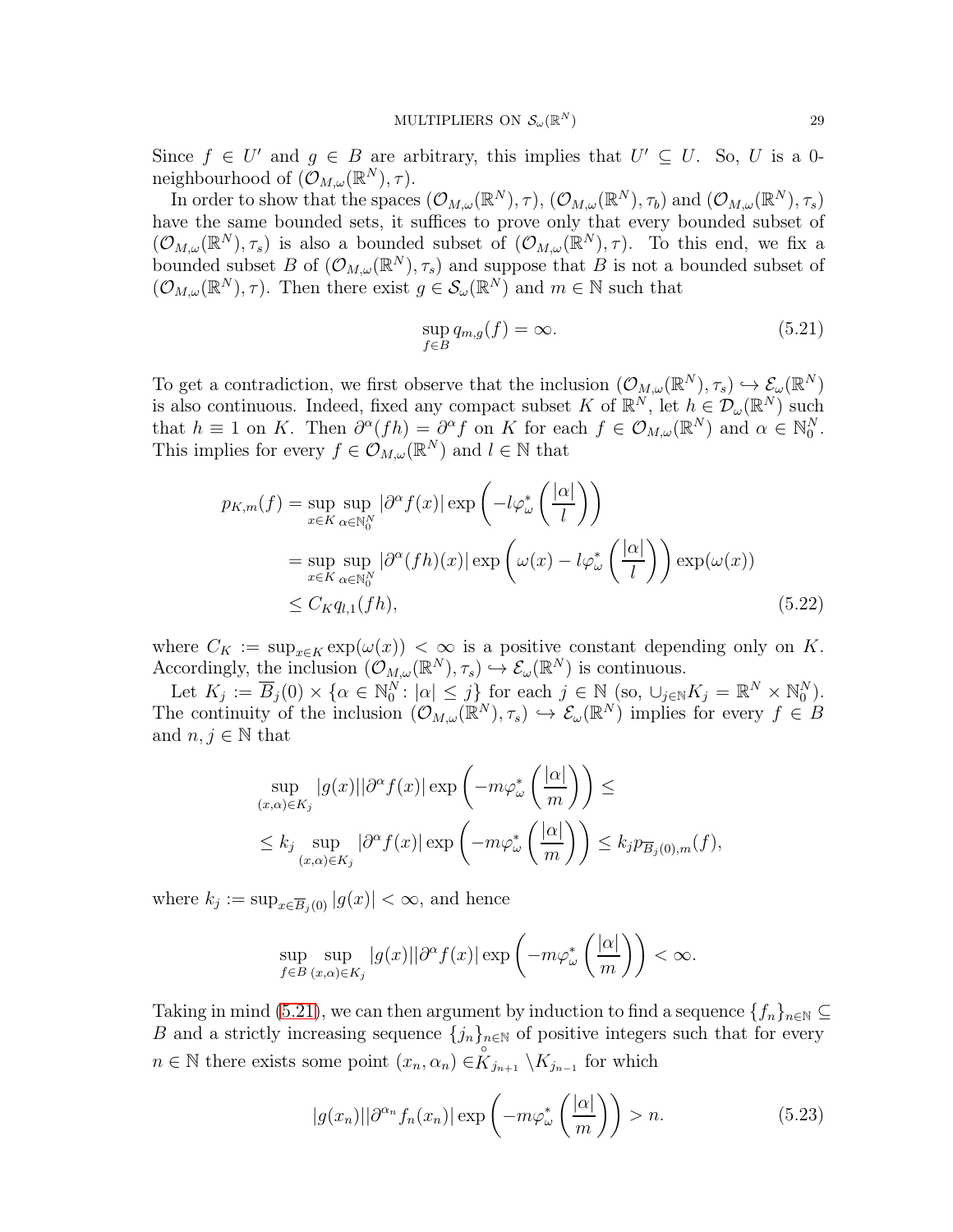Since $f \in U'$ and $g \in B$ are arbitrary, this implies that $U' \subseteq U$. So, $U$ is a 0-neighbourhood of $(\mathcal{O}_{M,\omega}(\mathbb{R}^N), \tau)$.

In order to show that the spaces $(\mathcal{O}_{M,\omega}(\mathbb{R}^N), \tau)$, $(\mathcal{O}_{M,\omega}(\mathbb{R}^N), \tau_b)$ and $(\mathcal{O}_{M,\omega}(\mathbb{R}^N), \tau_s)$ have the same bounded sets, it suffices to prove only that every bounded subset of $(\mathcal{O}_{M,\omega}(\mathbb{R}^N), \tau_s)$ is also a bounded subset of $(\mathcal{O}_{M,\omega}(\mathbb{R}^N), \tau)$. To this end, we fix a bounded subset $B$ of $(\mathcal{O}_{M,\omega}(\mathbb{R}^N), \tau_s)$ and suppose that $B$ is not a bounded subset of $(\mathcal{O}_{M,\omega}(\mathbb{R}^N), \tau)$. Then there exist $g \in \mathcal{S}_\omega(\mathbb{R}^N)$ and $m \in \mathbb{N}$ such that

$$\sup_{f \in B} q_{m,g}(f) = \infty. \tag{5.21}$$

To get a contradiction, we first observe that the inclusion $(\mathcal{O}_{M,\omega}(\mathbb{R}^N), \tau_s) \hookrightarrow \mathcal{E}_\omega(\mathbb{R}^N)$ is also continuous. Indeed, fixed any compact subset $K$ of $\mathbb{R}^N$, let $h \in \mathcal{D}_\omega(\mathbb{R}^N)$ such that $h \equiv 1$ on $K$. Then $\partial^\alpha(fh) = \partial^\alpha f$ on $K$ for each $f \in \mathcal{O}_{M,\omega}(\mathbb{R}^N)$ and $\alpha \in \mathbb{N}_0^N$. This implies for every $f \in \mathcal{O}_{M,\omega}(\mathbb{R}^N)$ and $l \in \mathbb{N}$ that

$$\begin{aligned} p_{K,m}(f) &= \sup_{x \in K} \sup_{\alpha \in \mathbb{N}_0^N} |\partial^\alpha f(x)| \exp\left(-l\varphi_\omega^*\left(\frac{|\alpha|}{l}\right)\right) \\ &= \sup_{x \in K} \sup_{\alpha \in \mathbb{N}_0^N} |\partial^\alpha (fh)(x)| \exp\left(\omega(x) - l\varphi_\omega^*\left(\frac{|\alpha|}{l}\right)\right) \exp(\omega(x)) \\ &\leq C_K q_{l,1}(fh), \end{aligned} \tag{5.22}$$

where $C_K := \sup_{x \in K} \exp(\omega(x)) < \infty$ is a positive constant depending only on $K$. Accordingly, the inclusion $(\mathcal{O}_{M,\omega}(\mathbb{R}^N), \tau_s) \hookrightarrow \mathcal{E}_\omega(\mathbb{R}^N)$ is continuous.

Let $K_j := \overline{B}_j(0) \times \{\alpha \in \mathbb{N}_0^N : |\alpha| \leq j\}$ for each $j \in \mathbb{N}$ (so, $\cup_{j \in \mathbb{N}} K_j = \mathbb{R}^N \times \mathbb{N}_0^N$). The continuity of the inclusion $(\mathcal{O}_{M,\omega}(\mathbb{R}^N), \tau_s) \hookrightarrow \mathcal{E}_\omega(\mathbb{R}^N)$ implies for every $f \in B$ and $n, j \in \mathbb{N}$ that

$$\begin{aligned} &\sup_{(x,\alpha) \in K_j} |g(x)||\partial^\alpha f(x)| \exp\left(-m\varphi_\omega^*\left(\frac{|\alpha|}{m}\right)\right) \leq \\ &\leq k_j \sup_{(x,\alpha) \in K_j} |\partial^\alpha f(x)| \exp\left(-m\varphi_\omega^*\left(\frac{|\alpha|}{m}\right)\right) \leq k_j p_{\overline{B}_j(0),m}(f), \end{aligned}$$

where $k_j := \sup_{x \in \overline{B}_j(0)} |g(x)| < \infty$, and hence

$$\sup_{f \in B} \sup_{(x,\alpha) \in K_j} |g(x)||\partial^\alpha f(x)| \exp\left(-m\varphi_\omega^*\left(\frac{|\alpha|}{m}\right)\right) < \infty.$$

Taking in mind (5.21), we can then argument by induction to find a sequence $\{f_n\}_{n \in \mathbb{N}} \subseteq B$ and a strictly increasing sequence $\{j_n\}_{n \in \mathbb{N}}$ of positive integers such that for every $n \in \mathbb{N}$ there exists some point $(x_n, \alpha_n) \in \overset{\circ}{K}_{j_{n+1}} \setminus K_{j_{n-1}}$ for which

$$|g(x_n)||\partial^{\alpha_n} f_n(x_n)| \exp\left(-m\varphi_\omega^*\left(\frac{|\alpha|}{m}\right)\right) > n. \tag{5.23}$$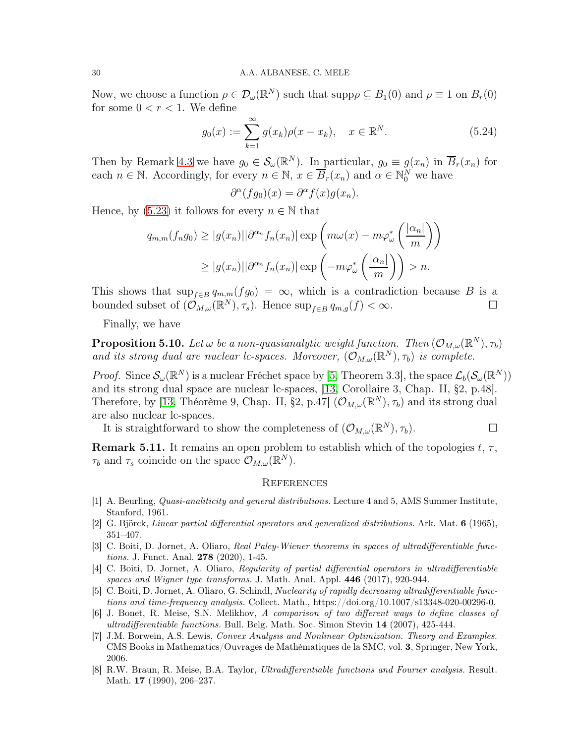Now, we choose a function $\rho \in \mathcal{D}_\omega(\mathbb{R}^N)$ such that supp$\rho \subseteq B_1(0)$ and $\rho \equiv 1$ on $B_r(0)$ for some $0 < r < 1$. We define

$$g_0(x) := \sum_{k=1}^{\infty} g(x_k)\rho(x - x_k), \quad x \in \mathbb{R}^N. \tag{5.24}$$

Then by Remark 4.3 we have $g_0 \in \mathcal{S}_\omega(\mathbb{R}^N)$. In particular, $g_0 \equiv g(x_n)$ in $\overline{B}_r(x_n)$ for each $n \in \mathbb{N}$. Accordingly, for every $n \in \mathbb{N}$, $x \in \overline{B}_r(x_n)$ and $\alpha \in \mathbb{N}_0^N$ we have

$$\partial^\alpha (fg_0)(x) = \partial^\alpha f(x) g(x_n).$$

Hence, by (5.23) it follows for every $n \in \mathbb{N}$ that

$$\begin{aligned} q_{m,m}(f_n g_0) &\geq |g(x_n)||\partial^{\alpha_n} f_n(x_n)| \exp\left(m\omega(x) - m\varphi^*_\omega\left(\frac{|\alpha_n|}{m}\right)\right) \\ &\geq |g(x_n)||\partial^{\alpha_n} f_n(x_n)| \exp\left(-m\varphi^*_\omega\left(\frac{|\alpha_n|}{m}\right)\right) > n. \end{aligned}$$

This shows that $\sup_{f\in B} q_{m,m}(fg_0) = \infty$, which is a contradiction because $B$ is a bounded subset of $(\mathcal{O}_{M,\omega}(\mathbb{R}^N), \tau_s)$. Hence $\sup_{f\in B} q_{m,g}(f) < \infty$. $\square$

Finally, we have

**Proposition 5.10.** *Let $\omega$ be a non-quasianalytic weight function. Then $(\mathcal{O}_{M,\omega}(\mathbb{R}^N), \tau_b)$ and its strong dual are nuclear lc-spaces. Moreover, $(\mathcal{O}_{M,\omega}(\mathbb{R}^N), \tau_b)$ is complete.*

*Proof.* Since $\mathcal{S}_\omega(\mathbb{R}^N)$ is a nuclear Fréchet space by [5, Theorem 3.3], the space $\mathcal{L}_b(\mathcal{S}_\omega(\mathbb{R}^N))$ and its strong dual space are nuclear lc-spaces, [13, Corollaire 3, Chap. II, §2, p.48]. Therefore, by [13, Théorème 9, Chap. II, §2, p.47] $(\mathcal{O}_{M,\omega}(\mathbb{R}^N), \tau_b)$ and its strong dual are also nuclear lc-spaces.

It is straightforward to show the completeness of $(\mathcal{O}_{M,\omega}(\mathbb{R}^N), \tau_b)$. $\square$

**Remark 5.11.** It remains an open problem to establish which of the topologies $t$, $\tau$, $\tau_b$ and $\tau_s$ coincide on the space $\mathcal{O}_{M,\omega}(\mathbb{R}^N)$.

## References

[1] A. Beurling, *Quasi-analiticity and general distributions.* Lecture 4 and 5, AMS Summer Institute, Stanford, 1961.

[2] G. Björck, *Linear partial differential operators and generalized distributions.* Ark. Mat. **6** (1965), 351–407.

[3] C. Boiti, D. Jornet, A. Oliaro, *Real Paley-Wiener theorems in spaces of ultradifferentiable functions.* J. Funct. Anal. **278** (2020), 1-45.

[4] C. Boiti, D. Jornet, A. Oliaro, *Regularity of partial differential operators in ultradifferentiable spaces and Wigner type transforms.* J. Math. Anal. Appl. **446** (2017), 920-944.

[5] C. Boiti, D. Jornet, A. Oliaro, G. Schindl, *Nuclearity of rapidly decreasing ultradifferentiable functions and time-frequency analysis.* Collect. Math., https://doi.org/10.1007/s13348-020-00296-0.

[6] J. Bonet, R. Meise, S.N. Melikhov, *A comparison of two different ways to define classes of ultradifferentiable functions.* Bull. Belg. Math. Soc. Simon Stevin **14** (2007), 425-444.

[7] J.M. Borwein, A.S. Lewis, *Convex Analysis and Nonlinear Optimization. Theory and Examples.* CMS Books in Mathematics/Ouvrages de Mathématiques de la SMC, vol. **3**, Springer, New York, 2006.

[8] R.W. Braun, R. Meise, B.A. Taylor, *Ultradifferentiable functions and Fourier analysis.* Result. Math. **17** (1990), 206–237.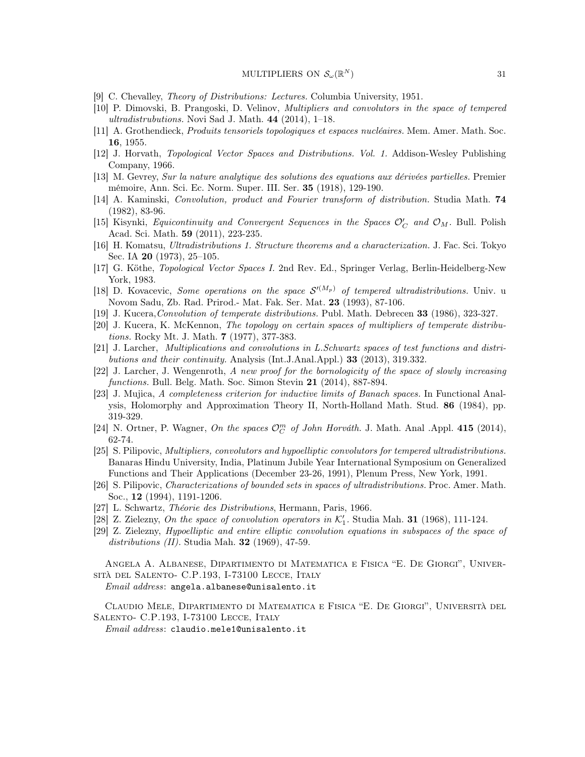[9] C. Chevalley, *Theory of Distributions: Lectures.* Columbia University, 1951.

[10] P. Dimovski, B. Prangoski, D. Velinov, *Multipliers and convolutors in the space of tempered ultradistrubutions.* Novi Sad J. Math. **44** (2014), 1–18.

[11] A. Grothendieck, *Produits tensoriels topologiques et espaces nucléaires.* Mem. Amer. Math. Soc. **16**, 1955.

[12] J. Horvath, *Topological Vector Spaces and Distributions. Vol. 1.* Addison-Wesley Publishing Company, 1966.

[13] M. Gevrey, *Sur la nature analytique des solutions des equations aux dérivées partielles.* Premier mémoire, Ann. Sci. Ec. Norm. Super. III. Ser. **35** (1918), 129-190.

[14] A. Kaminski, *Convolution, product and Fourier transform of distribution.* Studia Math. **74** (1982), 83-96.

[15] Kisynki, *Equicontinuity and Convergent Sequences in the Spaces $\mathcal{O}'_C$ and $\mathcal{O}_M$.* Bull. Polish Acad. Sci. Math. **59** (2011), 223-235.

[16] H. Komatsu, *Ultradistributions 1. Structure theorems and a characterization.* J. Fac. Sci. Tokyo Sec. IA **20** (1973), 25–105.

[17] G. Köthe, *Topological Vector Spaces I.* 2nd Rev. Ed., Springer Verlag, Berlin-Heidelberg-New York, 1983.

[18] D. Kovacevic, *Some operations on the space $\mathcal{S}'^{(M_p)}$ of tempered ultradistributions.* Univ. u Novom Sadu, Zb. Rad. Prirod.- Mat. Fak. Ser. Mat. **23** (1993), 87-106.

[19] J. Kucera,*Convolution of temperate distributions.* Publ. Math. Debrecen **33** (1986), 323-327.

[20] J. Kucera, K. McKennon, *The topology on certain spaces of multipliers of temperate distributions.* Rocky Mt. J. Math. **7** (1977), 377-383.

[21] J. Larcher, *Multiplications and convolutions in L.Schwartz spaces of test functions and distributions and their continuity.* Analysis (Int.J.Anal.Appl.) **33** (2013), 319.332.

[22] J. Larcher, J. Wengenroth, *A new proof for the bornologicity of the space of slowly increasing functions.* Bull. Belg. Math. Soc. Simon Stevin **21** (2014), 887-894.

[23] J. Mujica, *A completeness criterion for inductive limits of Banach spaces.* In Functional Analysis, Holomorphy and Approximation Theory II, North-Holland Math. Stud. **86** (1984), pp. 319-329.

[24] N. Ortner, P. Wagner, *On the spaces $\mathcal{O}^m_C$ of John Horváth.* J. Math. Anal .Appl. **415** (2014), 62-74.

[25] S. Pilipovic, *Multipliers, convolutors and hypoelliptic convolutors for tempered ultradistributions.* Banaras Hindu University, India, Platinum Jubile Year International Symposium on Generalized Functions and Their Applications (December 23-26, 1991), Plenum Press, New York, 1991.

[26] S. Pilipovic, *Characterizations of bounded sets in spaces of ultradistributions.* Proc. Amer. Math. Soc., **12** (1994), 1191-1206.

[27] L. Schwartz, *Théorie des Distributions*, Hermann, Paris, 1966.

[28] Z. Zielezny, *On the space of convolution operators in $\mathcal{K}'_1$.* Studia Mah. **31** (1968), 111-124.

[29] Z. Zielezny, *Hypoelliptic and entire elliptic convolution equations in subspaces of the space of distributions (II).* Studia Mah. **32** (1969), 47-59.

Angela A. Albanese, Dipartimento di Matematica e Fisica "E. De Giorgi", Università del Salento- C.P.193, I-73100 Lecce, Italy

*Email address*: angela.albanese@unisalento.it

Claudio Mele, Dipartimento di Matematica e Fisica "E. De Giorgi", Università del Salento- C.P.193, I-73100 Lecce, Italy

*Email address*: claudio.mele1@unisalento.it